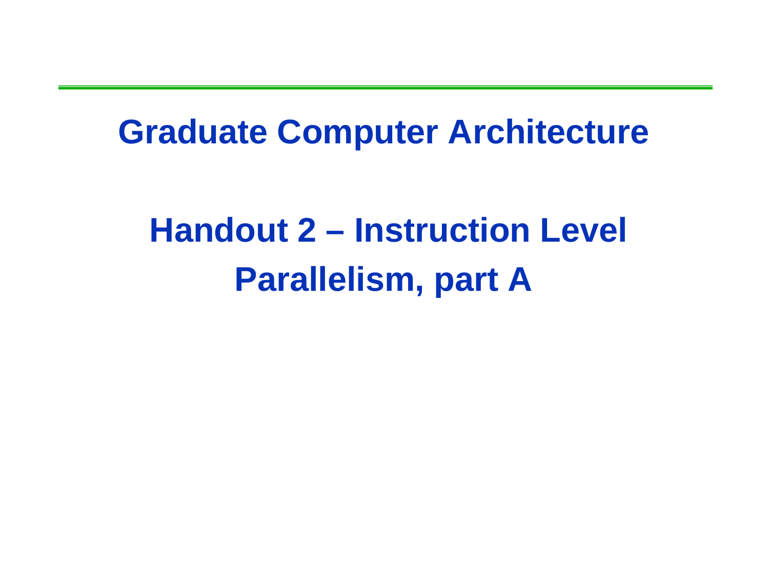# Graduate Computer Architecture

## Handout 2 – Instruction Level Parallelism, part A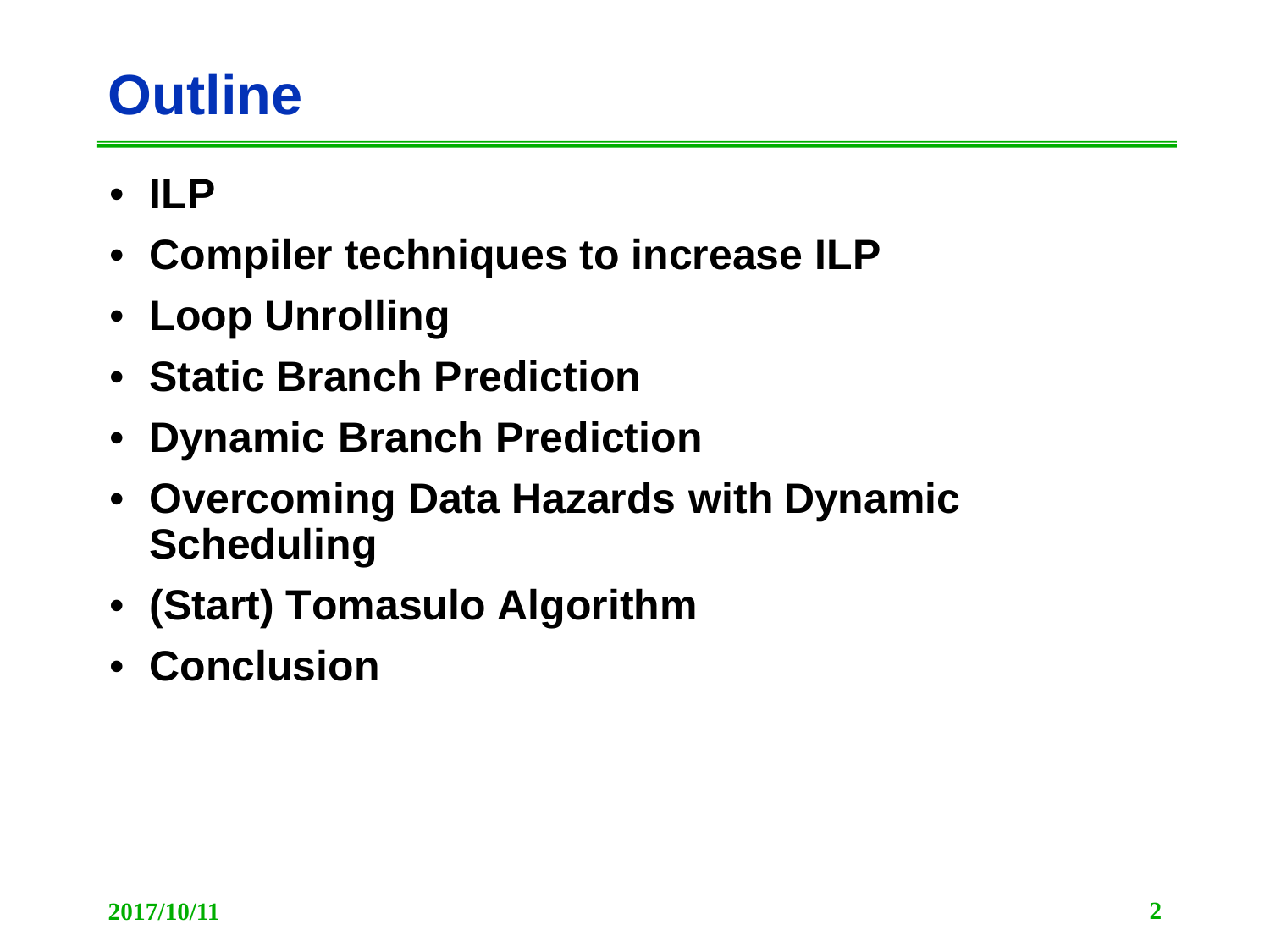# Outline

- ILP
- Compiler techniques to increase ILP
- Loop Unrolling
- Static Branch Prediction
- Dynamic Branch Prediction
- Overcoming Data Hazards with Dynamic Scheduling
- (Start) Tomasulo Algorithm
- Conclusion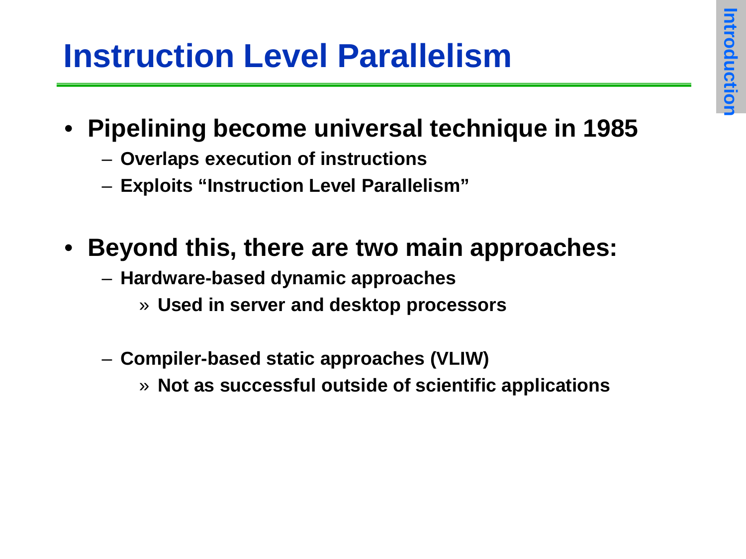# Instruction Level Parallelism

- **Pipelining become universal technique in 1985**
  - **Overlaps execution of instructions**
  - **Exploits "Instruction Level Parallelism"**

- **Beyond this, there are two main approaches:**
  - **Hardware-based dynamic approaches**
    - » **Used in server and desktop processors**
  - **Compiler-based static approaches (VLIW)**
    - » **Not as successful outside of scientific applications**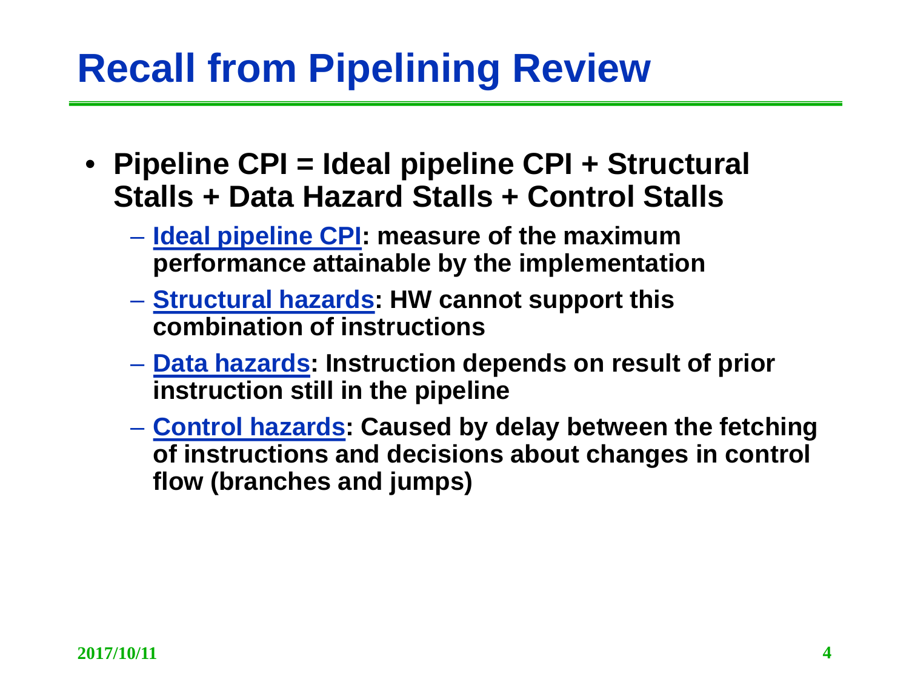# Recall from Pipelining Review

- **Pipeline CPI = Ideal pipeline CPI + Structural Stalls + Data Hazard Stalls + Control Stalls**
  - **Ideal pipeline CPI: measure of the maximum performance attainable by the implementation**
  - **Structural hazards: HW cannot support this combination of instructions**
  - **Data hazards: Instruction depends on result of prior instruction still in the pipeline**
  - **Control hazards: Caused by delay between the fetching of instructions and decisions about changes in control flow (branches and jumps)**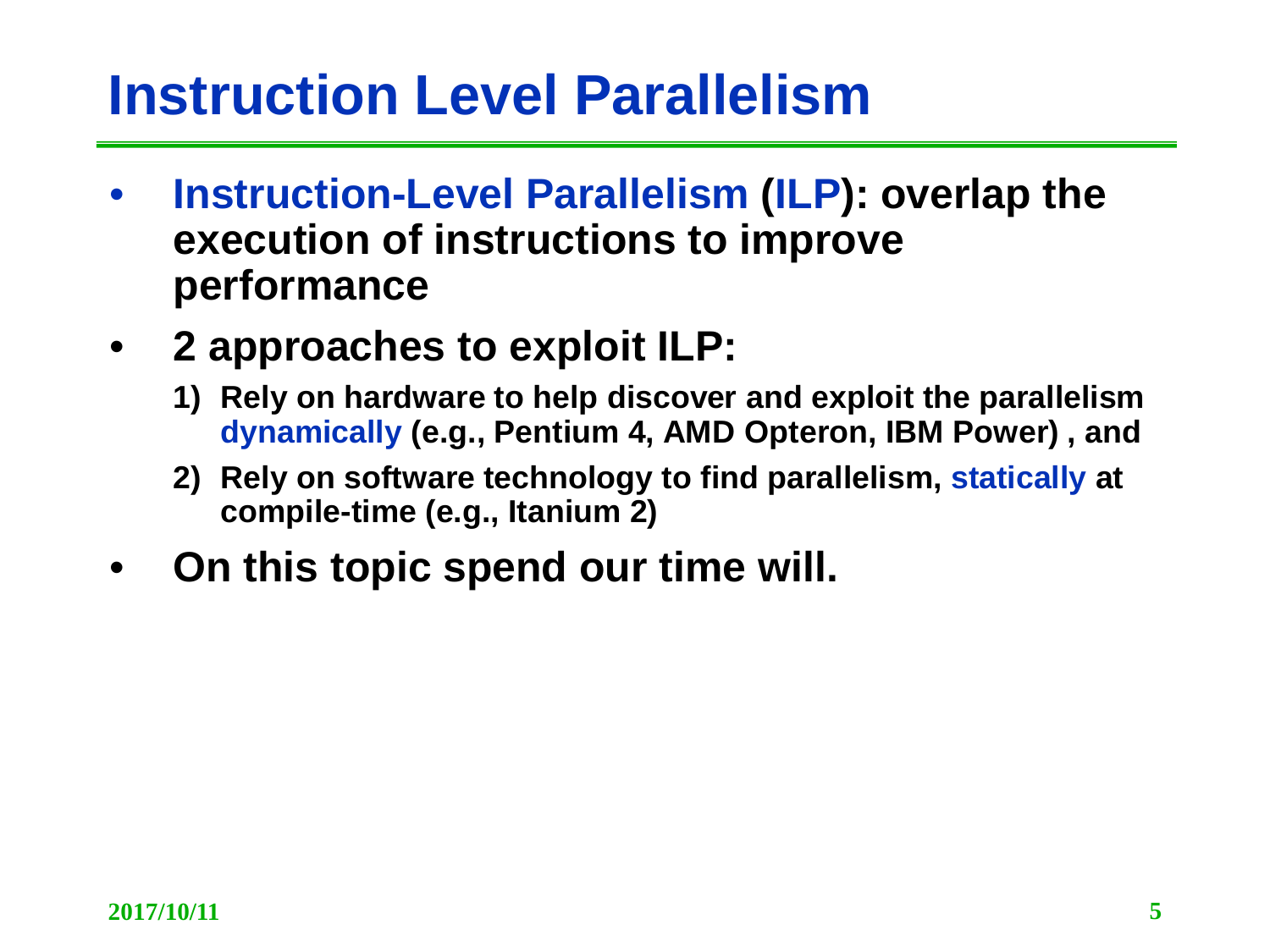# Instruction Level Parallelism

- **Instruction-Level Parallelism (ILP): overlap the execution of instructions to improve performance**
- **2 approaches to exploit ILP:**
  1) **Rely on hardware to help discover and exploit the parallelism dynamically (e.g., Pentium 4, AMD Opteron, IBM Power) , and**
  2) **Rely on software technology to find parallelism, statically at compile-time (e.g., Itanium 2)**
- **On this topic spend our time will.**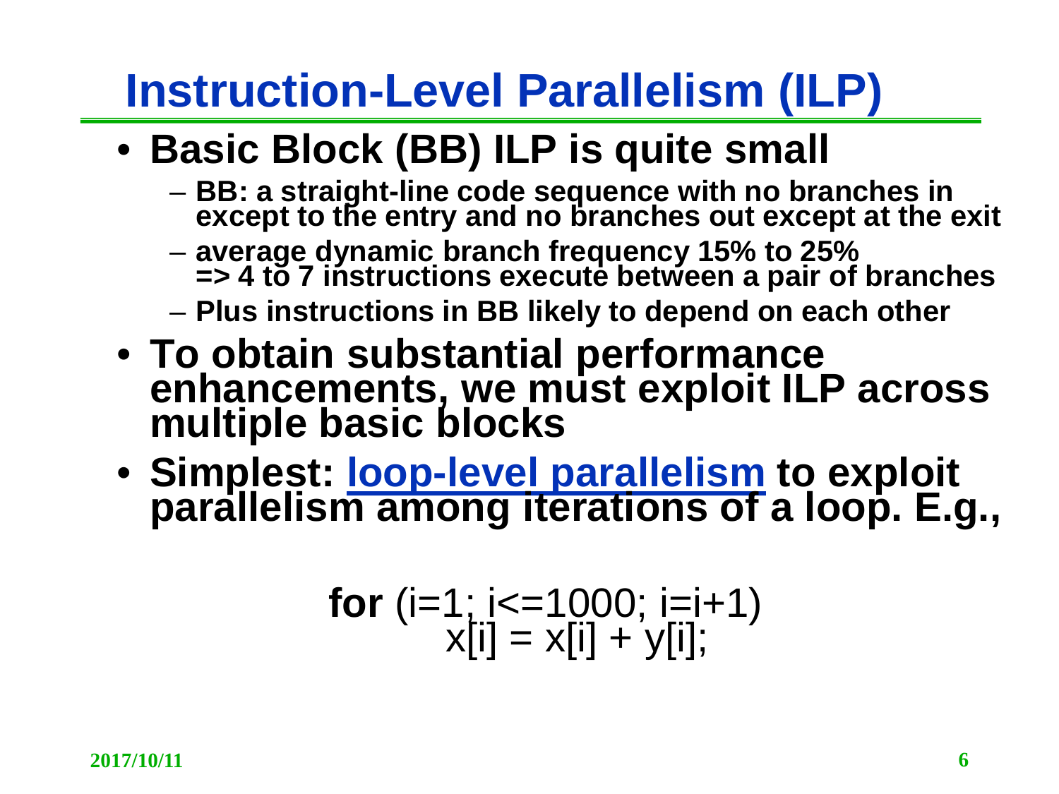# Instruction-Level Parallelism (ILP)

- **Basic Block (BB) ILP is quite small**
  - **BB: a straight-line code sequence with no branches in except to the entry and no branches out except at the exit**
  - **average dynamic branch frequency 15% to 25% => 4 to 7 instructions execute between a pair of branches**
  - **Plus instructions in BB likely to depend on each other**
- **To obtain substantial performance enhancements, we must exploit ILP across multiple basic blocks**
- **Simplest: loop-level parallelism to exploit parallelism among iterations of a loop. E.g.,**

```
for (i=1; i<=1000; i=i+1)
    x[i] = x[i] + y[i];
```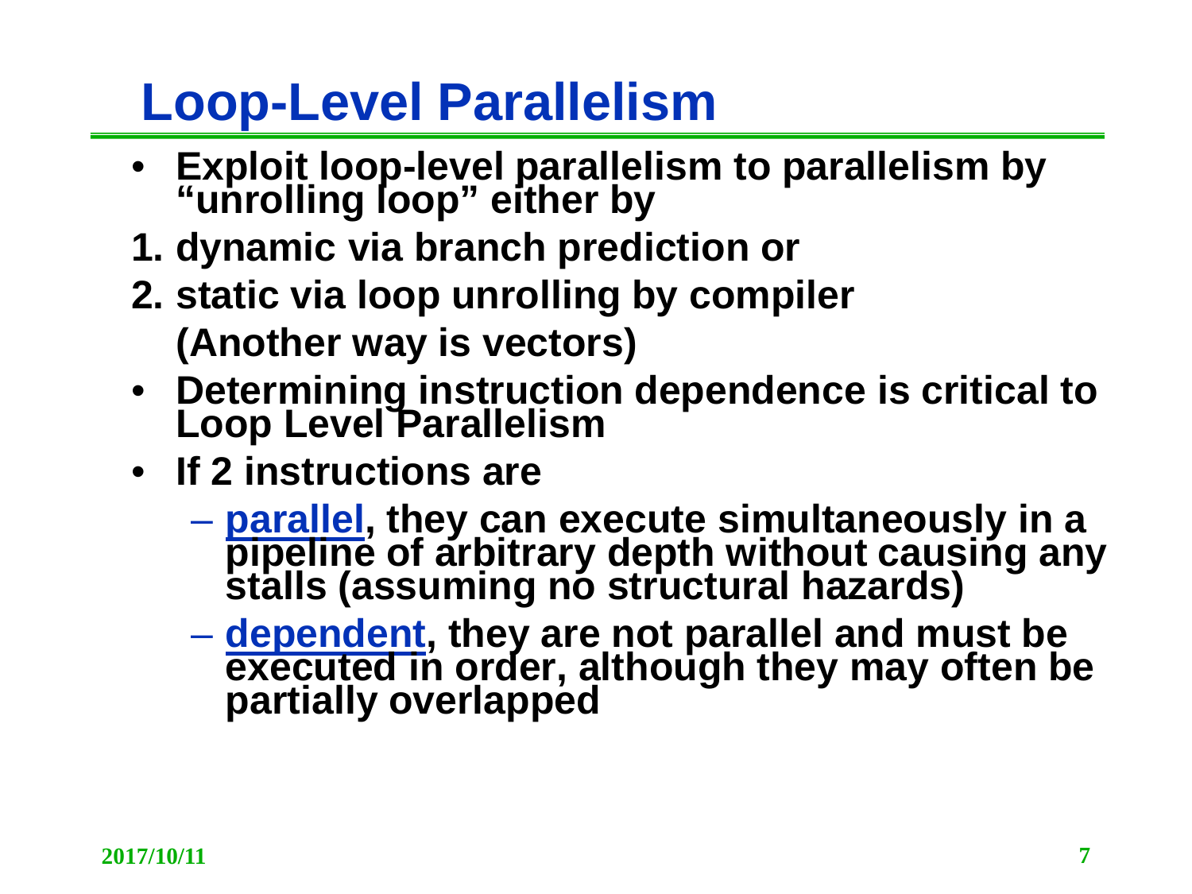# Loop-Level Parallelism

- **Exploit loop-level parallelism to parallelism by "unrolling loop" either by**

**1. dynamic via branch prediction or**

**2. static via loop unrolling by compiler**

**(Another way is vectors)**

- **Determining instruction dependence is critical to Loop Level Parallelism**
- **If 2 instructions are**
  - **<u>parallel</u>, they can execute simultaneously in a pipeline of arbitrary depth without causing any stalls (assuming no structural hazards)**
  - **<u>dependent</u>, they are not parallel and must be executed in order, although they may often be partially overlapped**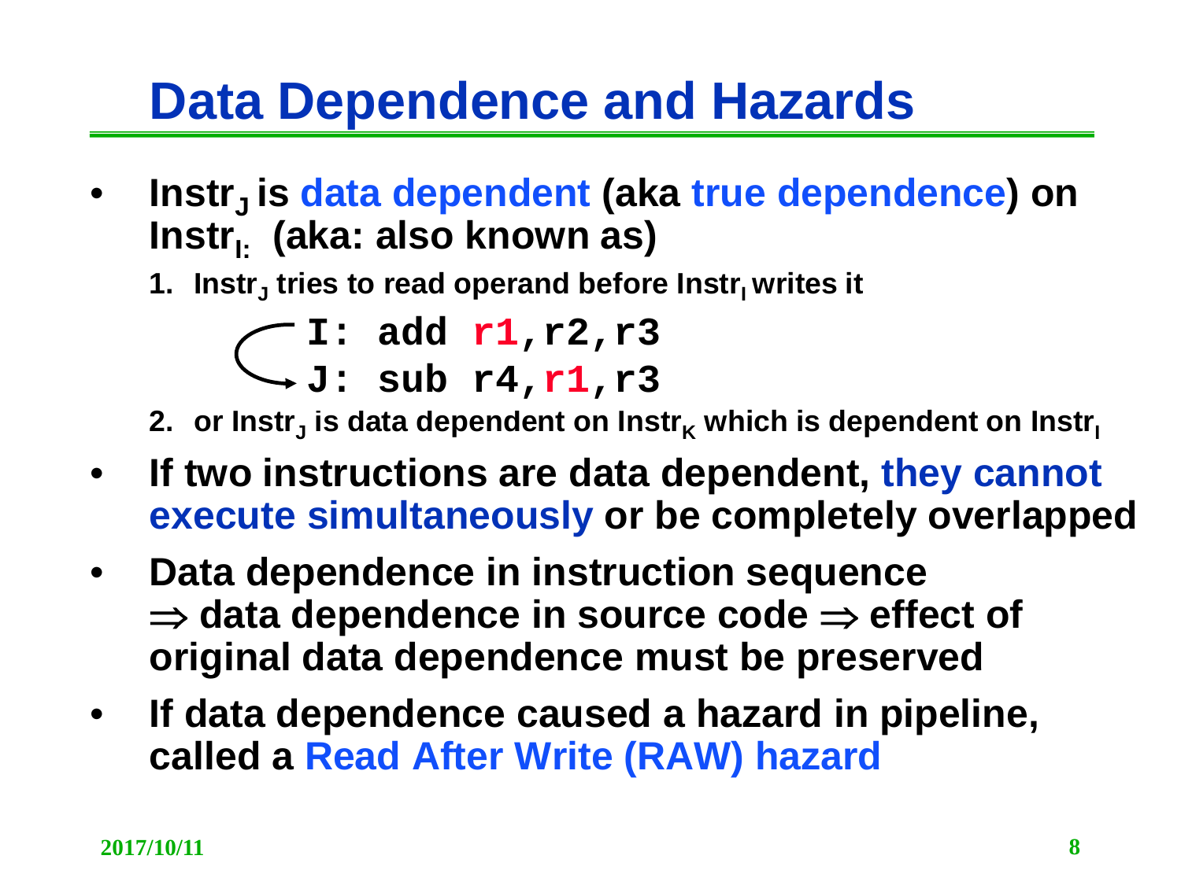# Data Dependence and Hazards

- **$Instr_J$ is data dependent (aka true dependence) on $Instr_I$: (aka: also known as)**
  1. **$Instr_J$ tries to read operand before $Instr_I$ writes it**

```
I: add r1,r2,r3
J: sub r4,r1,r3
```

  2. **or $Instr_J$ is data dependent on $Instr_K$ which is dependent on $Instr_I$**

- **If two instructions are data dependent, they cannot execute simultaneously or be completely overlapped**
- **Data dependence in instruction sequence $\Rightarrow$ data dependence in source code $\Rightarrow$ effect of original data dependence must be preserved**
- **If data dependence caused a hazard in pipeline, called a Read After Write (RAW) hazard**

2017/10/11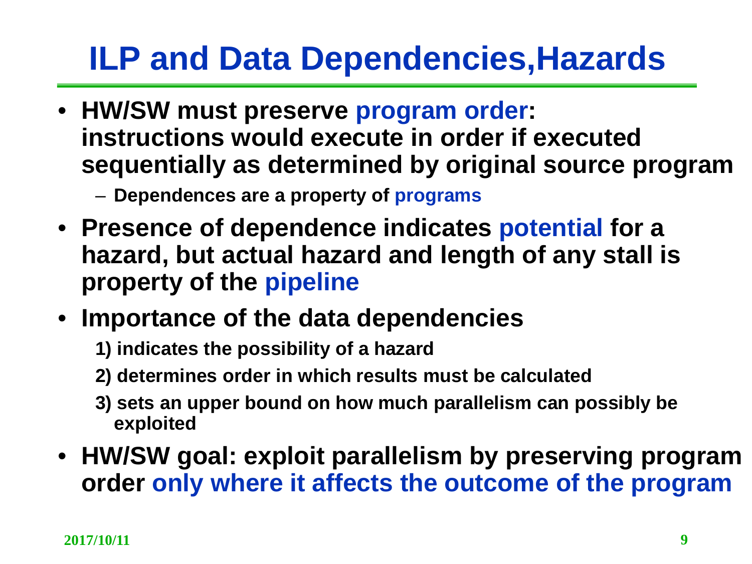# ILP and Data Dependencies,Hazards

- **HW/SW must preserve program order: instructions would execute in order if executed sequentially as determined by original source program**
  - **Dependences are a property of programs**
- **Presence of dependence indicates potential for a hazard, but actual hazard and length of any stall is property of the pipeline**
- **Importance of the data dependencies**
  - **1) indicates the possibility of a hazard**
  - **2) determines order in which results must be calculated**
  - **3) sets an upper bound on how much parallelism can possibly be exploited**
- **HW/SW goal: exploit parallelism by preserving program order only where it affects the outcome of the program**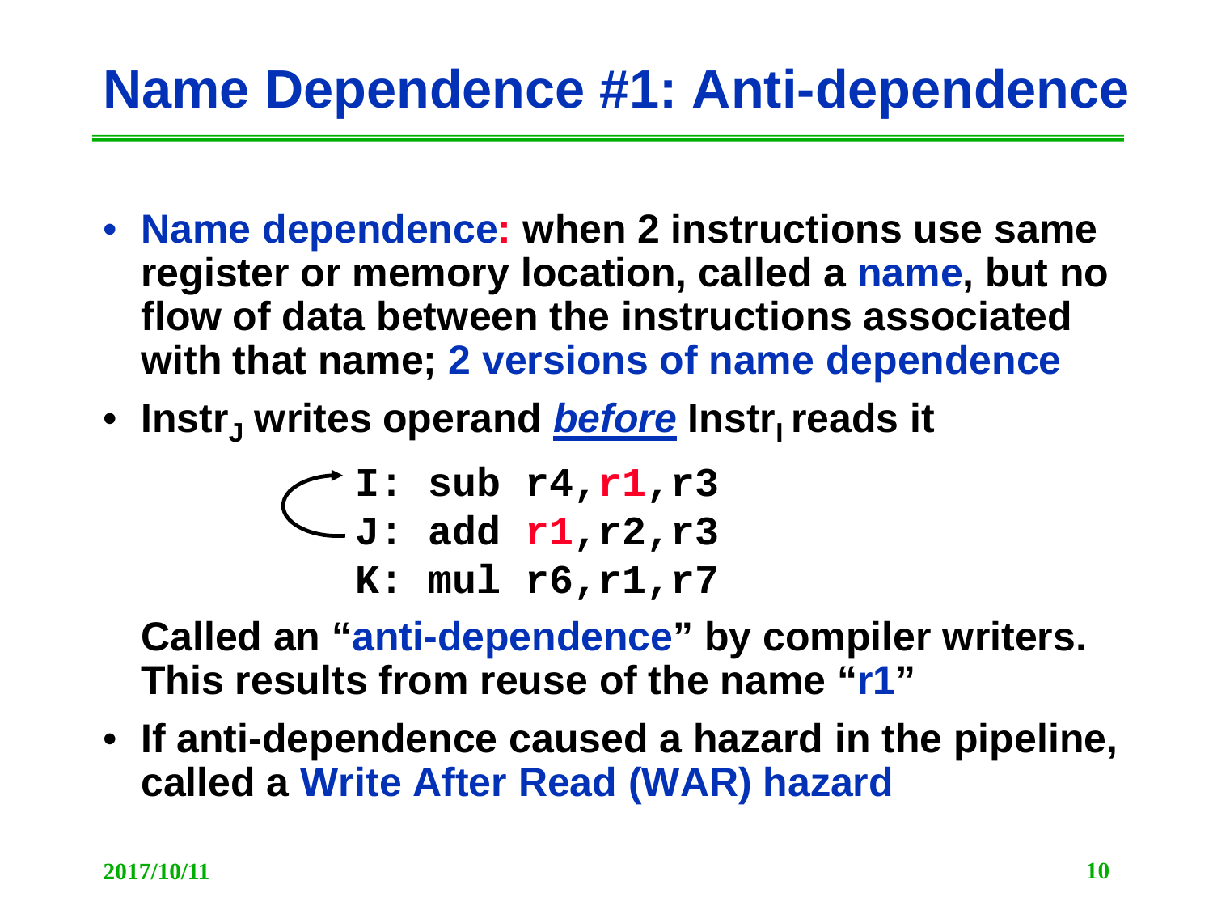# Name Dependence #1: Anti-dependence

- **Name dependence: when 2 instructions use same register or memory location, called a name, but no flow of data between the instructions associated with that name; 2 versions of name dependence**
- **$\text{Instr}_J$ writes operand *before* $\text{Instr}_I$ reads it**

```
I: sub r4,r1,r3
J: add r1,r2,r3
K: mul r6,r1,r7
```

**Called an "anti-dependence" by compiler writers. This results from reuse of the name "r1"**

- **If anti-dependence caused a hazard in the pipeline, called a Write After Read (WAR) hazard**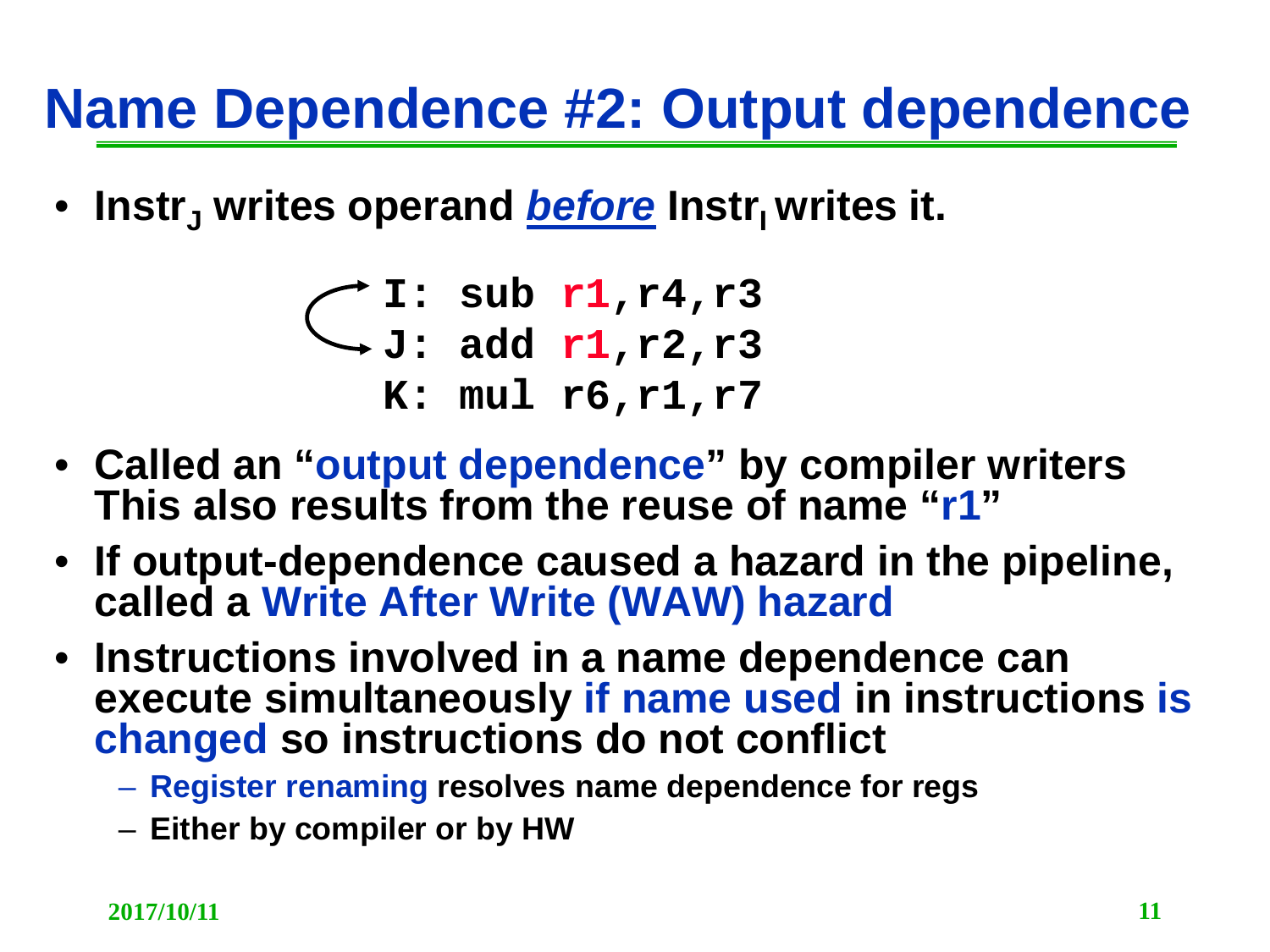# Name Dependence #2: Output dependence

- Instr$_J$ writes operand ***before*** Instr$_I$ writes it.

```
I: sub r1,r4,r3
J: add r1,r2,r3
K: mul r6,r1,r7
```

- Called an "output dependence" by compiler writers This also results from the reuse of name "r1"
- If output-dependence caused a hazard in the pipeline, called a Write After Write (WAW) hazard
- Instructions involved in a name dependence can execute simultaneously if name used in instructions is changed so instructions do not conflict
  - Register renaming resolves name dependence for regs
  - Either by compiler or by HW

2017/10/11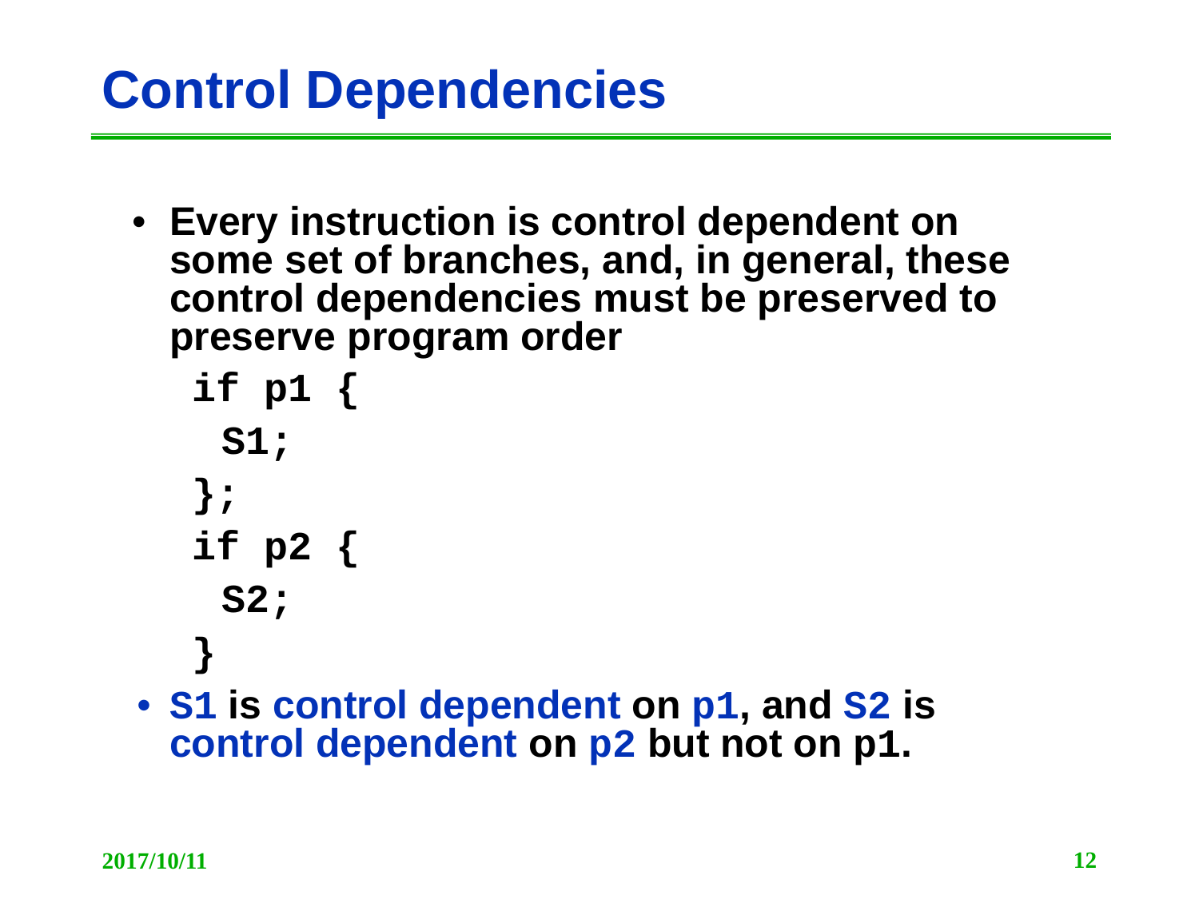# Control Dependencies

- **Every instruction is control dependent on some set of branches, and, in general, these control dependencies must be preserved to preserve program order**

```
if p1 {
  S1;
};
if p2 {
  S2;
}
```

- **S1 is control dependent on p1, and S2 is control dependent on p2 but not on p1.**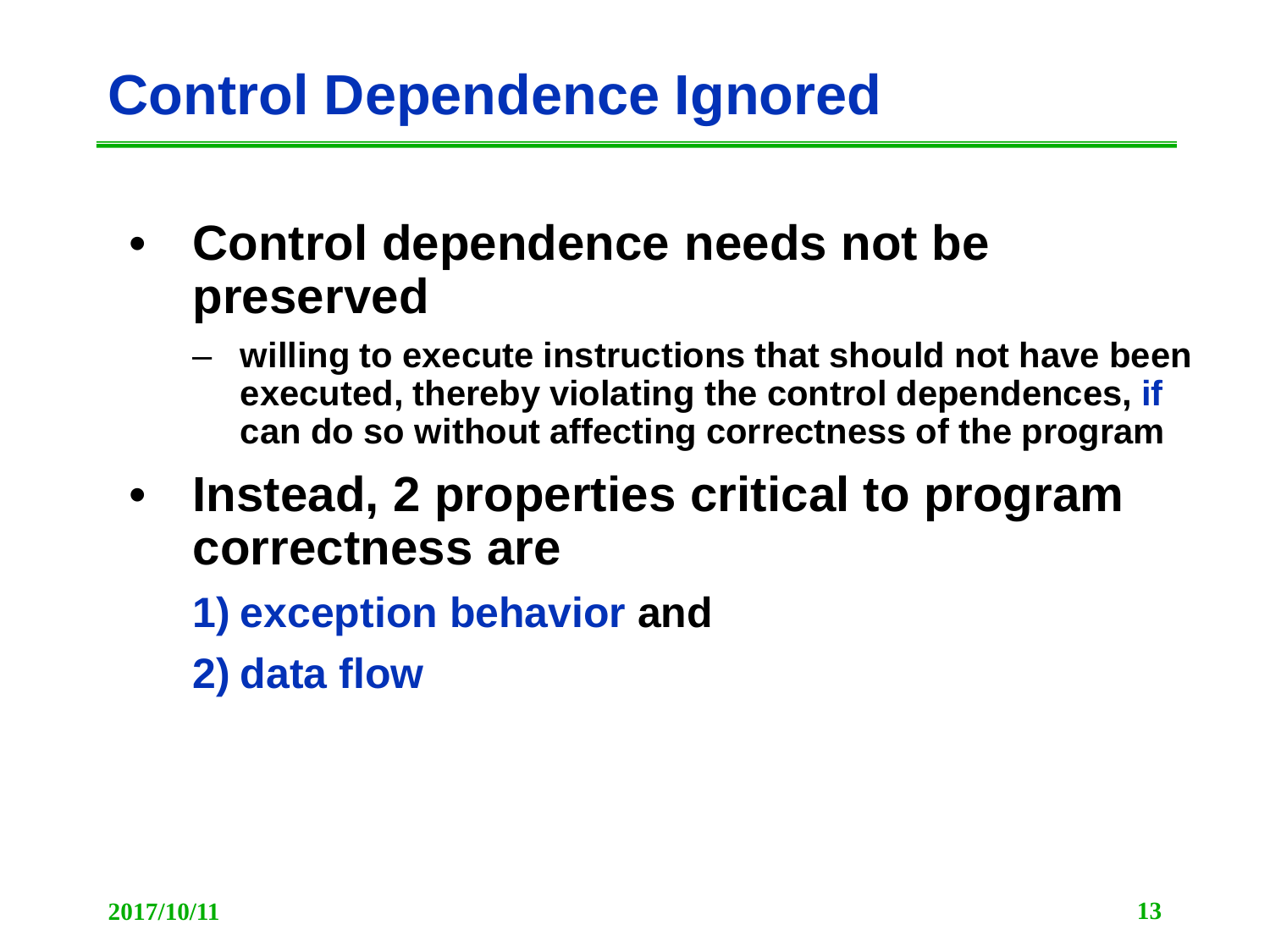# Control Dependence Ignored

- **Control dependence needs not be preserved**
  - **willing to execute instructions that should not have been executed, thereby violating the control dependences, if can do so without affecting correctness of the program**
- **Instead, 2 properties critical to program correctness are**

  **1) exception behavior and**

  **2) data flow**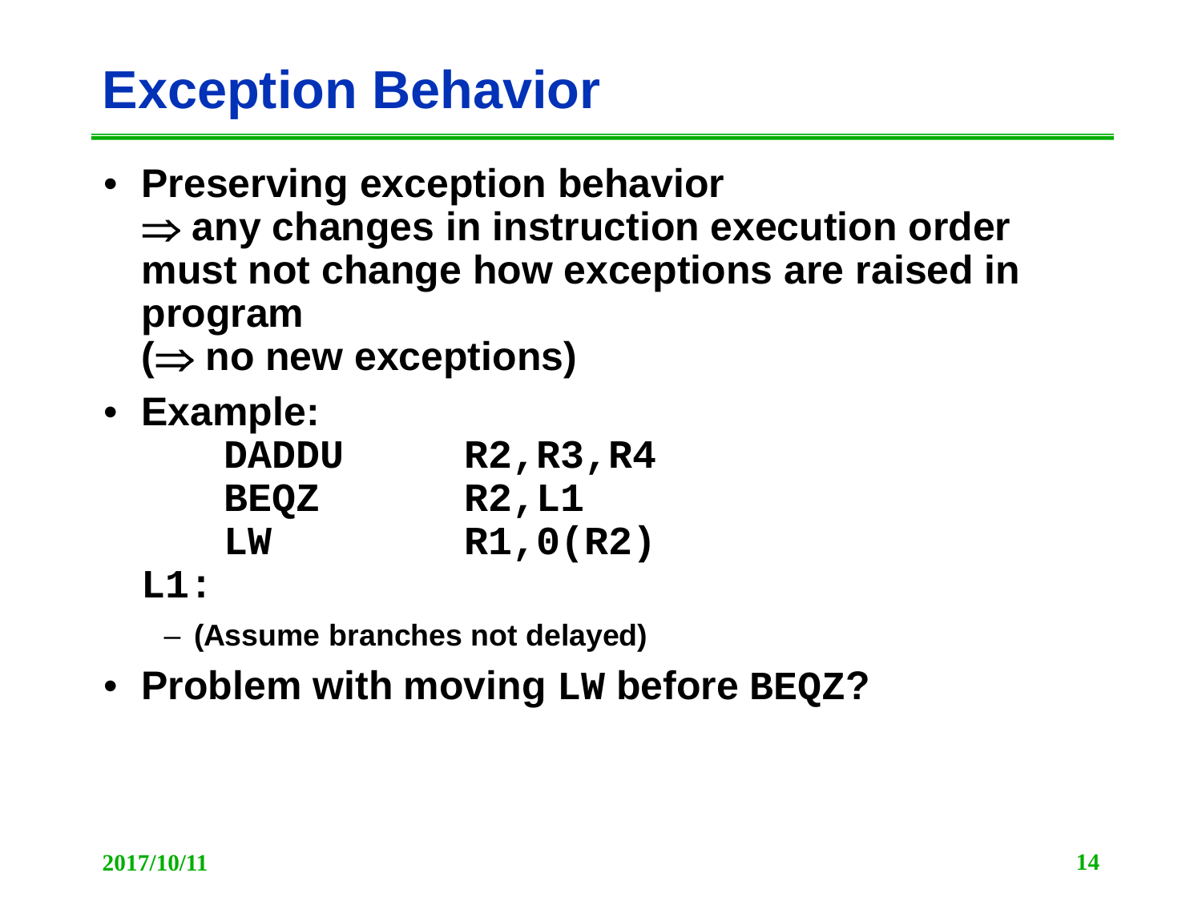# Exception Behavior

- **Preserving exception behavior**
  **⇒ any changes in instruction execution order must not change how exceptions are raised in program**
  **(⇒ no new exceptions)**
- **Example:**

```
    DADDU   R2,R3,R4
    BEQZ    R2,L1
    LW      R1,0(R2)
L1:
```

  - **(Assume branches not delayed)**
- **Problem with moving `LW` before `BEQZ`?**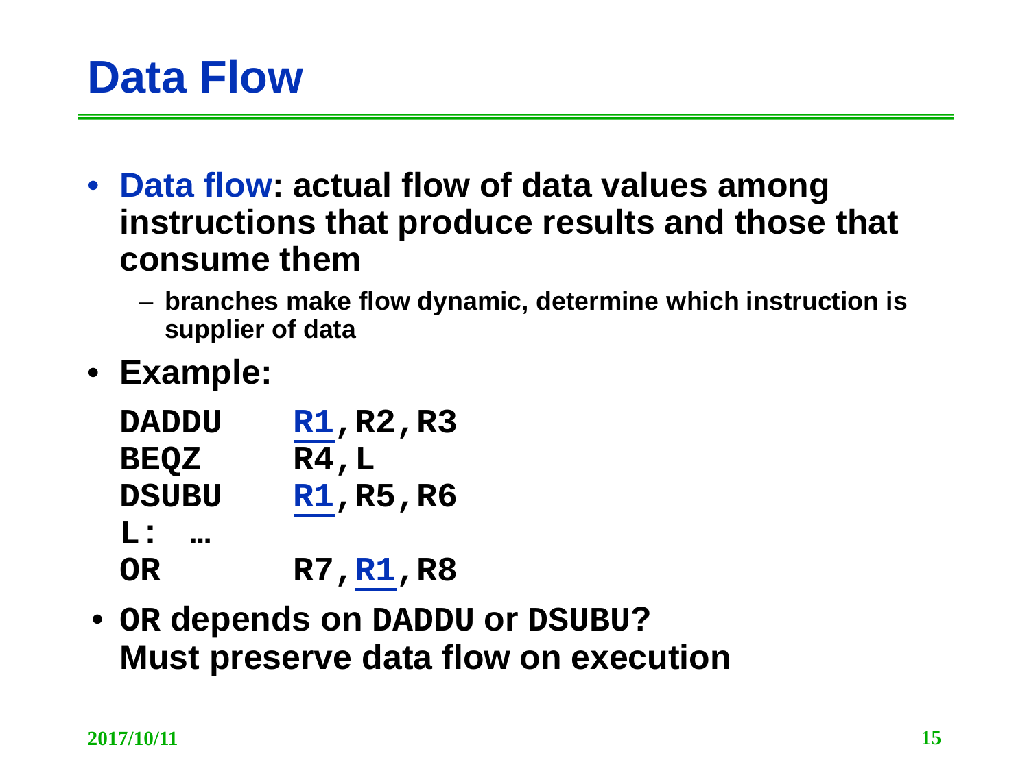# Data Flow

- **Data flow: actual flow of data values among instructions that produce results and those that consume them**
  - **branches make flow dynamic, determine which instruction is supplier of data**
- **Example:**

```
DADDU   R1,R2,R3
BEQZ    R4,L
DSUBU   R1,R5,R6
L: …
OR      R7,R1,R8
```

- **`OR` depends on `DADDU` or `DSUBU`? Must preserve data flow on execution**

2017/10/11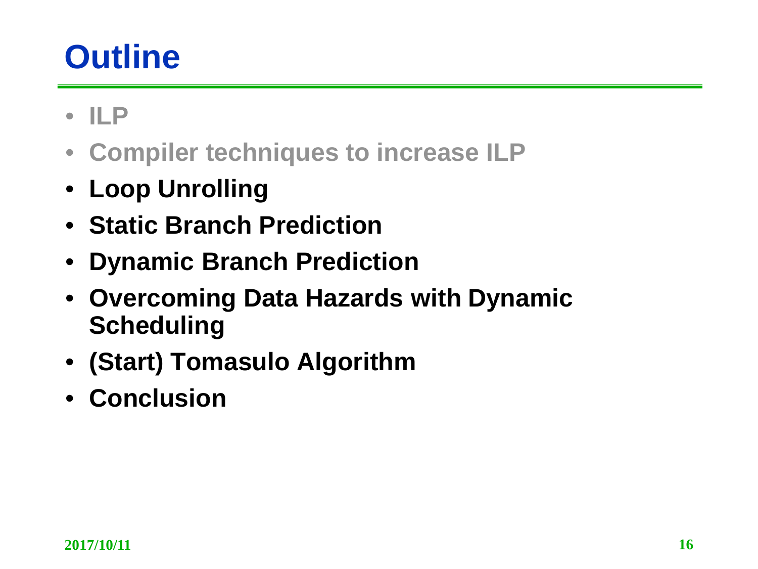# Outline

- ILP
- Compiler techniques to increase ILP
- **Loop Unrolling**
- **Static Branch Prediction**
- **Dynamic Branch Prediction**
- **Overcoming Data Hazards with Dynamic Scheduling**
- **(Start) Tomasulo Algorithm**
- **Conclusion**

2017/10/11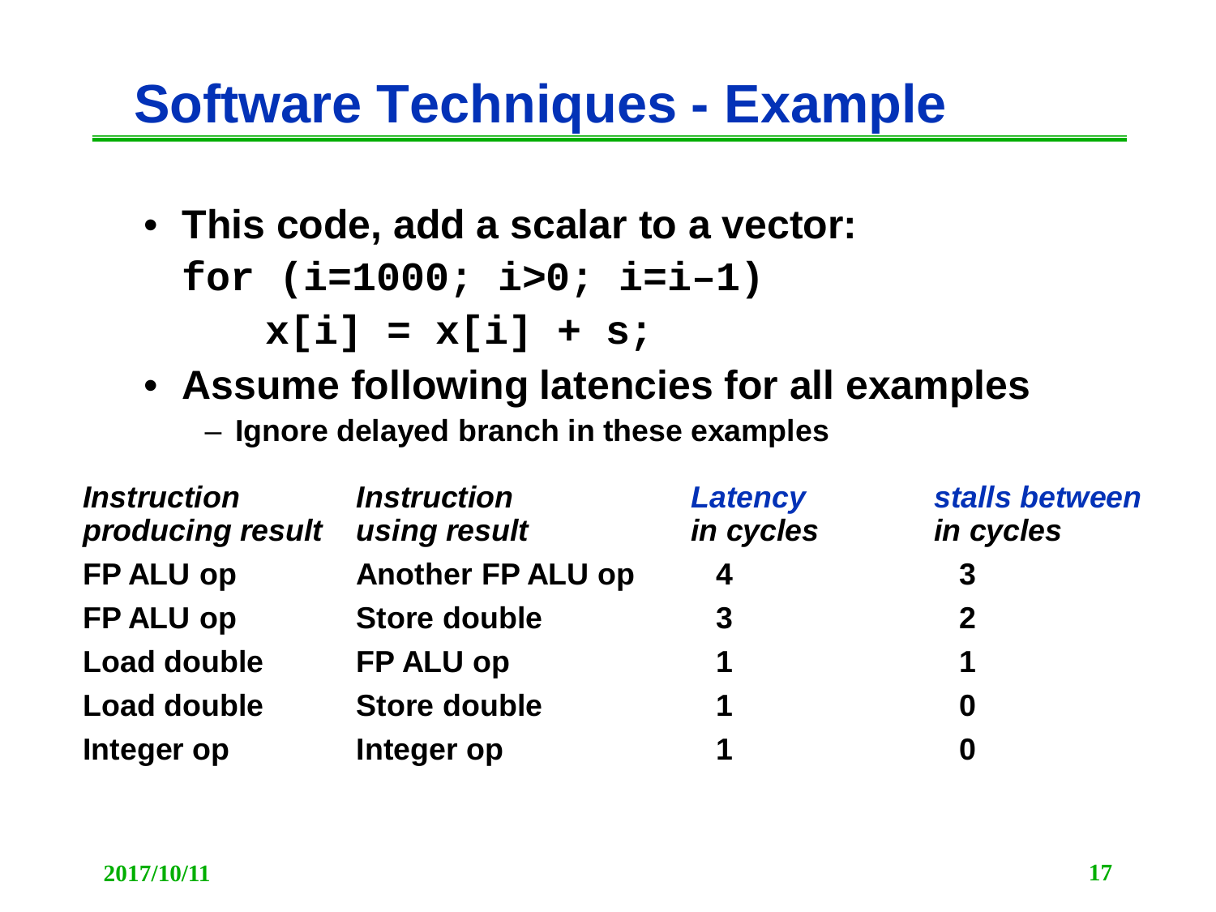# Software Techniques - Example

- **This code, add a scalar to a vector:**

```
for (i=1000; i>0; i=i–1)
    x[i] = x[i] + s;
```

- **Assume following latencies for all examples**
  - **Ignore delayed branch in these examples**

| *Instruction producing result* | *Instruction using result* | *Latency in cycles* | *stalls between in cycles* |
|---|---|---|---|
| **FP ALU op** | **Another FP ALU op** | **4** | **3** |
| **FP ALU op** | **Store double** | **3** | **2** |
| **Load double** | **FP ALU op** | **1** | **1** |
| **Load double** | **Store double** | **1** | **0** |
| **Integer op** | **Integer op** | **1** | **0** |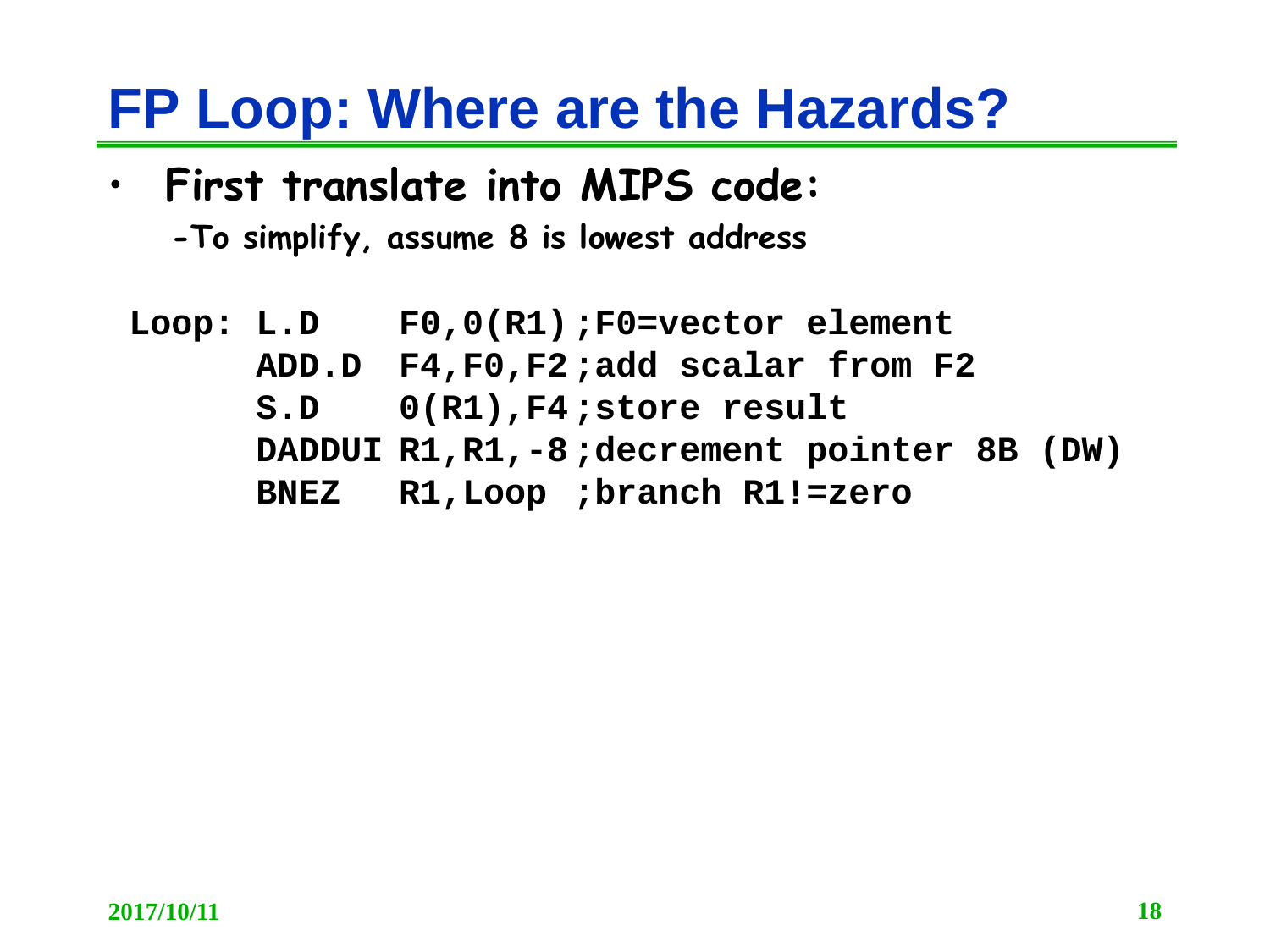# FP Loop: Where are the Hazards?

- **First translate into MIPS code:**
  - **-To simplify, assume 8 is lowest address**

```
Loop: L.D    F0,0(R1) ;F0=vector element
      ADD.D  F4,F0,F2 ;add scalar from F2
      S.D    0(R1),F4 ;store result
      DADDUI R1,R1,-8 ;decrement pointer 8B (DW)
      BNEZ   R1,Loop  ;branch R1!=zero
```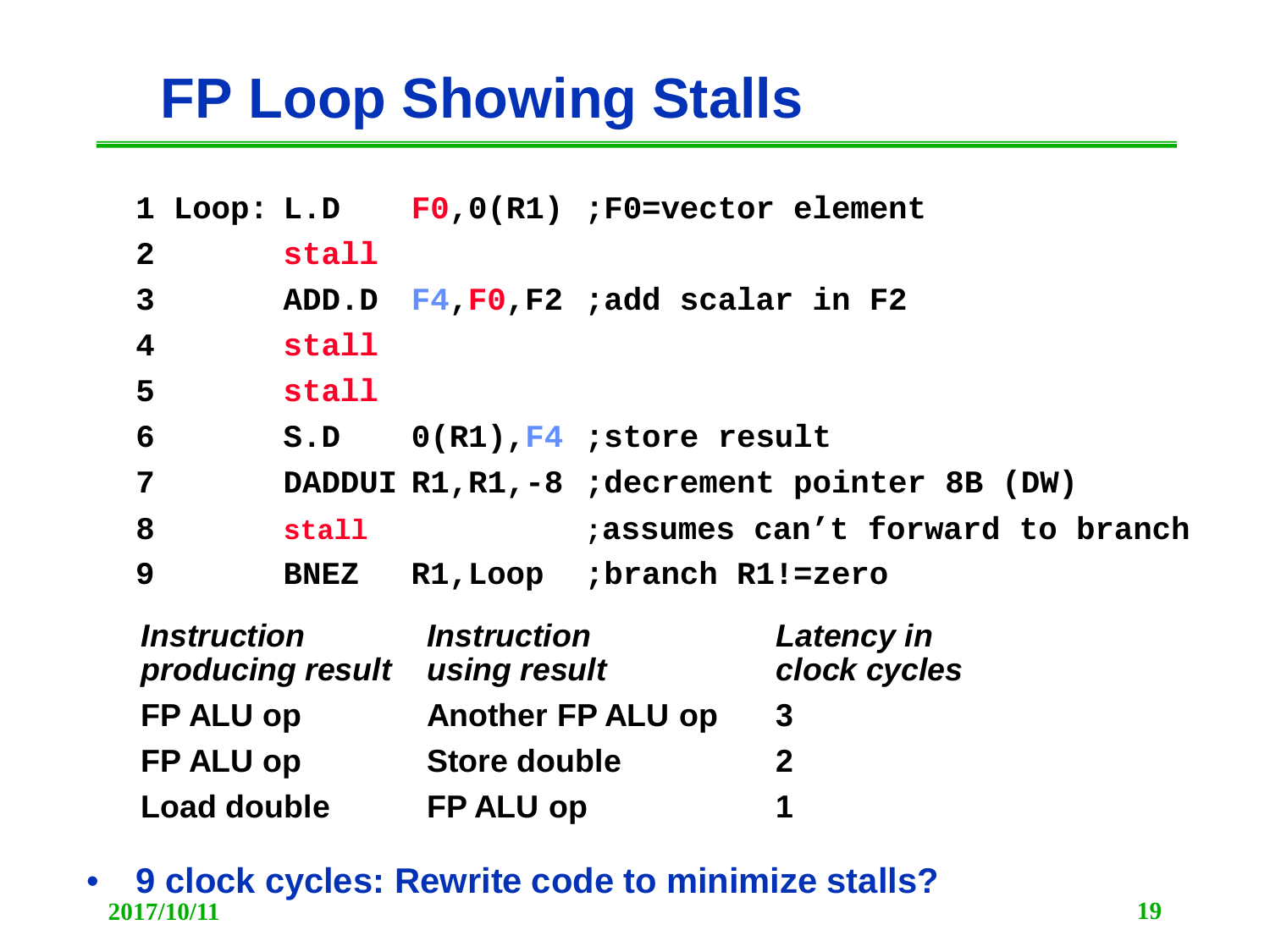# FP Loop Showing Stalls

```
1 Loop: L.D    F0,0(R1) ;F0=vector element
2       stall
3       ADD.D  F4,F0,F2 ;add scalar in F2
4       stall
5       stall
6       S.D    0(R1),F4 ;store result
7       DADDUI R1,R1,-8 ;decrement pointer 8B (DW)
8       stall           ;assumes can't forward to branch
9       BNEZ   R1,Loop  ;branch R1!=zero
```

| *Instruction producing result* | *Instruction using result* | *Latency in clock cycles* |
|---|---|---|
| **FP ALU op** | **Another FP ALU op** | **3** |
| **FP ALU op** | **Store double** | **2** |
| **Load double** | **FP ALU op** | **1** |

- **9 clock cycles: Rewrite code to minimize stalls?**

**2017/10/11**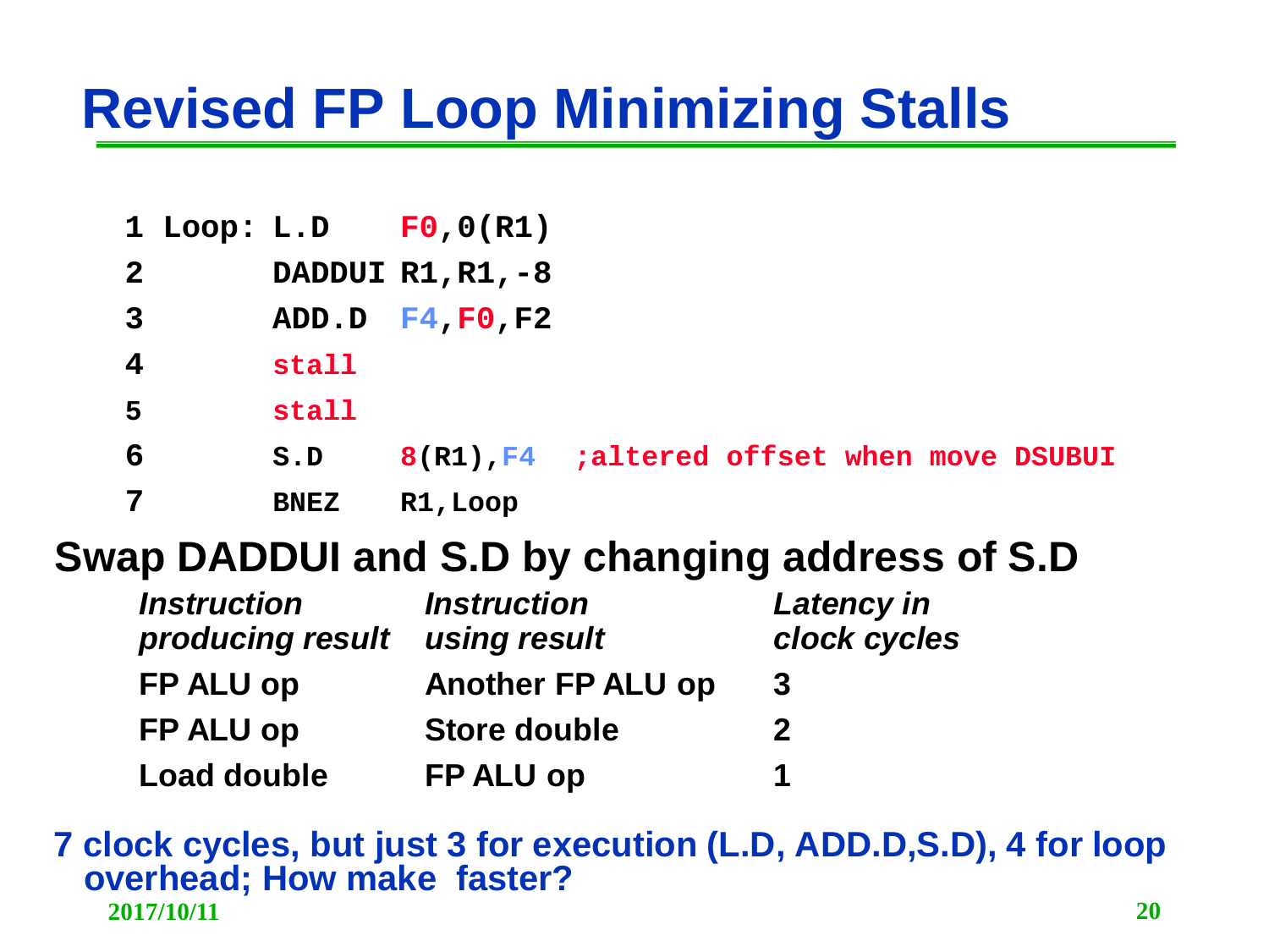# Revised FP Loop Minimizing Stalls

```
1 Loop: L.D    F0,0(R1)
2       DADDUI R1,R1,-8
3       ADD.D  F4,F0,F2
4       stall
5       stall
6       S.D    8(R1),F4  ;altered offset when move DSUBUI
7       BNEZ   R1,Loop
```

**Swap DADDUI and S.D by changing address of S.D**

| *Instruction producing result* | *Instruction using result* | *Latency in clock cycles* |
|---|---|---|
| **FP ALU op** | **Another FP ALU op** | **3** |
| **FP ALU op** | **Store double** | **2** |
| **Load double** | **FP ALU op** | **1** |

**7 clock cycles, but just 3 for execution (L.D, ADD.D,S.D), 4 for loop overhead; How make faster?**

2017/10/11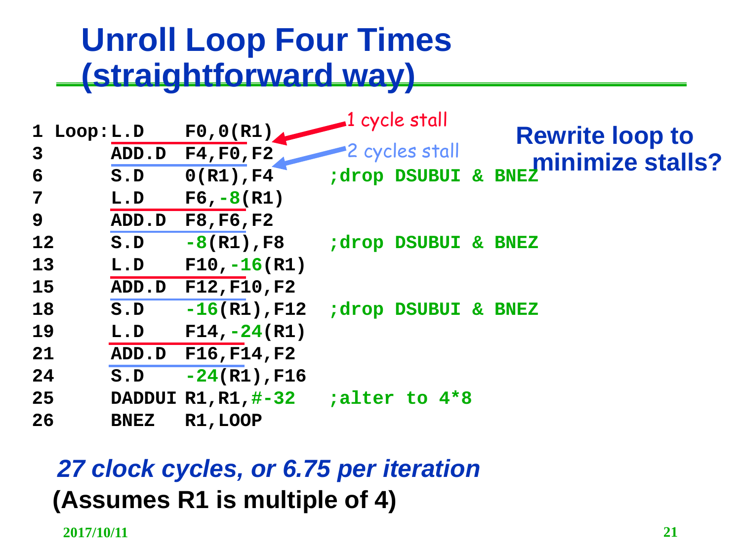# Unroll Loop Four Times (straightforward way)

```
1  Loop:L.D    F0,0(R1)      
3       ADD.D  F4,F0,F2      
6       S.D    0(R1),F4      ;drop DSUBUI & BNEZ
7       L.D    F6,-8(R1)
9       ADD.D  F8,F6,F2
12      S.D    -8(R1),F8     ;drop DSUBUI & BNEZ
13      L.D    F10,-16(R1)
15      ADD.D  F12,F10,F2
18      S.D    -16(R1),F12   ;drop DSUBUI & BNEZ
19      L.D    F14,-24(R1)
21      ADD.D  F16,F14,F2
24      S.D    -24(R1),F16
25      DADDUI R1,R1,#-32    ;alter to 4*8
26      BNEZ   R1,LOOP
```

1 cycle stall

2 cycles stall

**Rewrite loop to minimize stalls?**

***27 clock cycles, or 6.75 per iteration***

**(Assumes R1 is multiple of 4)**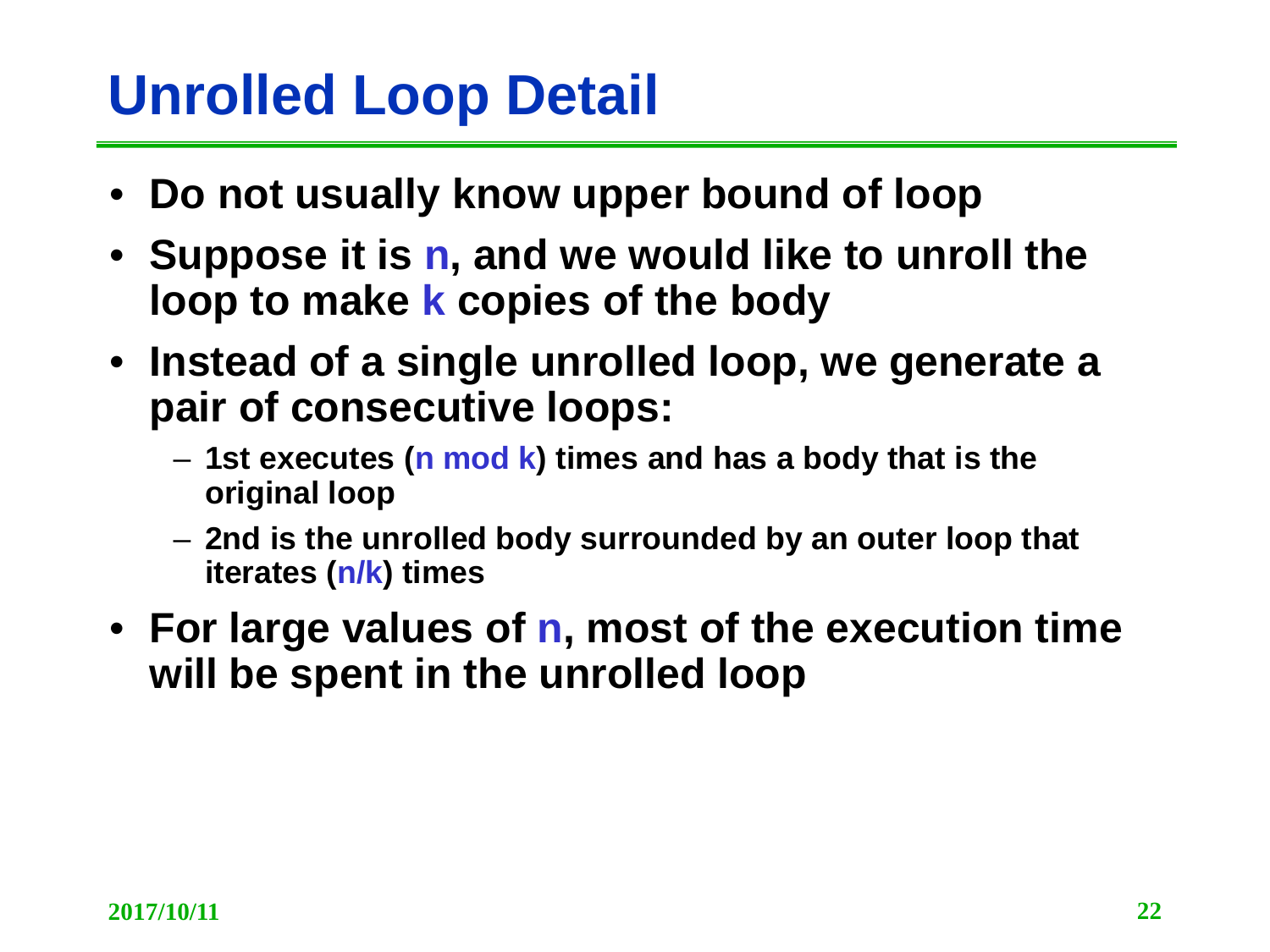# Unrolled Loop Detail

- **Do not usually know upper bound of loop**
- **Suppose it is n, and we would like to unroll the loop to make k copies of the body**
- **Instead of a single unrolled loop, we generate a pair of consecutive loops:**
  - **1st executes (n mod k) times and has a body that is the original loop**
  - **2nd is the unrolled body surrounded by an outer loop that iterates (n/k) times**
- **For large values of n, most of the execution time will be spent in the unrolled loop**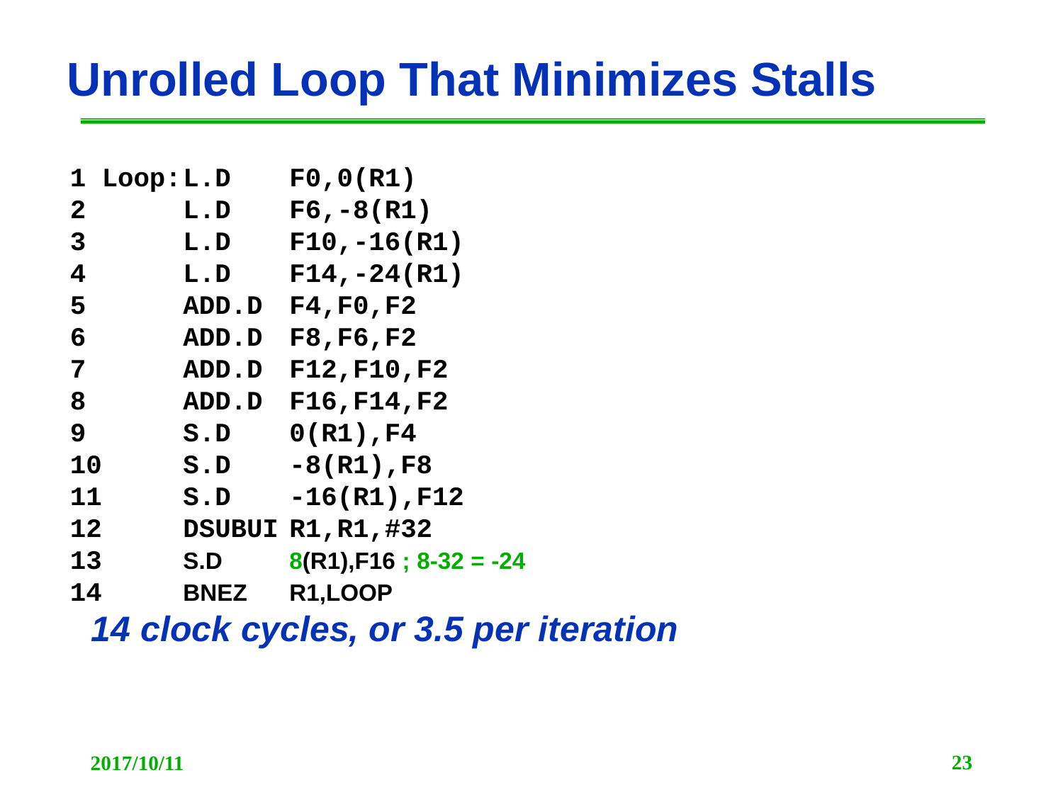# Unrolled Loop That Minimizes Stalls

```
1  Loop:L.D    F0,0(R1)
2       L.D    F6,-8(R1)
3       L.D    F10,-16(R1)
4       L.D    F14,-24(R1)
5       ADD.D  F4,F0,F2
6       ADD.D  F8,F6,F2
7       ADD.D  F12,F10,F2
8       ADD.D  F16,F14,F2
9       S.D    0(R1),F4
10      S.D    -8(R1),F8
11      S.D    -16(R1),F12
12      DSUBUI R1,R1,#32
13      S.D    8(R1),F16 ; 8-32 = -24
14      BNEZ   R1,LOOP
```

***14 clock cycles, or 3.5 per iteration***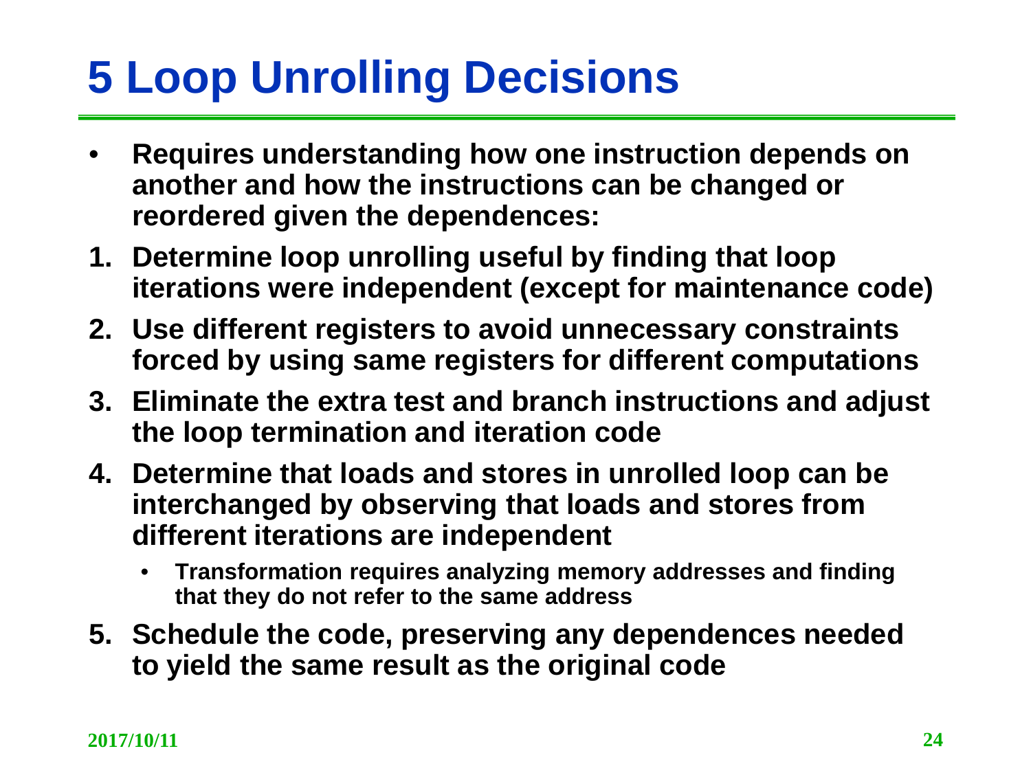# 5 Loop Unrolling Decisions

- **Requires understanding how one instruction depends on another and how the instructions can be changed or reordered given the dependences:**

1. **Determine loop unrolling useful by finding that loop iterations were independent (except for maintenance code)**
2. **Use different registers to avoid unnecessary constraints forced by using same registers for different computations**
3. **Eliminate the extra test and branch instructions and adjust the loop termination and iteration code**
4. **Determine that loads and stores in unrolled loop can be interchanged by observing that loads and stores from different iterations are independent**
   - **Transformation requires analyzing memory addresses and finding that they do not refer to the same address**
5. **Schedule the code, preserving any dependences needed to yield the same result as the original code**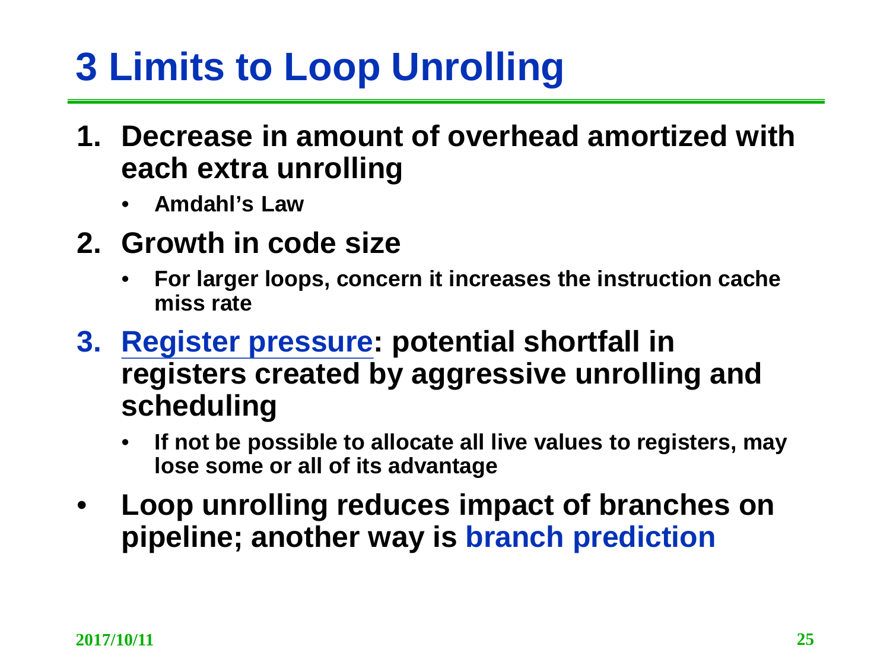# 3 Limits to Loop Unrolling

1. **Decrease in amount of overhead amortized with each extra unrolling**
   - **Amdahl's Law**
2. **Growth in code size**
   - **For larger loops, concern it increases the instruction cache miss rate**
3. **Register pressure: potential shortfall in registers created by aggressive unrolling and scheduling**
   - **If not be possible to allocate all live values to registers, may lose some or all of its advantage**

- **Loop unrolling reduces impact of branches on pipeline; another way is branch prediction**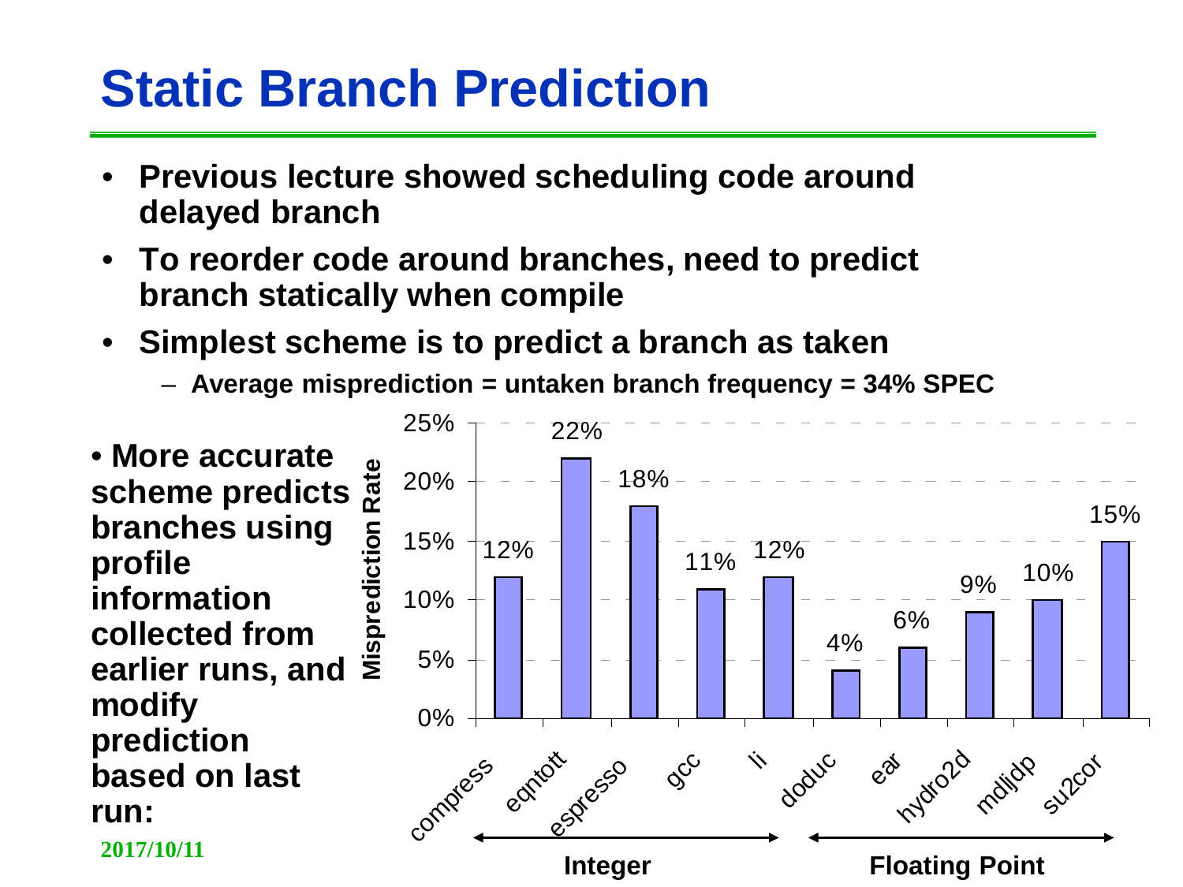# Static Branch Prediction

- **Previous lecture showed scheduling code around delayed branch**
- **To reorder code around branches, need to predict branch statically when compile**
- **Simplest scheme is to predict a branch as taken**
  - **Average misprediction = untaken branch frequency = 34% SPEC**

- **More accurate scheme predicts branches using profile information collected from earlier runs, and modify prediction based on last run:**

| Benchmark | Type | Misprediction Rate |
|---|---|---|
| compress | Integer | 12% |
| eqntott | Integer | 22% |
| espresso | Integer | 18% |
| gcc | Integer | 11% |
| li | Integer | 12% |
| doduc | Floating Point | 4% |
| ear | Floating Point | 6% |
| hydro2d | Floating Point | 9% |
| mdljdp | Floating Point | 10% |
| su2cor | Floating Point | 15% |

**2017/10/11**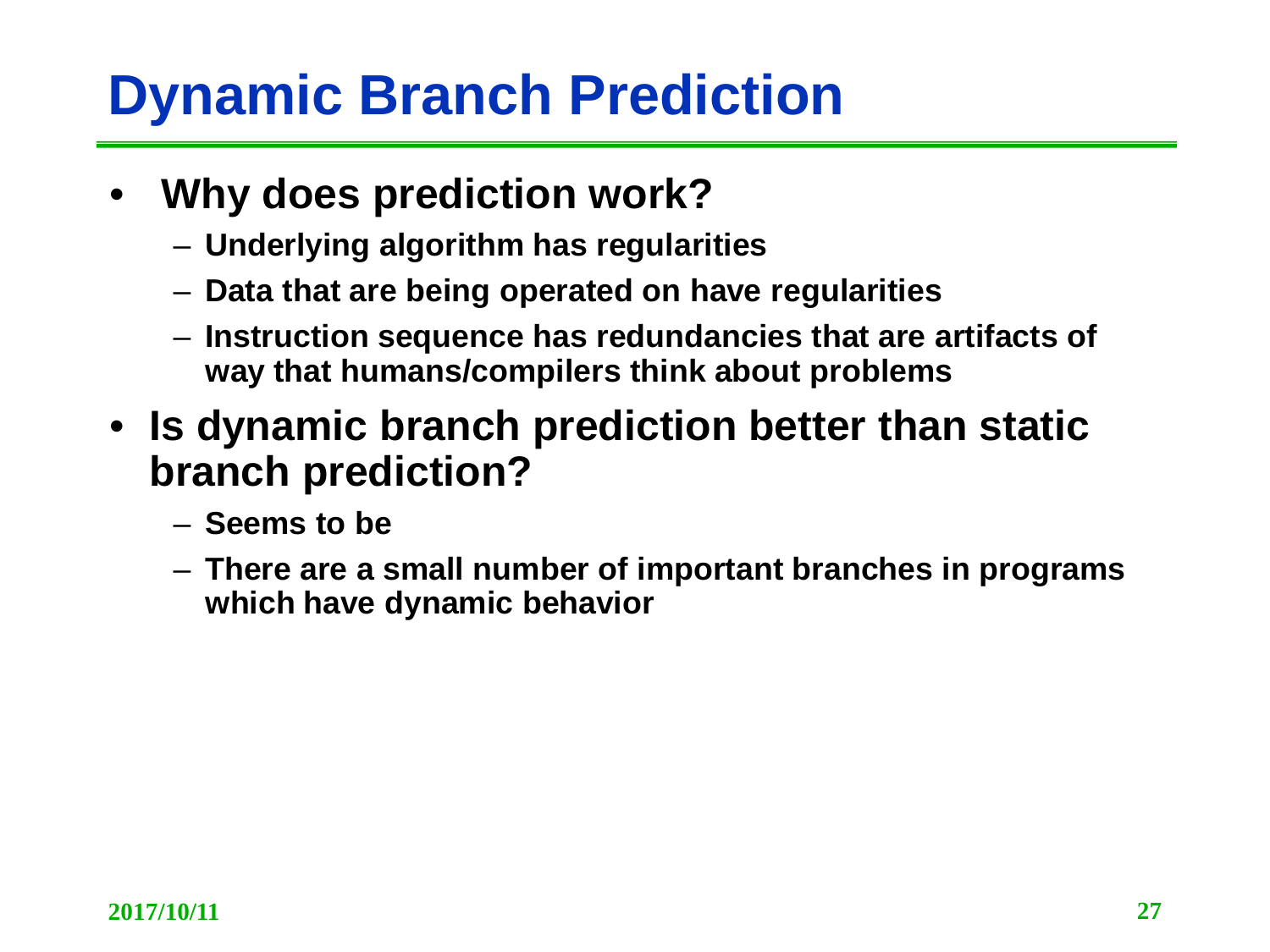# Dynamic Branch Prediction

- **Why does prediction work?**
  - **Underlying algorithm has regularities**
  - **Data that are being operated on have regularities**
  - **Instruction sequence has redundancies that are artifacts of way that humans/compilers think about problems**
- **Is dynamic branch prediction better than static branch prediction?**
  - **Seems to be**
  - **There are a small number of important branches in programs which have dynamic behavior**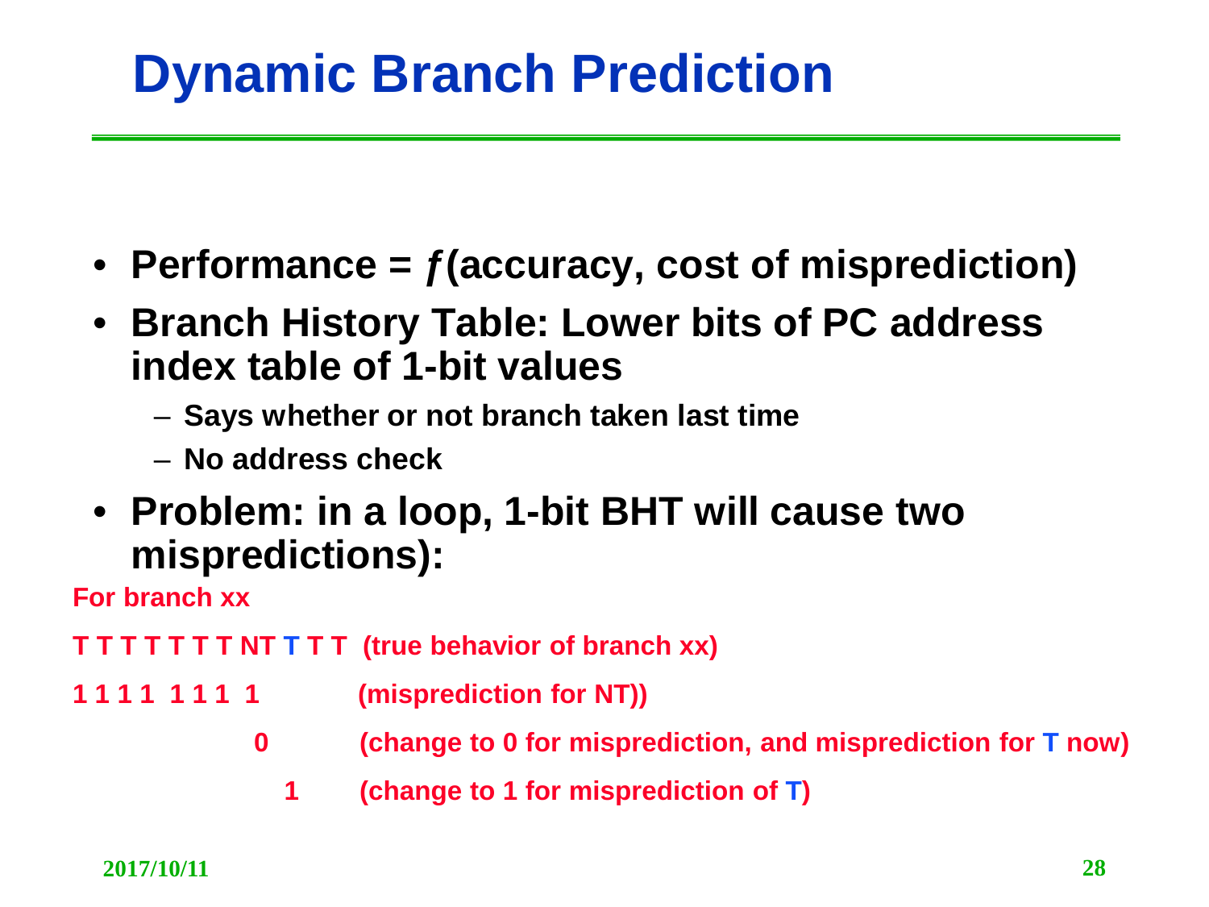# Dynamic Branch Prediction

- **Performance = *ƒ*(accuracy, cost of misprediction)**
- **Branch History Table: Lower bits of PC address index table of 1-bit values**
  - **Says whether or not branch taken last time**
  - **No address check**
- **Problem: in a loop, 1-bit BHT will cause two mispredictions):**

**For branch xx**

**T T T T T T T NT T T T (true behavior of branch xx)**

**1 1 1 1 1 1 1 1 (misprediction for NT))**

**0 (change to 0 for misprediction, and misprediction for T now)**

**1 (change to 1 for misprediction of T)**

**2017/10/11**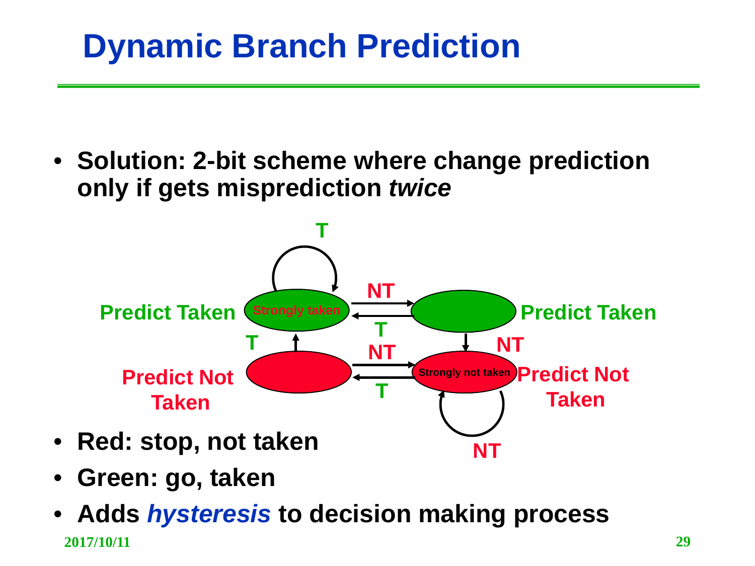# Dynamic Branch Prediction

- **Solution: 2-bit scheme where change prediction only if gets misprediction *twice***

Predict Taken — Strongly taken (T: stay; NT → Predict Taken)
Predict Taken (T → Strongly taken; NT → Strongly not taken)
Predict Not Taken (T → Strongly taken; NT → Strongly not taken)
Predict Not Taken — Strongly not taken (NT: stay; T → Predict Not Taken)

- **Red: stop, not taken**
- **Green: go, taken**
- **Adds *hysteresis* to decision making process**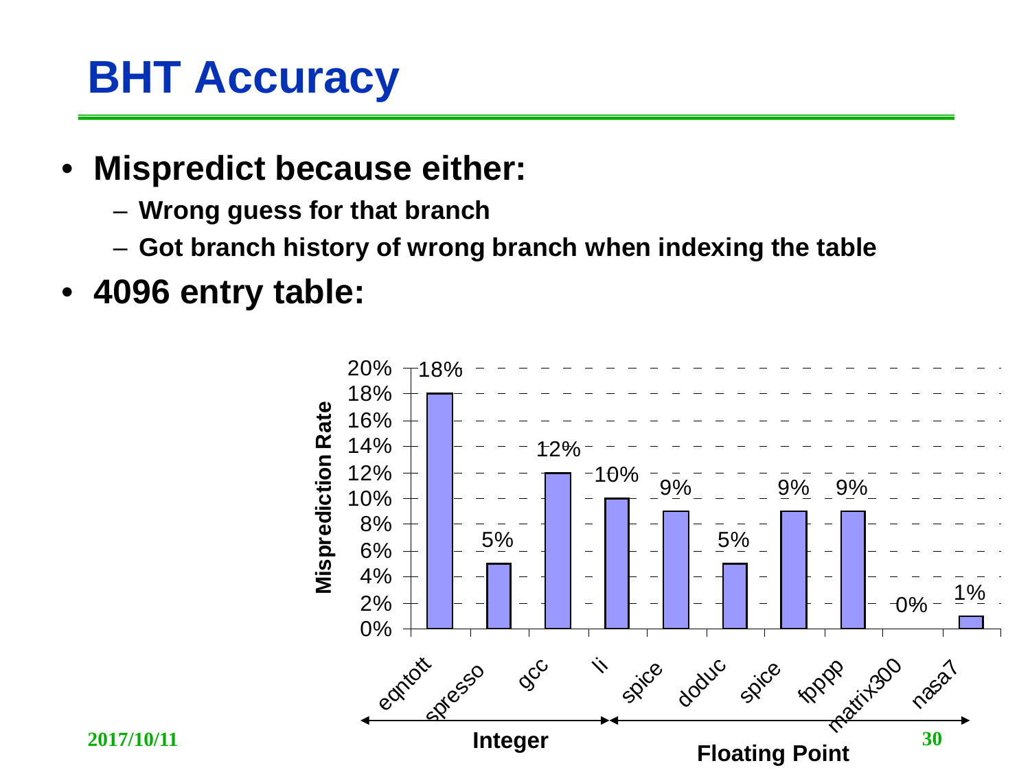# BHT Accuracy

- **Mispredict because either:**
  - **Wrong guess for that branch**
  - **Got branch history of wrong branch when indexing the table**
- **4096 entry table:**

| Benchmark | Type | Misprediction Rate |
|---|---|---|
| eqntott | Integer | 18% |
| espresso | Integer | 5% |
| gcc | Integer | 12% |
| li | Integer | 10% |
| spice | Floating Point | 9% |
| doduc | Floating Point | 5% |
| spice | Floating Point | 9% |
| fpppp | Floating Point | 9% |
| matrix300 | Floating Point | 0% |
| nasa7 | Floating Point | 1% |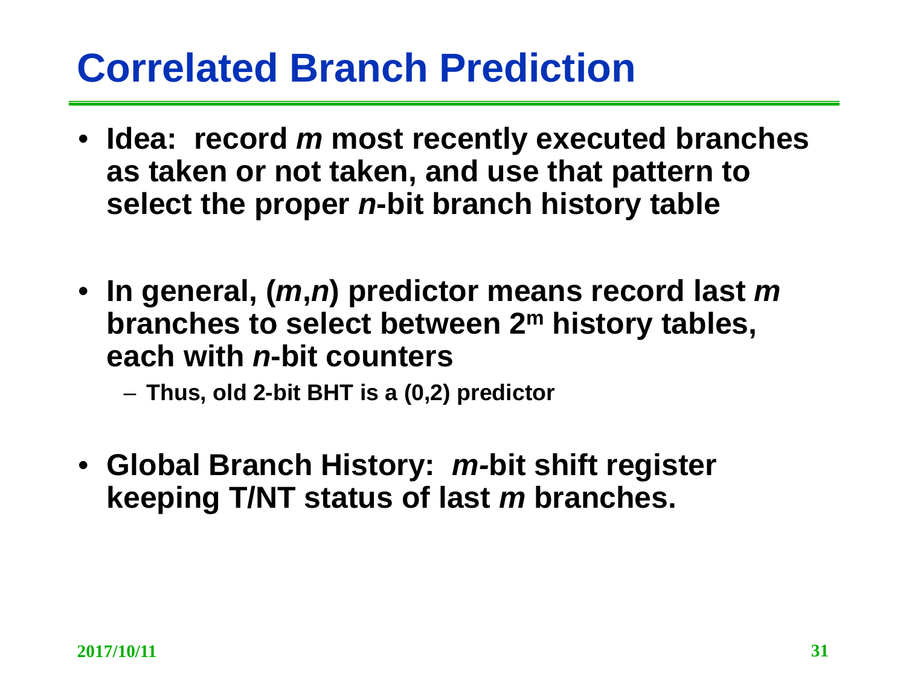# Correlated Branch Prediction

- **Idea: record *m* most recently executed branches as taken or not taken, and use that pattern to select the proper *n*-bit branch history table**

- **In general, (*m*,*n*) predictor means record last *m* branches to select between $2^m$ history tables, each with *n*-bit counters**
  - **Thus, old 2-bit BHT is a (0,2) predictor**

- **Global Branch History: *m*-bit shift register keeping T/NT status of last *m* branches.**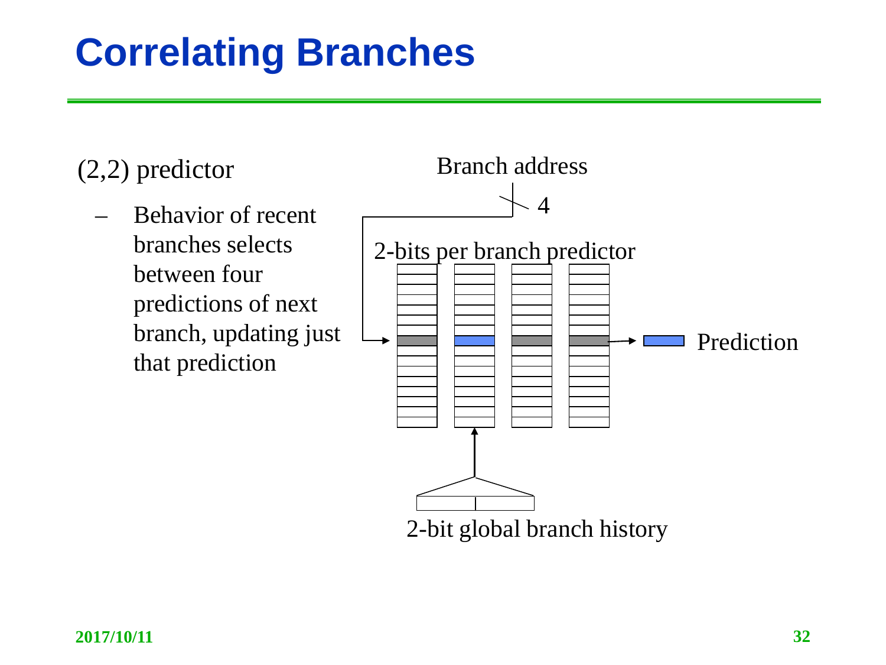# Correlating Branches

(2,2) predictor

- Behavior of recent branches selects between four predictions of next branch, updating just that prediction

Branch address

4

2-bits per branch predictor

Prediction

2-bit global branch history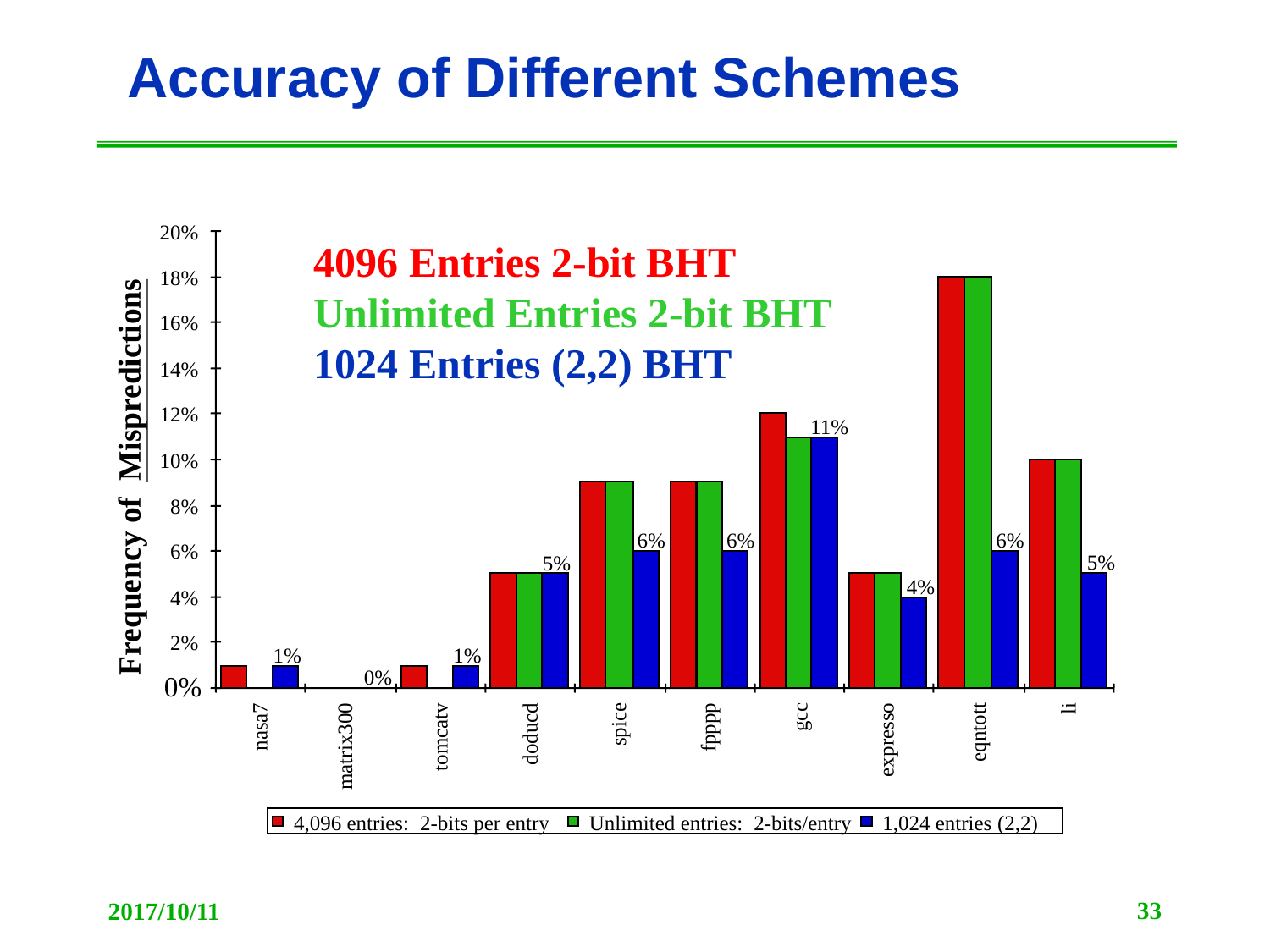# Accuracy of Different Schemes

**4096 Entries 2-bit BHT**

**Unlimited Entries 2-bit BHT**

**1024 Entries (2,2) BHT**

| Benchmark | 4,096 entries: 2-bits per entry | Unlimited entries: 2-bits/entry | 1,024 entries (2,2) |
|---|---|---|---|
| nasa7 | 1% | 0% | 1% |
| matrix300 | 0% | 0% | 0% |
| tomcatv | 1% | 0% | 1% |
| doducd | 5% | 5% | 5% |
| spice | 9% | 9% | 6% |
| fpppp | 9% | 9% | 6% |
| gcc | 12% | 11% | 11% |
| expresso | 5% | 5% | 4% |
| eqntott | 18% | 18% | 6% |
| li | 10% | 10% | 5% |

Frequency of Mispredictions (0%–20%)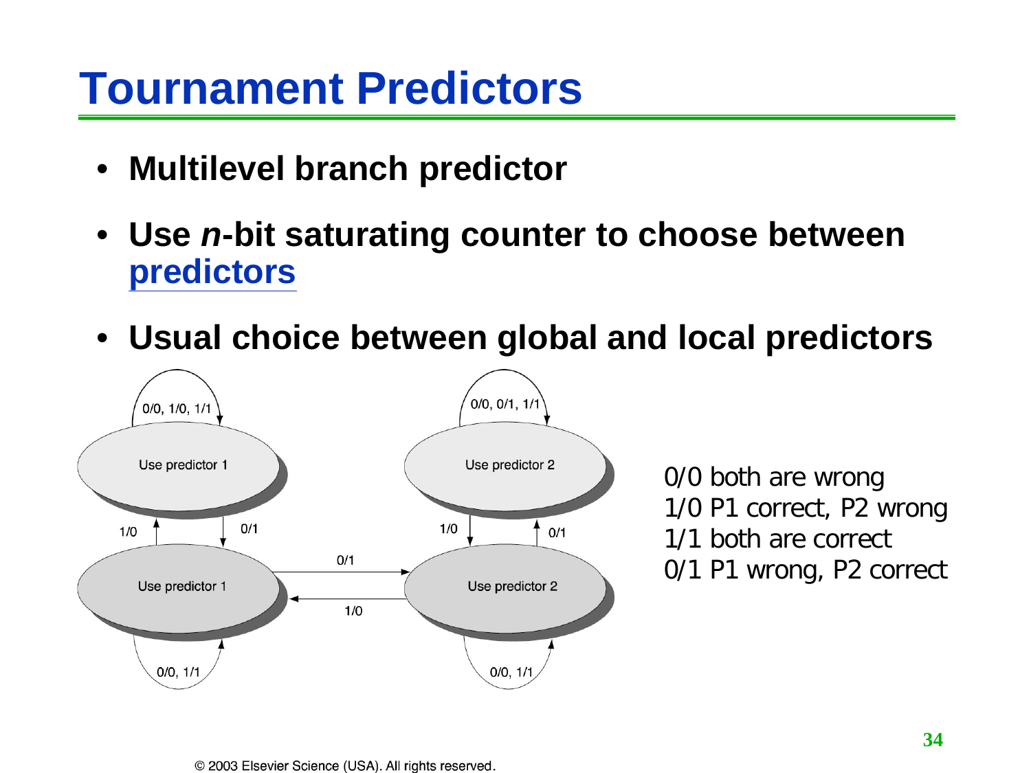# Tournament Predictors

- **Multilevel branch predictor**
- **Use *n*-bit saturating counter to choose between predictors**
- **Usual choice between global and local predictors**

0/0 both are wrong
1/0 P1 correct, P2 wrong
1/1 both are correct
0/1 P1 wrong, P2 correct

© 2003 Elsevier Science (USA). All rights reserved.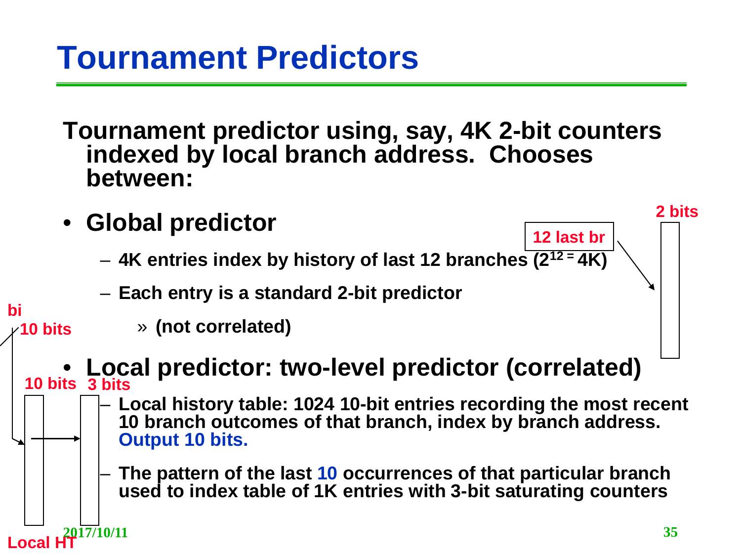# Tournament Predictors

**Tournament predictor using, say, 4K 2-bit counters indexed by local branch address. Chooses between:**

- **Global predictor**
  - **4K entries index by history of last 12 branches ($2^{12} = 4K$)**
  - **Each entry is a standard 2-bit predictor**
    - » **(not correlated)**
- **Local predictor: two-level predictor (correlated)**
  - **Local history table: 1024 10-bit entries recording the most recent 10 branch outcomes of that branch, index by branch address. Output 10 bits.**
  - **The pattern of the last 10 occurrences of that particular branch used to index table of 1K entries with 3-bit saturating counters**

12 last br

2 bits

bi

10 bits

10 bits

3 bits

Local HT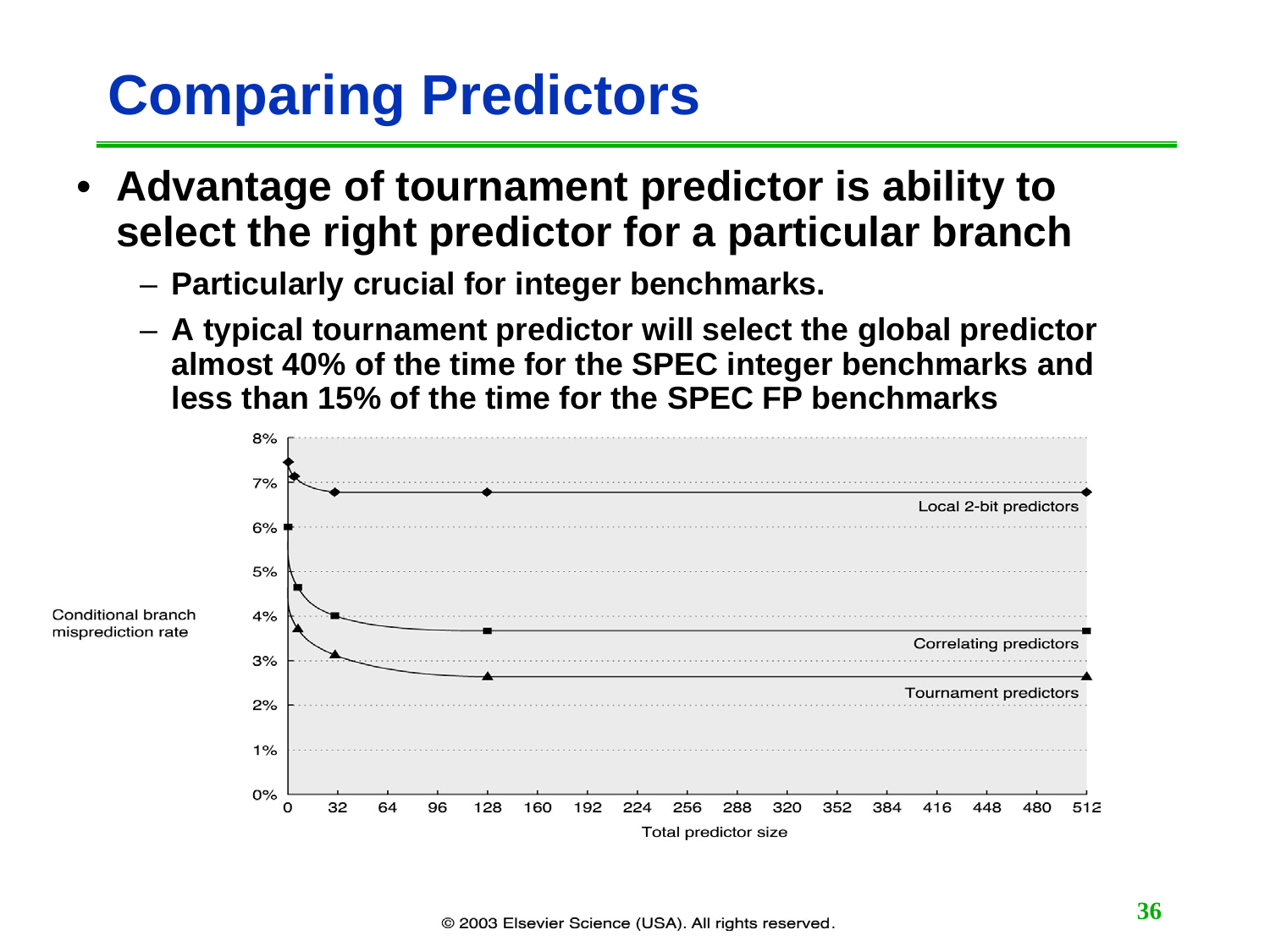# Comparing Predictors

- **Advantage of tournament predictor is ability to select the right predictor for a particular branch**
  - **Particularly crucial for integer benchmarks.**
  - **A typical tournament predictor will select the global predictor almost 40% of the time for the SPEC integer benchmarks and less than 15% of the time for the SPEC FP benchmarks**

© 2003 Elsevier Science (USA). All rights reserved.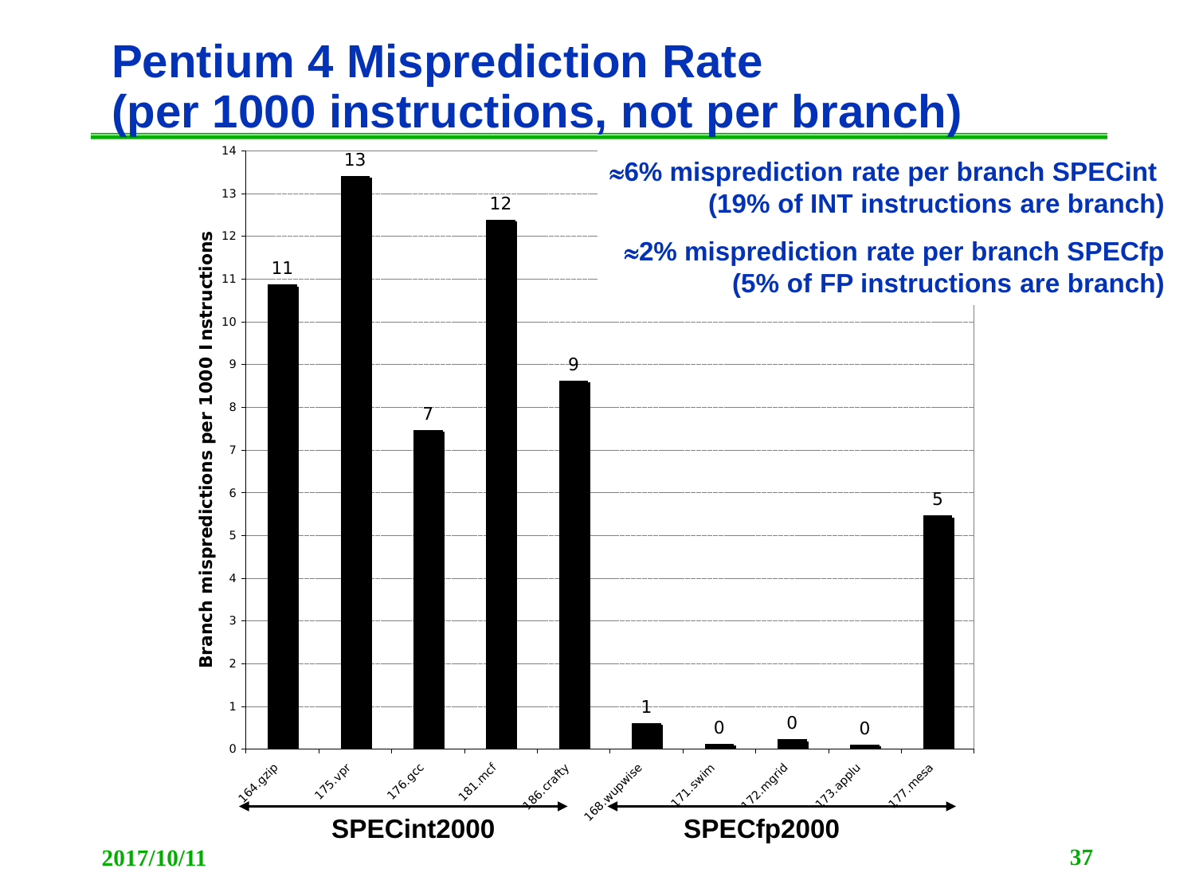# Pentium 4 Misprediction Rate (per 1000 instructions, not per branch)

≈6% misprediction rate per branch SPECint (19% of INT instructions are branch)

≈2% misprediction rate per branch SPECfp (5% of FP instructions are branch)

Branch mispredictions per 1000 Instructions:

| Benchmark | Suite | Mispredictions per 1000 Instructions |
| --- | --- | --- |
| 164.gzip | SPECint2000 | 11 |
| 175.vpr | SPECint2000 | 13 |
| 176.gcc | SPECint2000 | 7 |
| 181.mcf | SPECint2000 | 12 |
| 186.crafty | SPECint2000 | 9 |
| 168.wupwise | SPECfp2000 | 1 |
| 171.swim | SPECfp2000 | 0 |
| 172.mgrid | SPECfp2000 | 0 |
| 173.applu | SPECfp2000 | 0 |
| 177.mesa | SPECfp2000 | 5 |

2017/10/11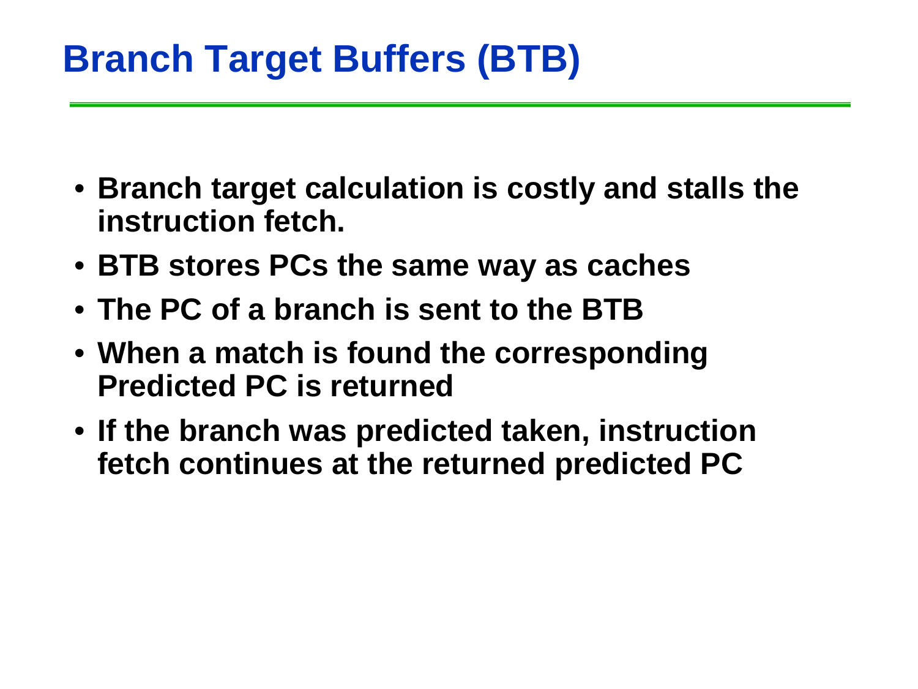# Branch Target Buffers (BTB)

- **Branch target calculation is costly and stalls the instruction fetch.**
- **BTB stores PCs the same way as caches**
- **The PC of a branch is sent to the BTB**
- **When a match is found the corresponding Predicted PC is returned**
- **If the branch was predicted taken, instruction fetch continues at the returned predicted PC**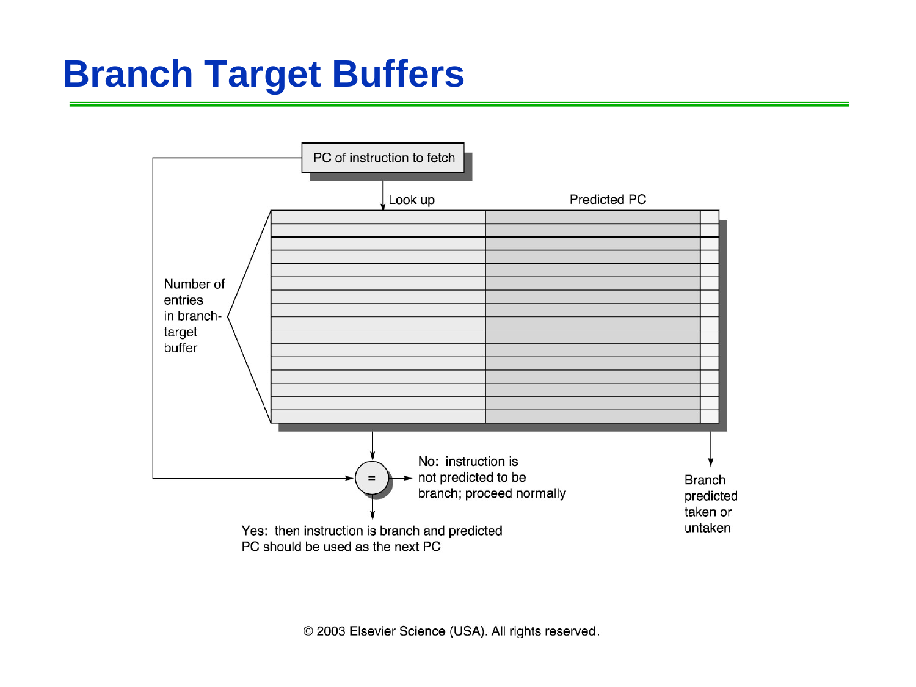# Branch Target Buffers

PC of instruction to fetch

Look up

Predicted PC

Number of entries in branch-target buffer

=

No: instruction is not predicted to be branch; proceed normally

Yes: then instruction is branch and predicted PC should be used as the next PC

Branch predicted taken or untaken

© 2003 Elsevier Science (USA). All rights reserved.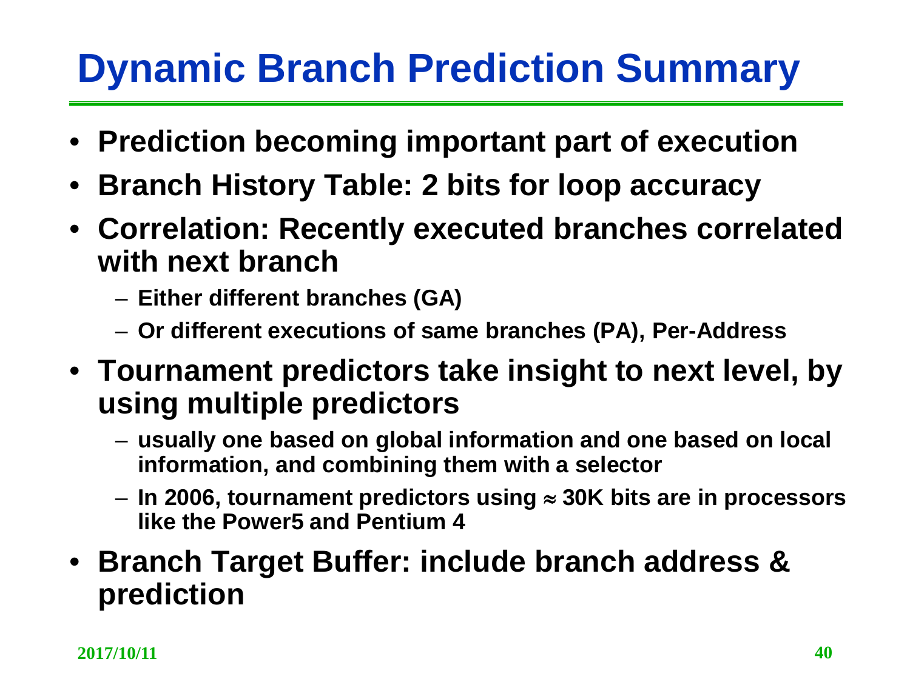# Dynamic Branch Prediction Summary

- **Prediction becoming important part of execution**
- **Branch History Table: 2 bits for loop accuracy**
- **Correlation: Recently executed branches correlated with next branch**
  - **Either different branches (GA)**
  - **Or different executions of same branches (PA), Per-Address**
- **Tournament predictors take insight to next level, by using multiple predictors**
  - **usually one based on global information and one based on local information, and combining them with a selector**
  - **In 2006, tournament predictors using $\approx$ 30K bits are in processors like the Power5 and Pentium 4**
- **Branch Target Buffer: include branch address & prediction**

**2017/10/11**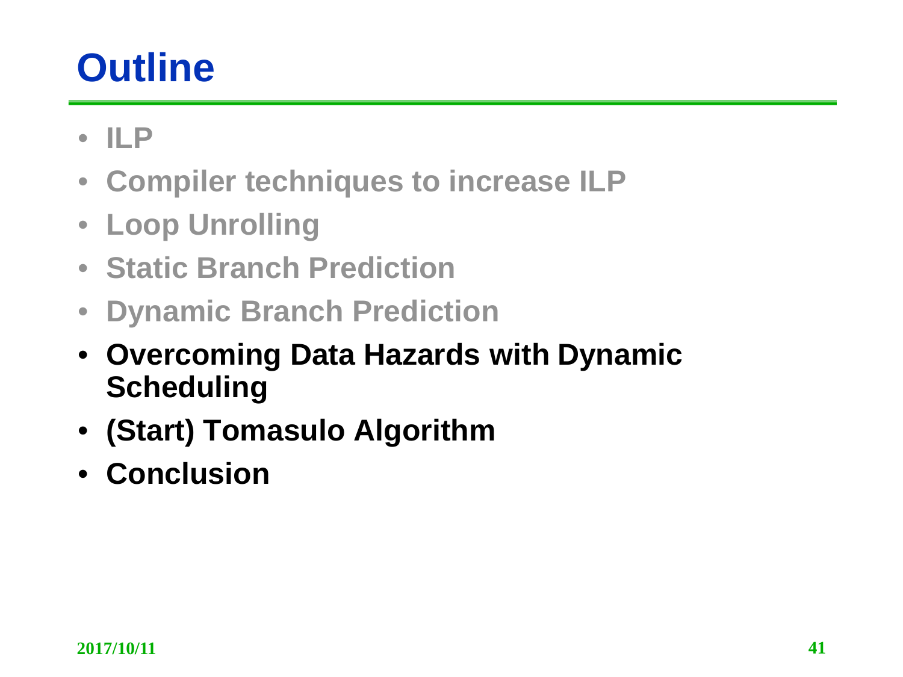# Outline

- ILP
- Compiler techniques to increase ILP
- Loop Unrolling
- Static Branch Prediction
- Dynamic Branch Prediction
- **Overcoming Data Hazards with Dynamic Scheduling**
- **(Start) Tomasulo Algorithm**
- **Conclusion**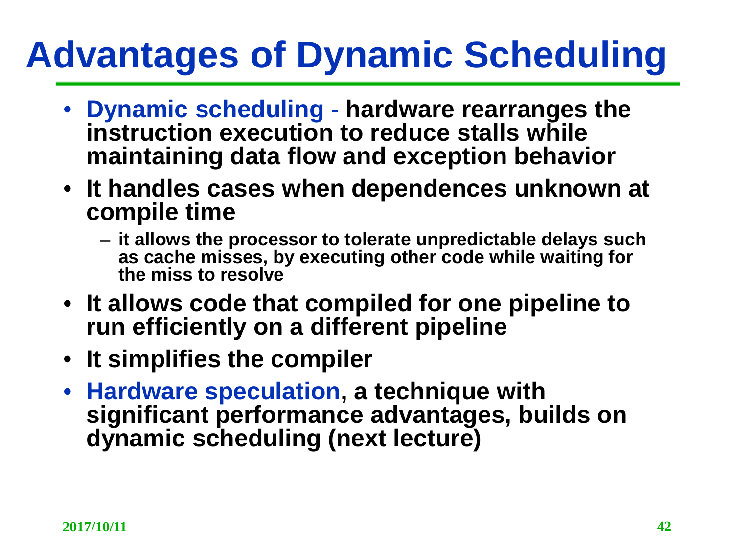# Advantages of Dynamic Scheduling

- **Dynamic scheduling - hardware rearranges the instruction execution to reduce stalls while maintaining data flow and exception behavior**
- **It handles cases when dependences unknown at compile time**
  - **it allows the processor to tolerate unpredictable delays such as cache misses, by executing other code while waiting for the miss to resolve**
- **It allows code that compiled for one pipeline to run efficiently on a different pipeline**
- **It simplifies the compiler**
- **Hardware speculation, a technique with significant performance advantages, builds on dynamic scheduling (next lecture)**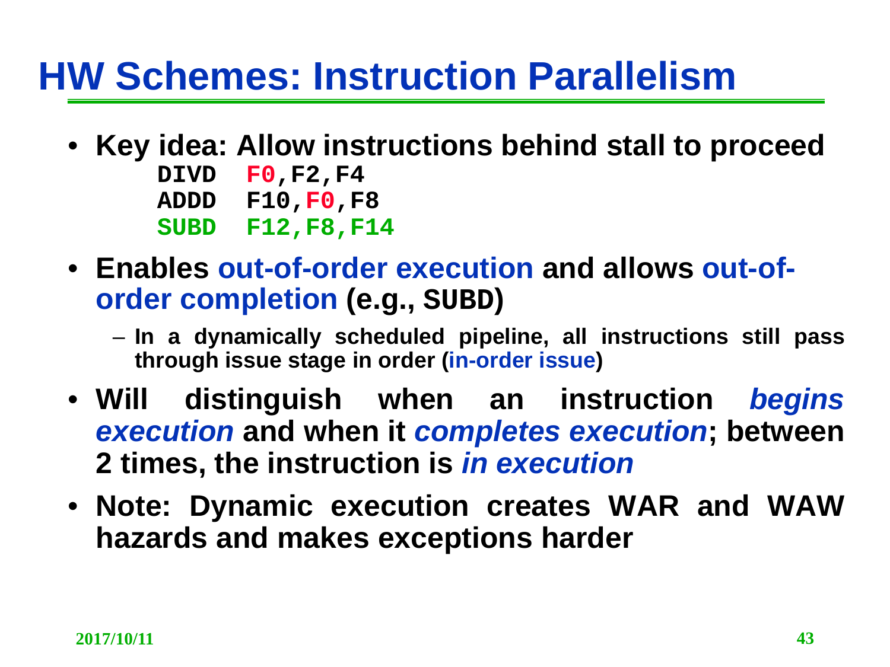# HW Schemes: Instruction Parallelism

- **Key idea: Allow instructions behind stall to proceed**

```
DIVD  F0,F2,F4
ADDD  F10,F0,F8
SUBD  F12,F8,F14
```

- **Enables out-of-order execution and allows out-of-order completion (e.g., SUBD)**
  - **In a dynamically scheduled pipeline, all instructions still pass through issue stage in order (in-order issue)**
- **Will distinguish when an instruction *begins execution* and when it *completes execution*; between 2 times, the instruction is *in execution***
- **Note: Dynamic execution creates WAR and WAW hazards and makes exceptions harder**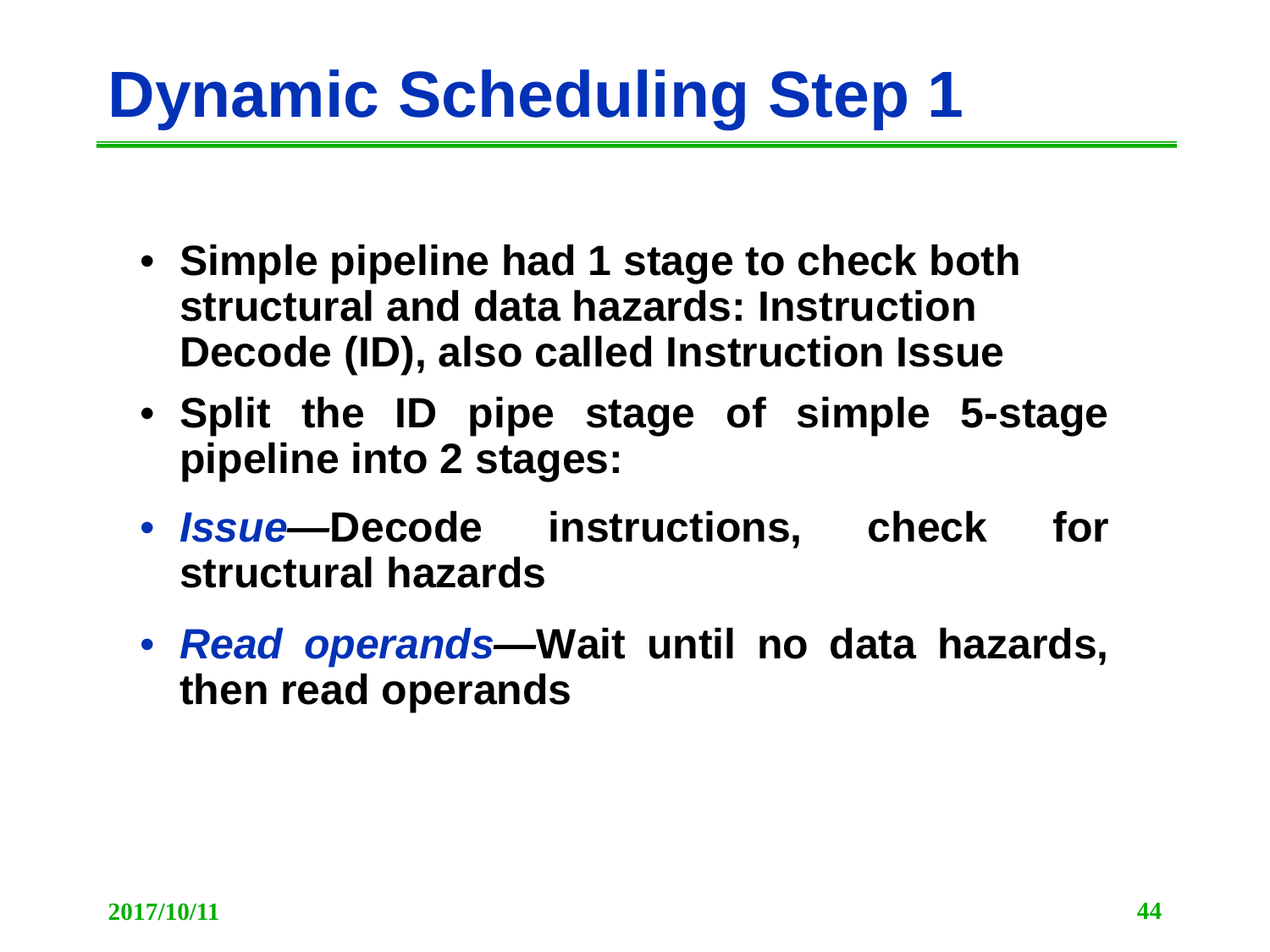# Dynamic Scheduling Step 1

- **Simple pipeline had 1 stage to check both structural and data hazards: Instruction Decode (ID), also called Instruction Issue**
- **Split the ID pipe stage of simple 5-stage pipeline into 2 stages:**
- ***Issue*—Decode instructions, check for structural hazards**
- ***Read operands*—Wait until no data hazards, then read operands**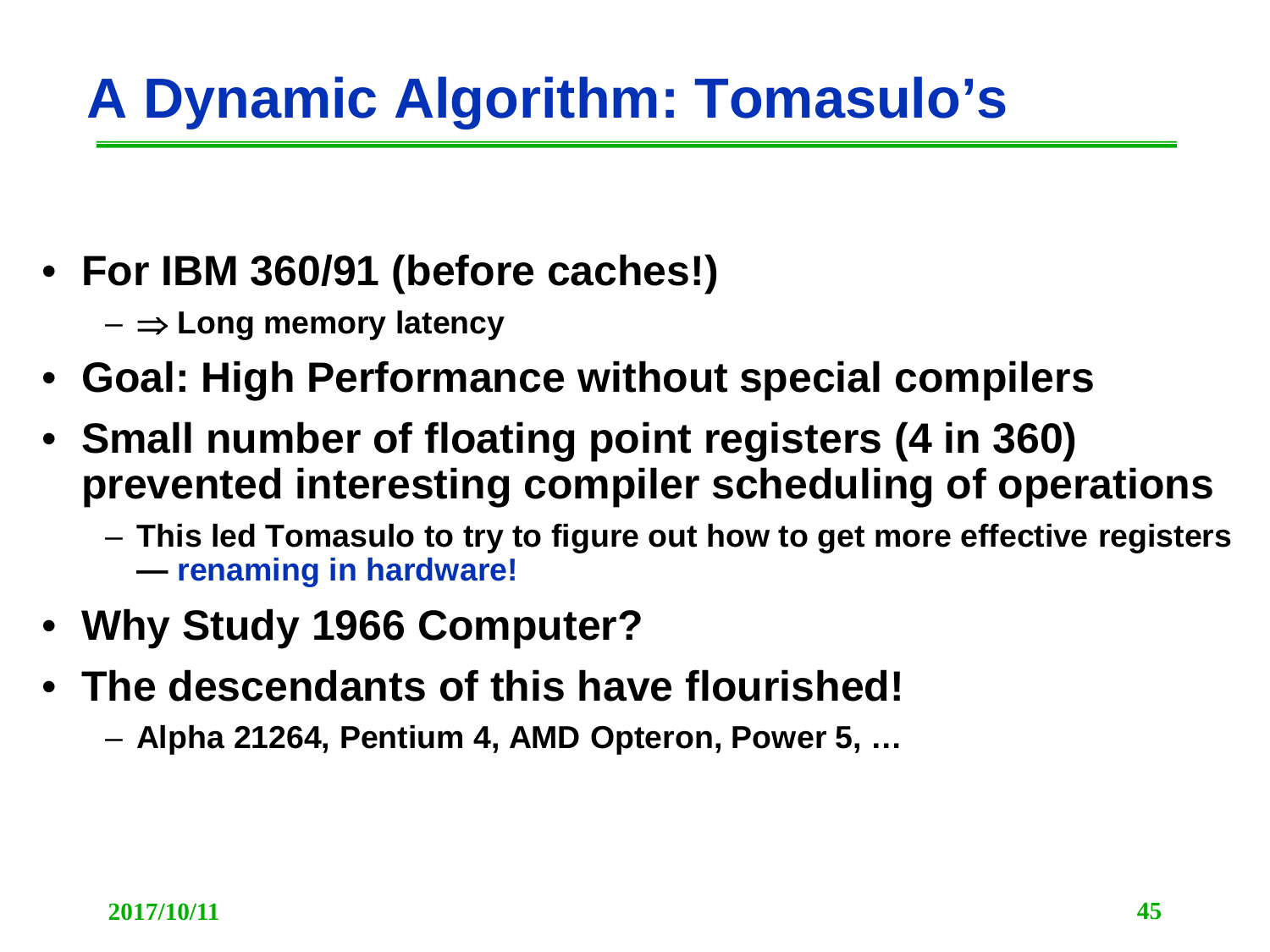# A Dynamic Algorithm: Tomasulo's

- **For IBM 360/91 (before caches!)**
  - **$\Rightarrow$ Long memory latency**
- **Goal: High Performance without special compilers**
- **Small number of floating point registers (4 in 360) prevented interesting compiler scheduling of operations**
  - **This led Tomasulo to try to figure out how to get more effective registers — renaming in hardware!**
- **Why Study 1966 Computer?**
- **The descendants of this have flourished!**
  - **Alpha 21264, Pentium 4, AMD Opteron, Power 5, …**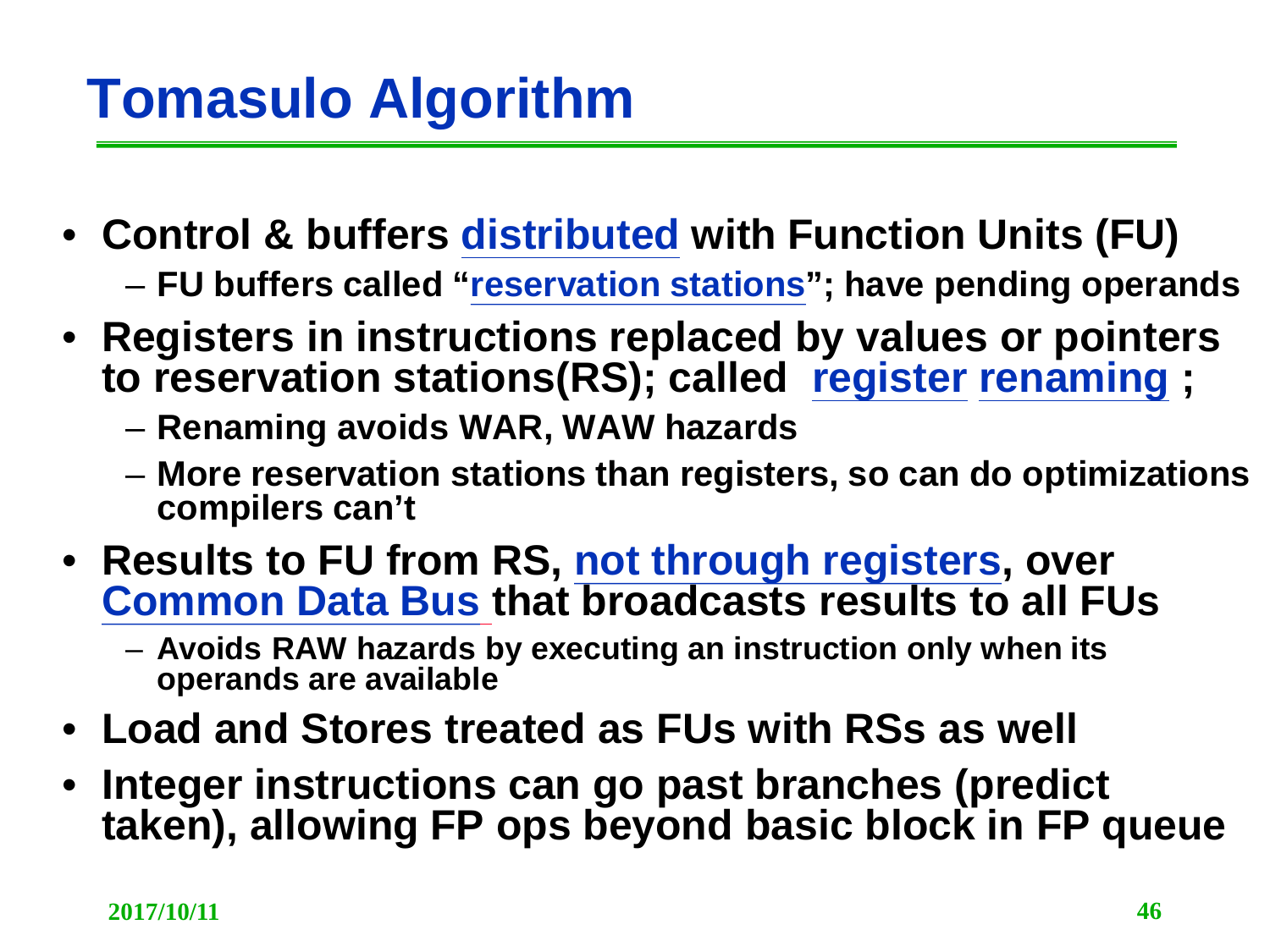# Tomasulo Algorithm

- **Control & buffers distributed with Function Units (FU)**
  - **FU buffers called "reservation stations"; have pending operands**
- **Registers in instructions replaced by values or pointers to reservation stations(RS); called register renaming ;**
  - **Renaming avoids WAR, WAW hazards**
  - **More reservation stations than registers, so can do optimizations compilers can't**
- **Results to FU from RS, not through registers, over Common Data Bus that broadcasts results to all FUs**
  - **Avoids RAW hazards by executing an instruction only when its operands are available**
- **Load and Stores treated as FUs with RSs as well**
- **Integer instructions can go past branches (predict taken), allowing FP ops beyond basic block in FP queue**

2017/10/11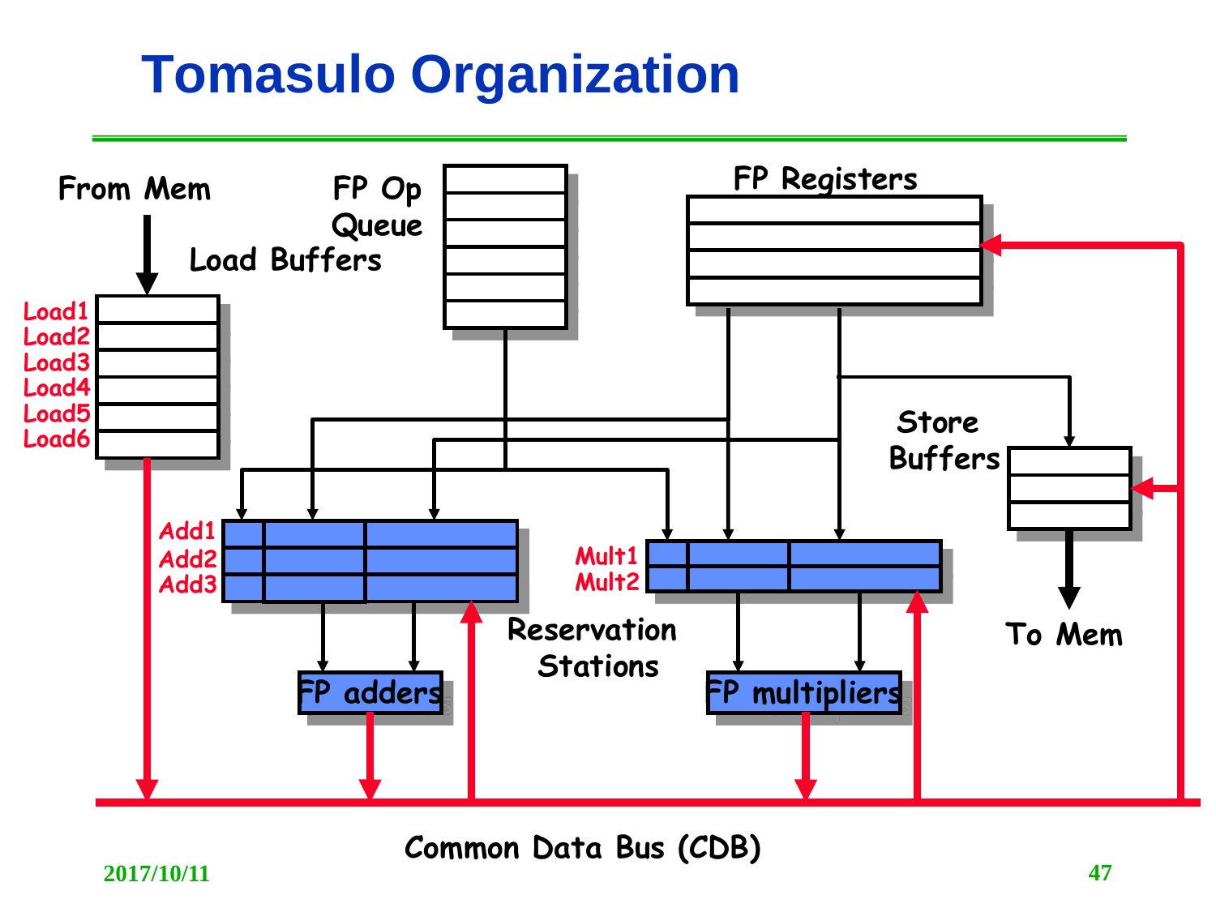# Tomasulo Organization

From Mem

FP Op Queue

Load Buffers

FP Registers

Load1
Load2
Load3
Load4
Load5
Load6

Store Buffers

Add1
Add2
Add3

Mult1
Mult2

Reservation Stations

To Mem

FP adders

FP multipliers

Common Data Bus (CDB)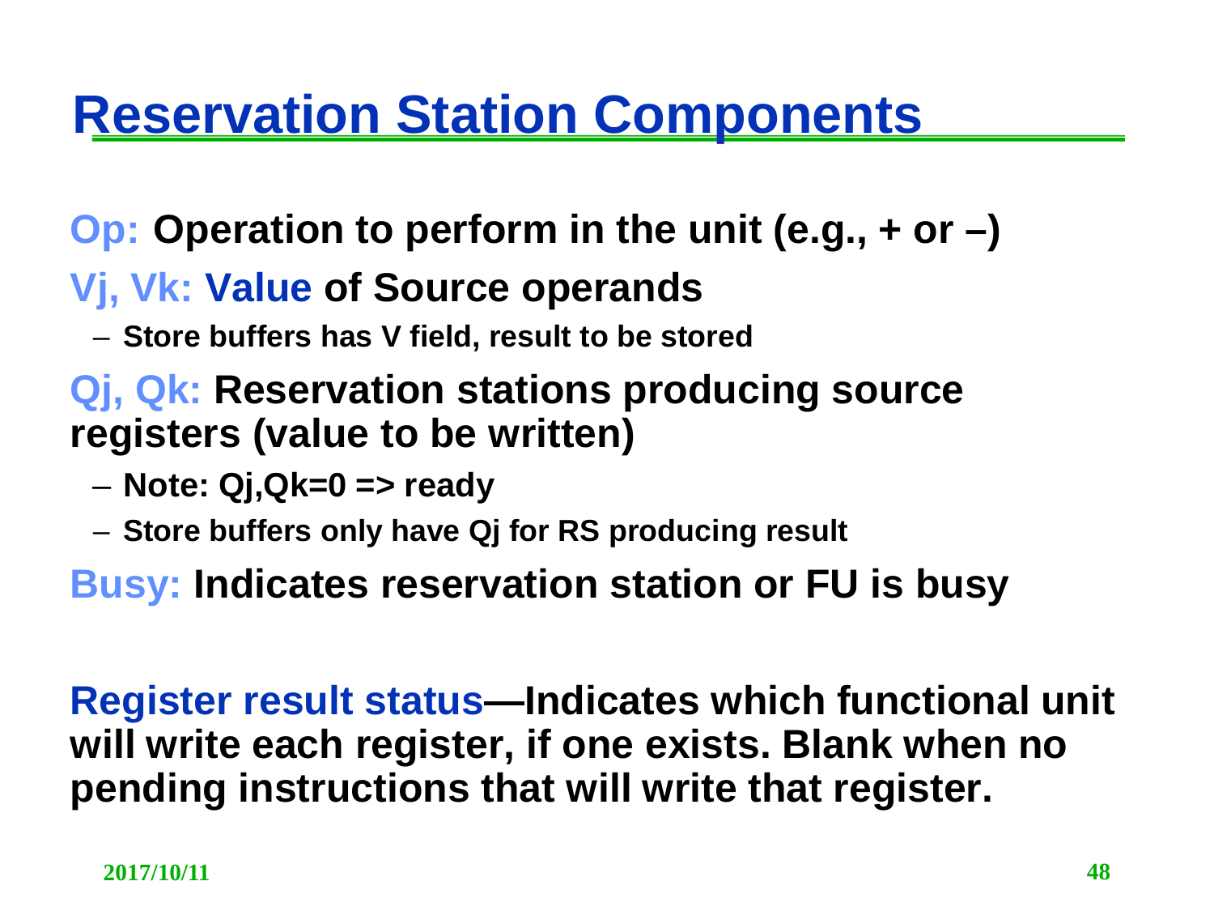# Reservation Station Components

**Op:** Operation to perform in the unit (e.g., + or –)

**Vj, Vk:** **Value** of Source operands

- Store buffers has V field, result to be stored

**Qj, Qk:** Reservation stations producing source registers (value to be written)

- Note: Qj,Qk=0 => ready
- Store buffers only have Qj for RS producing result

**Busy:** Indicates reservation station or FU is busy

**Register result status**—Indicates which functional unit will write each register, if one exists. Blank when no pending instructions that will write that register.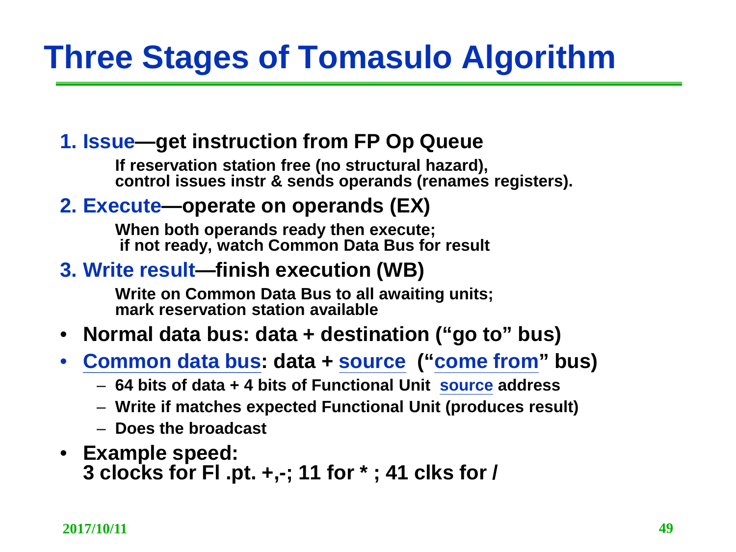# Three Stages of Tomasulo Algorithm

1. **Issue—get instruction from FP Op Queue**

   **If reservation station free (no structural hazard), control issues instr & sends operands (renames registers).**

2. **Execute—operate on operands (EX)**

   **When both operands ready then execute; if not ready, watch Common Data Bus for result**

3. **Write result—finish execution (WB)**

   **Write on Common Data Bus to all awaiting units; mark reservation station available**

- **Normal data bus: data + destination ("go to" bus)**
- **Common data bus: data + source ("come from" bus)**
  - **64 bits of data + 4 bits of Functional Unit source address**
  - **Write if matches expected Functional Unit (produces result)**
  - **Does the broadcast**
- **Example speed: 3 clocks for Fl .pt. +,-; 11 for * ; 41 clks for /**

2017/10/11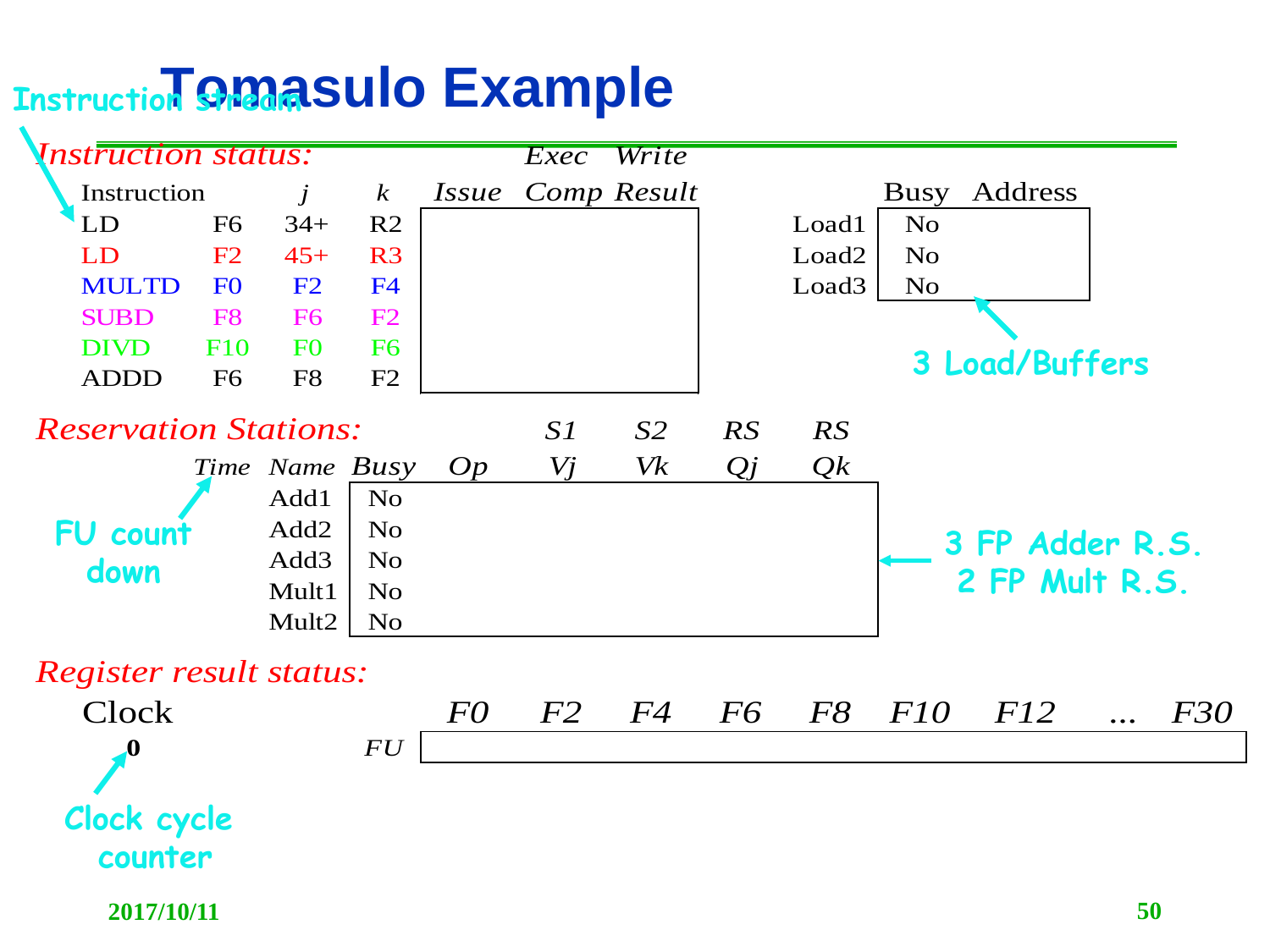# Tomasulo Example

Instruction stream

*Instruction status:*

| Instruction | | j | k | Issue | Exec Comp | Write Result |
|---|---|---|---|---|---|---|
| LD | F6 | 34+ | R2 | | | |
| LD | F2 | 45+ | R3 | | | |
| MULTD | F0 | F2 | F4 | | | |
| SUBD | F8 | F6 | F2 | | | |
| DIVD | F10 | F0 | F6 | | | |
| ADDD | F6 | F8 | F2 | | | |

| | Busy | Address |
|---|---|---|
| Load1 | No | |
| Load2 | No | |
| Load3 | No | |

3 Load/Buffers

*Reservation Stations:*

| Time | Name | Busy | Op | S1 Vj | S2 Vk | RS Qj | RS Qk |
|---|---|---|---|---|---|---|---|
| | Add1 | No | | | | | |
| | Add2 | No | | | | | |
| | Add3 | No | | | | | |
| | Mult1 | No | | | | | |
| | Mult2 | No | | | | | |

FU count down

3 FP Adder R.S.
2 FP Mult R.S.

*Register result status:*

| Clock | | F0 | F2 | F4 | F6 | F8 | F10 | F12 | ... | F30 |
|---|---|---|---|---|---|---|---|---|---|---|
| **0** | FU | | | | | | | | | |

Clock cycle counter

2017/10/11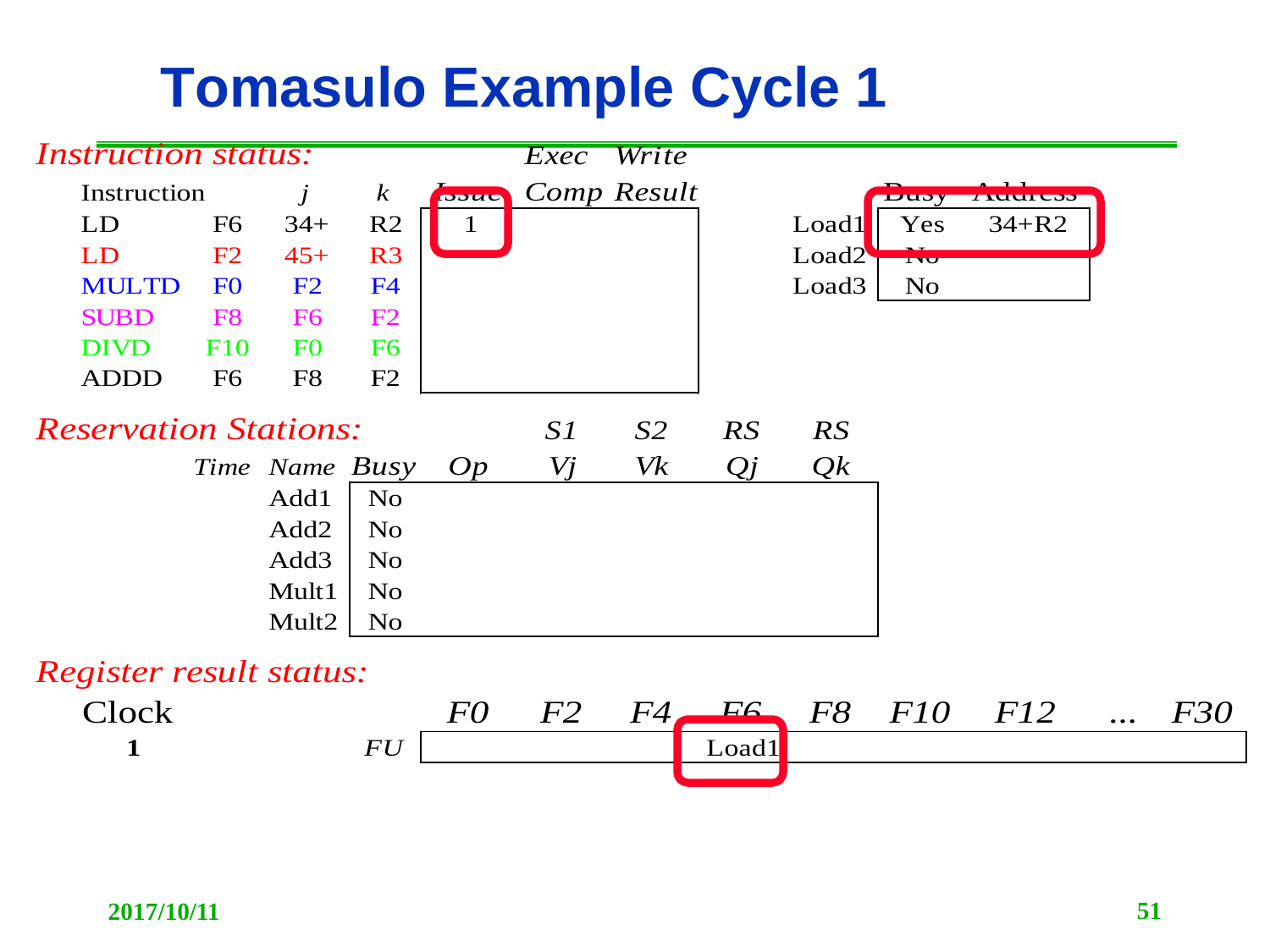# Tomasulo Example Cycle 1

*Instruction status:*

| Instruction | j | k | Issue | Exec Comp | Write Result |
|---|---|---|---|---|---|
| LD F6 | 34+ | R2 | 1 | | |
| LD F2 | 45+ | R3 | | | |
| MULTD F0 | F2 | F4 | | | |
| SUBD F8 | F6 | F2 | | | |
| DIVD F10 | F0 | F6 | | | |
| ADDD F6 | F8 | F2 | | | |

| | Busy | Address |
|---|---|---|
| Load1 | Yes | 34+R2 |
| Load2 | No | |
| Load3 | No | |

*Reservation Stations:*

| Time | Name | Busy | Op | S1 Vj | S2 Vk | RS Qj | RS Qk |
|---|---|---|---|---|---|---|---|
| | Add1 | No | | | | | |
| | Add2 | No | | | | | |
| | Add3 | No | | | | | |
| | Mult1 | No | | | | | |
| | Mult2 | No | | | | | |

*Register result status:*

| Clock | | F0 | F2 | F4 | F6 | F8 | F10 | F12 | ... | F30 |
|---|---|---|---|---|---|---|---|---|---|---|
| **1** | *FU* | | | | Load1 | | | | | |

**2017/10/11**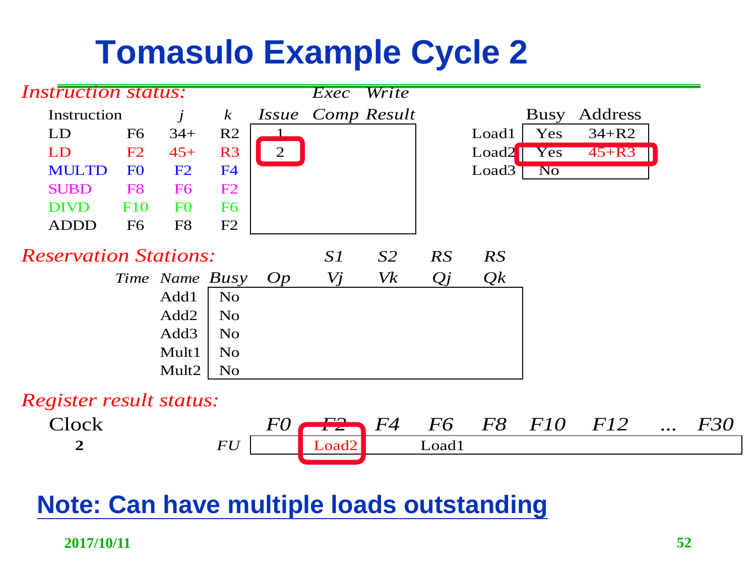# Tomasulo Example Cycle 2

*Instruction status:*

| Instruction | | j | k | Issue | Exec Comp | Write Result |
|---|---|---|---|---|---|---|
| LD | F6 | 34+ | R2 | 1 | | |
| LD | F2 | 45+ | R3 | 2 | | |
| MULTD | F0 | F2 | F4 | | | |
| SUBD | F8 | F6 | F2 | | | |
| DIVD | F10 | F0 | F6 | | | |
| ADDD | F6 | F8 | F2 | | | |

| | Busy | Address |
|---|---|---|
| Load1 | Yes | 34+R2 |
| Load2 | Yes | 45+R3 |
| Load3 | No | |

*Reservation Stations:*

| Time | Name | Busy | Op | S1 Vj | S2 Vk | RS Qj | RS Qk |
|---|---|---|---|---|---|---|---|
| | Add1 | No | | | | | |
| | Add2 | No | | | | | |
| | Add3 | No | | | | | |
| | Mult1 | No | | | | | |
| | Mult2 | No | | | | | |

*Register result status:*

| Clock | | F0 | F2 | F4 | F6 | F8 | F10 | F12 | ... | F30 |
|---|---|---|---|---|---|---|---|---|---|---|
| 2 | FU | | Load2 | | Load1 | | | | | |

**Note: Can have multiple loads outstanding**

2017/10/11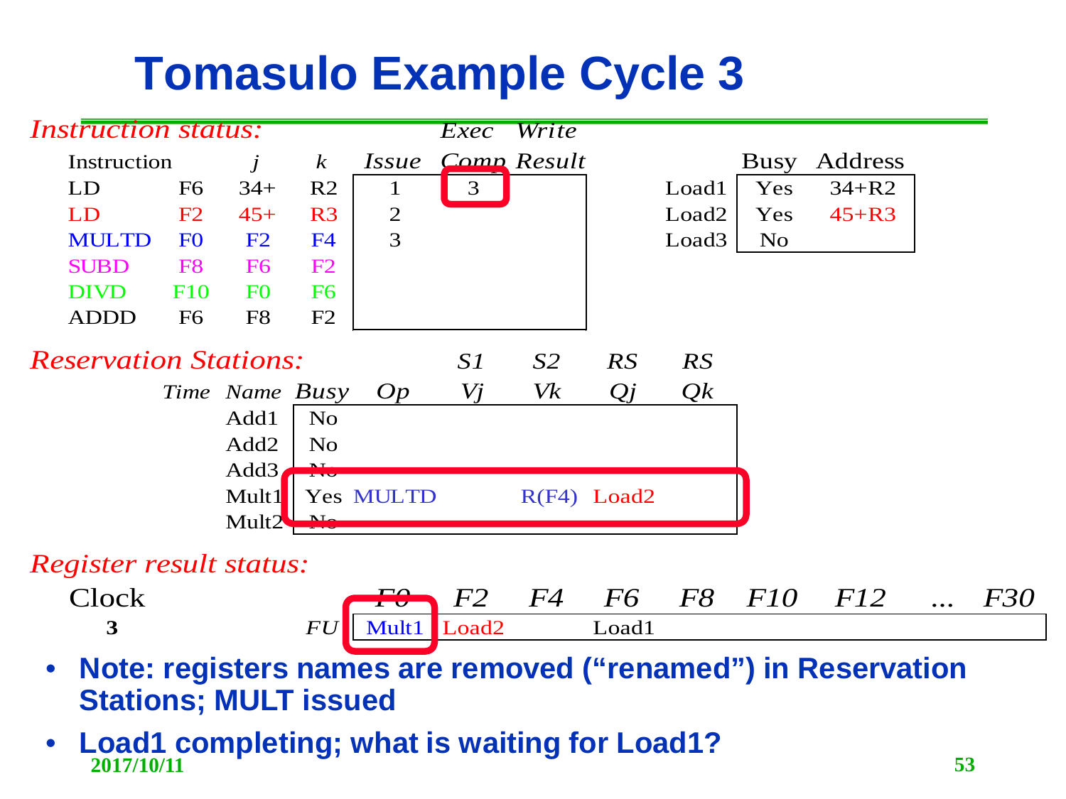# Tomasulo Example Cycle 3

*Instruction status:*

| Instruction | | j | k | Issue | Exec Comp | Write Result |
|---|---|---|---|---|---|---|
| LD | F6 | 34+ | R2 | 1 | 3 | |
| LD | F2 | 45+ | R3 | 2 | | |
| MULTD | F0 | F2 | F4 | 3 | | |
| SUBD | F8 | F6 | F2 | | | |
| DIVD | F10 | F0 | F6 | | | |
| ADDD | F6 | F8 | F2 | | | |

| | Busy | Address |
|---|---|---|
| Load1 | Yes | 34+R2 |
| Load2 | Yes | 45+R3 |
| Load3 | No | |

*Reservation Stations:*

| Time | Name | Busy | Op | S1 Vj | S2 Vk | RS Qj | RS Qk |
|---|---|---|---|---|---|---|---|
| | Add1 | No | | | | | |
| | Add2 | No | | | | | |
| | Add3 | No | | | | | |
| | Mult1 | Yes | MULTD | | R(F4) | Load2 | |
| | Mult2 | No | | | | | |

*Register result status:*

| Clock | | F0 | F2 | F4 | F6 | F8 | F10 | F12 | ... | F30 |
|---|---|---|---|---|---|---|---|---|---|---|
| 3 | FU | Mult1 | Load2 | | Load1 | | | | | |

- **Note: registers names are removed ("renamed") in Reservation Stations; MULT issued**
- **Load1 completing; what is waiting for Load1?**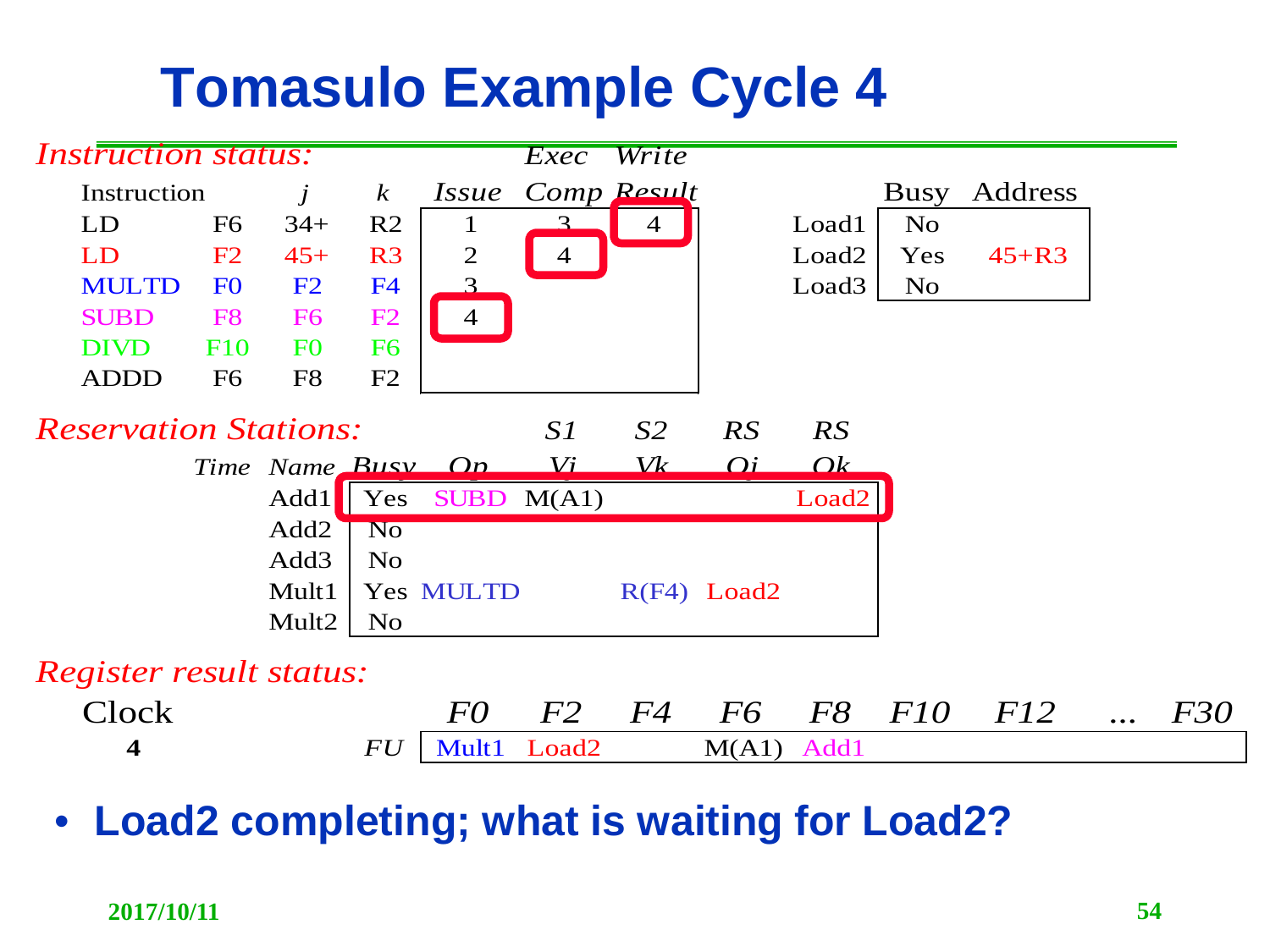# Tomasulo Example Cycle 4

*Instruction status:*

| Instruction | j | k | Issue | Exec Comp | Write Result |
|---|---|---|---|---|---|
| LD F6 | 34+ | R2 | 1 | 3 | 4 |
| LD F2 | 45+ | R3 | 2 | 4 | |
| MULTD F0 | F2 | F4 | 3 | | |
| SUBD F8 | F6 | F2 | 4 | | |
| DIVD F10 | F0 | F6 | | | |
| ADDD F6 | F8 | F2 | | | |

| | Busy | Address |
|---|---|---|
| Load1 | No | |
| Load2 | Yes | 45+R3 |
| Load3 | No | |

*Reservation Stations:*

| Time | Name | Busy | Op | S1 Vj | S2 Vk | RS Qj | RS Qk |
|---|---|---|---|---|---|---|---|
| | Add1 | Yes | SUBD | M(A1) | | | Load2 |
| | Add2 | No | | | | | |
| | Add3 | No | | | | | |
| | Mult1 | Yes | MULTD | | R(F4) | Load2 | |
| | Mult2 | No | | | | | |

*Register result status:*

| Clock | | F0 | F2 | F4 | F6 | F8 | F10 | F12 | ... | F30 |
|---|---|---|---|---|---|---|---|---|---|---|
| **4** | *FU* | Mult1 | Load2 | | M(A1) | Add1 | | | | |

- **Load2 completing; what is waiting for Load2?**

2017/10/11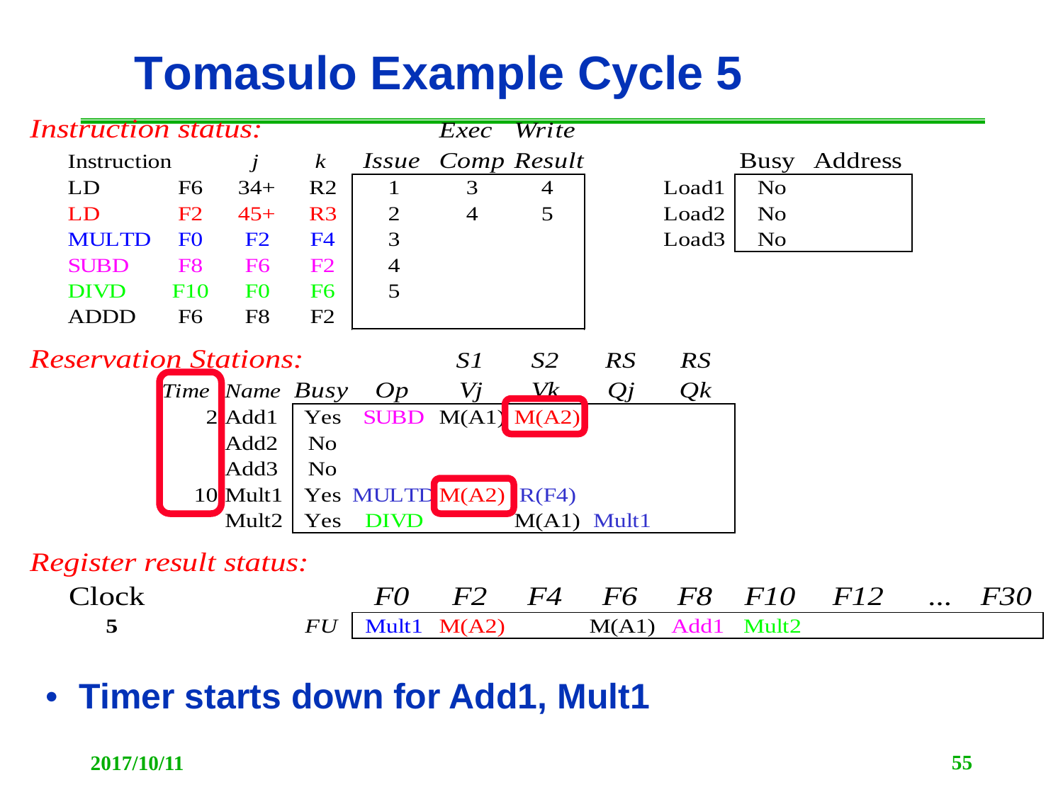# Tomasulo Example Cycle 5

*Instruction status:*

| Instruction | j | k | Issue | Exec Comp | Write Result |
|---|---|---|---|---|---|
| LD F6 | 34+ | R2 | 1 | 3 | 4 |
| LD F2 | 45+ | R3 | 2 | 4 | 5 |
| MULTD F0 | F2 | F4 | 3 | | |
| SUBD F8 | F6 | F2 | 4 | | |
| DIVD F10 | F0 | F6 | 5 | | |
| ADDD F6 | F8 | F2 | | | |

| | Busy | Address |
|---|---|---|
| Load1 | No | |
| Load2 | No | |
| Load3 | No | |

*Reservation Stations:*

| Time | Name | Busy | Op | S1 Vj | S2 Vk | RS Qj | RS Qk |
|---|---|---|---|---|---|---|---|
| 2 | Add1 | Yes | SUBD | M(A1) | M(A2) | | |
| | Add2 | No | | | | | |
| | Add3 | No | | | | | |
| 10 | Mult1 | Yes | MULTD | M(A2) | R(F4) | | |
| | Mult2 | Yes | DIVD | | M(A1) | Mult1 | |

*Register result status:*

| Clock | | F0 | F2 | F4 | F6 | F8 | F10 | F12 | ... | F30 |
|---|---|---|---|---|---|---|---|---|---|---|
| 5 | FU | Mult1 | M(A2) | | M(A1) | Add1 | Mult2 | | | |

- **Timer starts down for Add1, Mult1**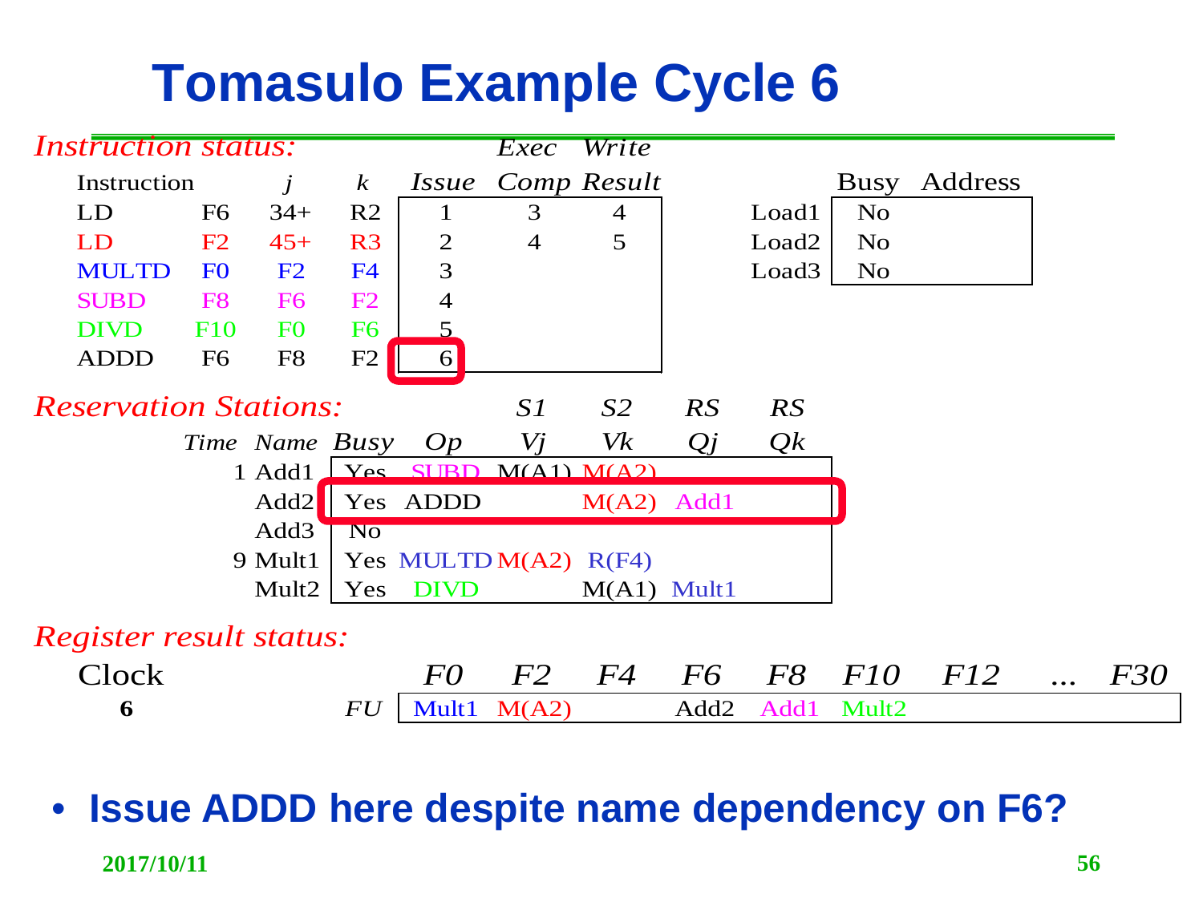# Tomasulo Example Cycle 6

*Instruction status:*

| Instruction | | j | k | Issue | Exec Comp | Write Result |
|---|---|---|---|---|---|---|
| LD | F6 | 34+ | R2 | 1 | 3 | 4 |
| LD | F2 | 45+ | R3 | 2 | 4 | 5 |
| MULTD | F0 | F2 | F4 | 3 | | |
| SUBD | F8 | F6 | F2 | 4 | | |
| DIVD | F10 | F0 | F6 | 5 | | |
| ADDD | F6 | F8 | F2 | 6 | | |

| | Busy | Address |
|---|---|---|
| Load1 | No | |
| Load2 | No | |
| Load3 | No | |

*Reservation Stations:*

| Time | Name | Busy | Op | S1 Vj | S2 Vk | RS Qj | RS Qk |
|---|---|---|---|---|---|---|---|
| 1 | Add1 | Yes | SUBD | M(A1) | M(A2) | | |
| | Add2 | Yes | ADDD | | M(A2) | Add1 | |
| | Add3 | No | | | | | |
| 9 | Mult1 | Yes | MULTD | M(A2) | R(F4) | | |
| | Mult2 | Yes | DIVD | | M(A1) | Mult1 | |

*Register result status:*

| Clock | | F0 | F2 | F4 | F6 | F8 | F10 | F12 | ... | F30 |
|---|---|---|---|---|---|---|---|---|---|---|
| **6** | *FU* | Mult1 | M(A2) | | Add2 | Add1 | Mult2 | | | |

- **Issue ADDD here despite name dependency on F6?**

2017/10/11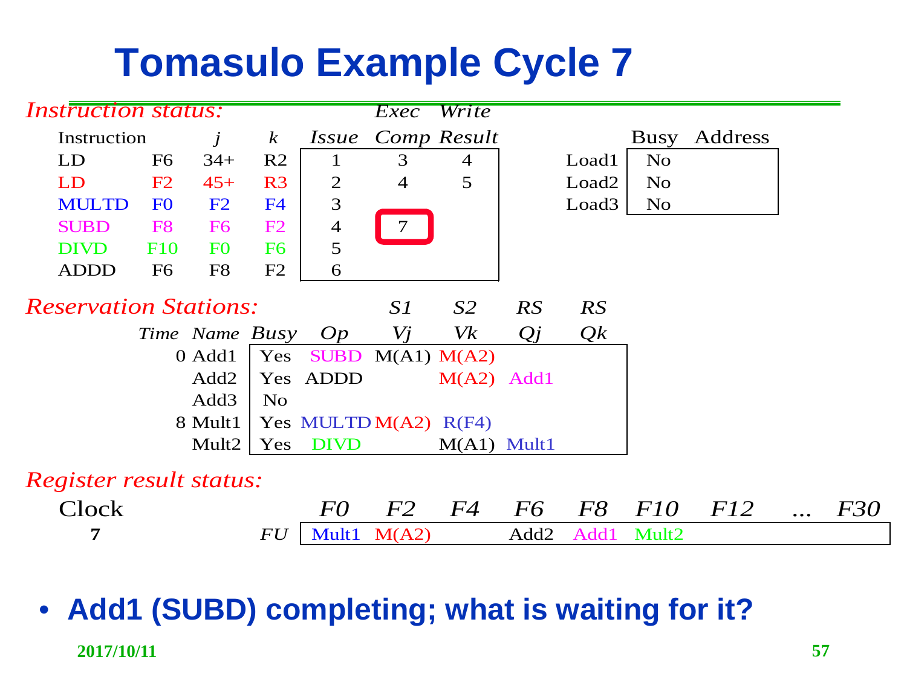# Tomasulo Example Cycle 7

*Instruction status:*

| Instruction | j | k | Issue | Exec Comp | Write Result |
|---|---|---|---|---|---|
| LD F6 | 34+ | R2 | 1 | 3 | 4 |
| LD F2 | 45+ | R3 | 2 | 4 | 5 |
| MULTD F0 | F2 | F4 | 3 | | |
| SUBD F8 | F6 | F2 | 4 | 7 | |
| DIVD F10 | F0 | F6 | 5 | | |
| ADDD F6 | F8 | F2 | 6 | | |

| | Busy | Address |
|---|---|---|
| Load1 | No | |
| Load2 | No | |
| Load3 | No | |

*Reservation Stations:*

| Time | Name | Busy | Op | S1 Vj | S2 Vk | RS Qj | RS Qk |
|---|---|---|---|---|---|---|---|
| 0 | Add1 | Yes | SUBD | M(A1) | M(A2) | | |
| | Add2 | Yes | ADDD | | M(A2) | Add1 | |
| | Add3 | No | | | | | |
| 8 | Mult1 | Yes | MULTD | M(A2) | R(F4) | | |
| | Mult2 | Yes | DIVD | | M(A1) | Mult1 | |

*Register result status:*

| Clock | | F0 | F2 | F4 | F6 | F8 | F10 | F12 | ... | F30 |
|---|---|---|---|---|---|---|---|---|---|---|
| **7** | FU | Mult1 | M(A2) | | Add2 | Add1 | Mult2 | | | |

- **Add1 (SUBD) completing; what is waiting for it?**

2017/10/11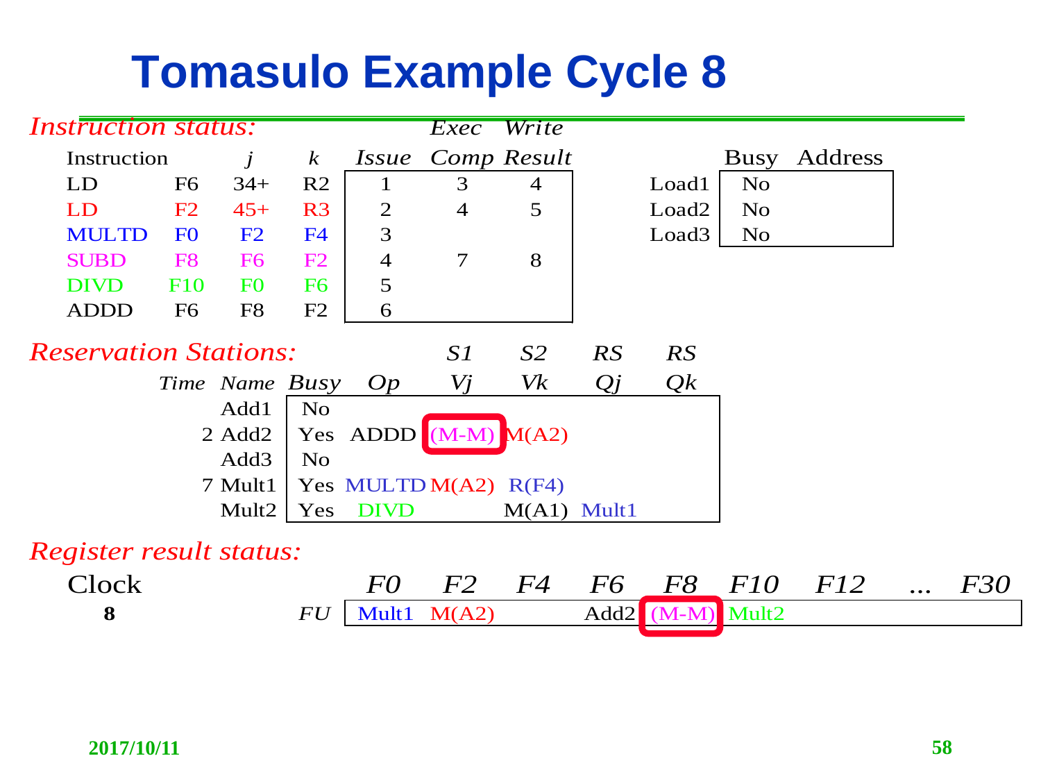# Tomasulo Example Cycle 8

*Instruction status:*

| Instruction | j | k | | Issue | Exec Comp | Write Result |
|---|---|---|---|---|---|---|
| LD | F6 | 34+ | R2 | 1 | 3 | 4 |
| LD | F2 | 45+ | R3 | 2 | 4 | 5 |
| MULTD | F0 | F2 | F4 | 3 | | |
| SUBD | F8 | F6 | F2 | 4 | 7 | 8 |
| DIVD | F10 | F0 | F6 | 5 | | |
| ADDD | F6 | F8 | F2 | 6 | | |

| | Busy | Address |
|---|---|---|
| Load1 | No | |
| Load2 | No | |
| Load3 | No | |

*Reservation Stations:*

| Time | Name | Busy | Op | S1 Vj | S2 Vk | RS Qj | RS Qk |
|---|---|---|---|---|---|---|---|
| | Add1 | No | | | | | |
| 2 | Add2 | Yes | ADDD | (M-M) | M(A2) | | |
| | Add3 | No | | | | | |
| 7 | Mult1 | Yes | MULTD | M(A2) | R(F4) | | |
| | Mult2 | Yes | DIVD | | M(A1) | Mult1 | |

*Register result status:*

| Clock | | F0 | F2 | F4 | F6 | F8 | F10 | F12 | ... | F30 |
|---|---|---|---|---|---|---|---|---|---|---|
| **8** | *FU* | Mult1 | M(A2) | | Add2 | (M-M) | Mult2 | | | |

**2017/10/11**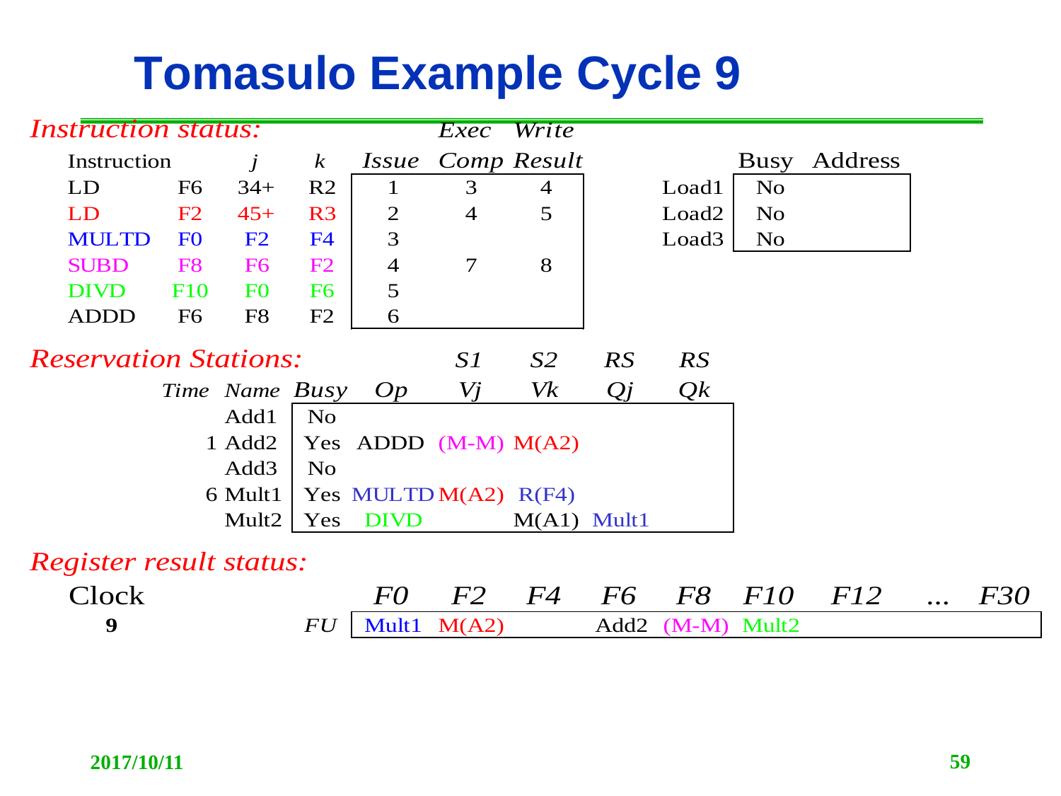# Tomasulo Example Cycle 9

*Instruction status:*

| Instruction | j | k | Issue | Exec Comp | Write Result |
|---|---|---|---|---|---|
| LD F6 | 34+ | R2 | 1 | 3 | 4 |
| LD F2 | 45+ | R3 | 2 | 4 | 5 |
| MULTD F0 | F2 | F4 | 3 | | |
| SUBD F8 | F6 | F2 | 4 | 7 | 8 |
| DIVD F10 | F0 | F6 | 5 | | |
| ADDD F6 | F8 | F2 | 6 | | |

| | Busy | Address |
|---|---|---|
| Load1 | No | |
| Load2 | No | |
| Load3 | No | |

*Reservation Stations:*

| Time | Name | Busy | Op | S1 Vj | S2 Vk | RS Qj | RS Qk |
|---|---|---|---|---|---|---|---|
| | Add1 | No | | | | | |
| 1 | Add2 | Yes | ADDD | (M-M) | M(A2) | | |
| | Add3 | No | | | | | |
| 6 | Mult1 | Yes | MULTD | M(A2) | R(F4) | | |
| | Mult2 | Yes | DIVD | | M(A1) | Mult1 | |

*Register result status:*

| Clock | | F0 | F2 | F4 | F6 | F8 | F10 | F12 | ... | F30 |
|---|---|---|---|---|---|---|---|---|---|---|
| **9** | *FU* | Mult1 | M(A2) | | Add2 | (M-M) | Mult2 | | | |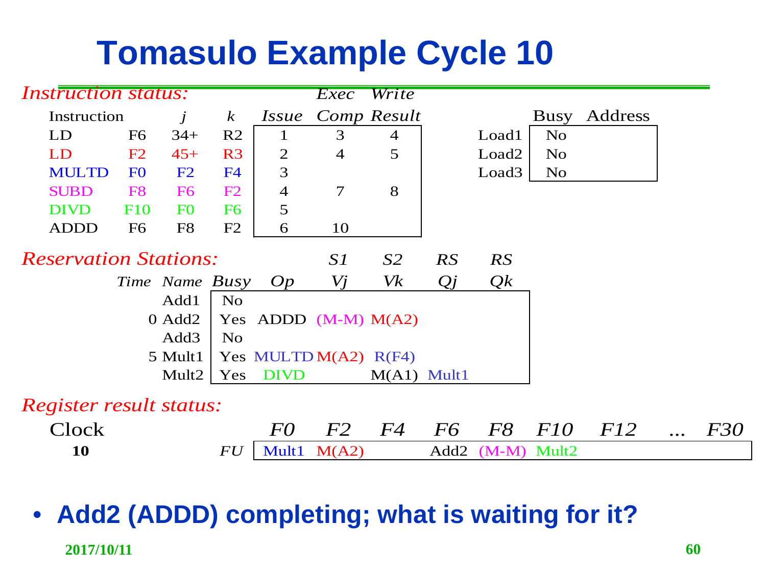# Tomasulo Example Cycle 10

*Instruction status:*

| Instruction | j | k | | Issue | Exec Comp | Write Result |
|---|---|---|---|---|---|---|
| LD | F6 | 34+ | R2 | 1 | 3 | 4 |
| LD | F2 | 45+ | R3 | 2 | 4 | 5 |
| MULTD | F0 | F2 | F4 | 3 | | |
| SUBD | F8 | F6 | F2 | 4 | 7 | 8 |
| DIVD | F10 | F0 | F6 | 5 | | |
| ADDD | F6 | F8 | F2 | 6 | 10 | |

| | Busy | Address |
|---|---|---|
| Load1 | No | |
| Load2 | No | |
| Load3 | No | |

*Reservation Stations:*

| Time | Name | Busy | Op | S1 Vj | S2 Vk | RS Qj | RS Qk |
|---|---|---|---|---|---|---|---|
| | Add1 | No | | | | | |
| 0 | Add2 | Yes | ADDD | (M-M) | M(A2) | | |
| | Add3 | No | | | | | |
| 5 | Mult1 | Yes | MULTD | M(A2) | R(F4) | | |
| | Mult2 | Yes | DIVD | | M(A1) | Mult1 | |

*Register result status:*

| Clock | | F0 | F2 | F4 | F6 | F8 | F10 | F12 | ... | F30 |
|---|---|---|---|---|---|---|---|---|---|---|
| **10** | FU | Mult1 | M(A2) | | Add2 | (M-M) | Mult2 | | | |

- **Add2 (ADDD) completing; what is waiting for it?**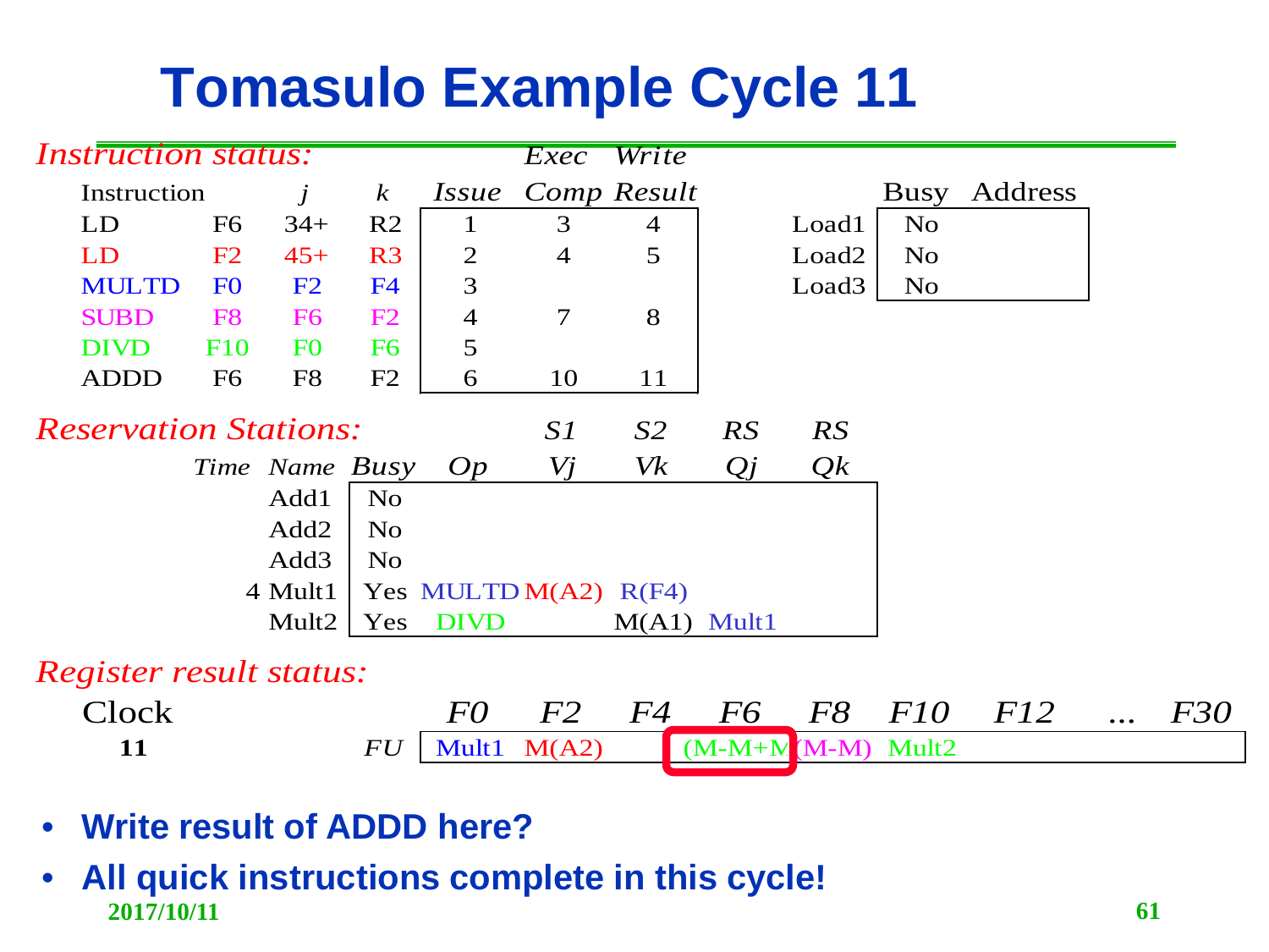# Tomasulo Example Cycle 11

*Instruction status:*

| Instruction | j | k | Issue | Exec Comp | Write Result |
|---|---|---|---|---|---|
| LD F6 | 34+ | R2 | 1 | 3 | 4 |
| LD F2 | 45+ | R3 | 2 | 4 | 5 |
| MULTD F0 | F2 | F4 | 3 | | |
| SUBD F8 | F6 | F2 | 4 | 7 | 8 |
| DIVD F10 | F0 | F6 | 5 | | |
| ADDD F6 | F8 | F2 | 6 | 10 | 11 |

| | Busy | Address |
|---|---|---|
| Load1 | No | |
| Load2 | No | |
| Load3 | No | |

*Reservation Stations:*

| Time | Name | Busy | Op | S1 Vj | S2 Vk | RS Qj | RS Qk |
|---|---|---|---|---|---|---|---|
| | Add1 | No | | | | | |
| | Add2 | No | | | | | |
| | Add3 | No | | | | | |
| 4 | Mult1 | Yes | MULTD | M(A2) | R(F4) | | |
| | Mult2 | Yes | DIVD | | M(A1) | Mult1 | |

*Register result status:*

| Clock | | F0 | F2 | F4 | F6 | F8 | F10 | F12 | ... | F30 |
|---|---|---|---|---|---|---|---|---|---|---|
| **11** | *FU* | Mult1 | M(A2) | | (M-M+M) | (M-M) | Mult2 | | | |

- **Write result of ADDD here?**
- **All quick instructions complete in this cycle!**

2017/10/11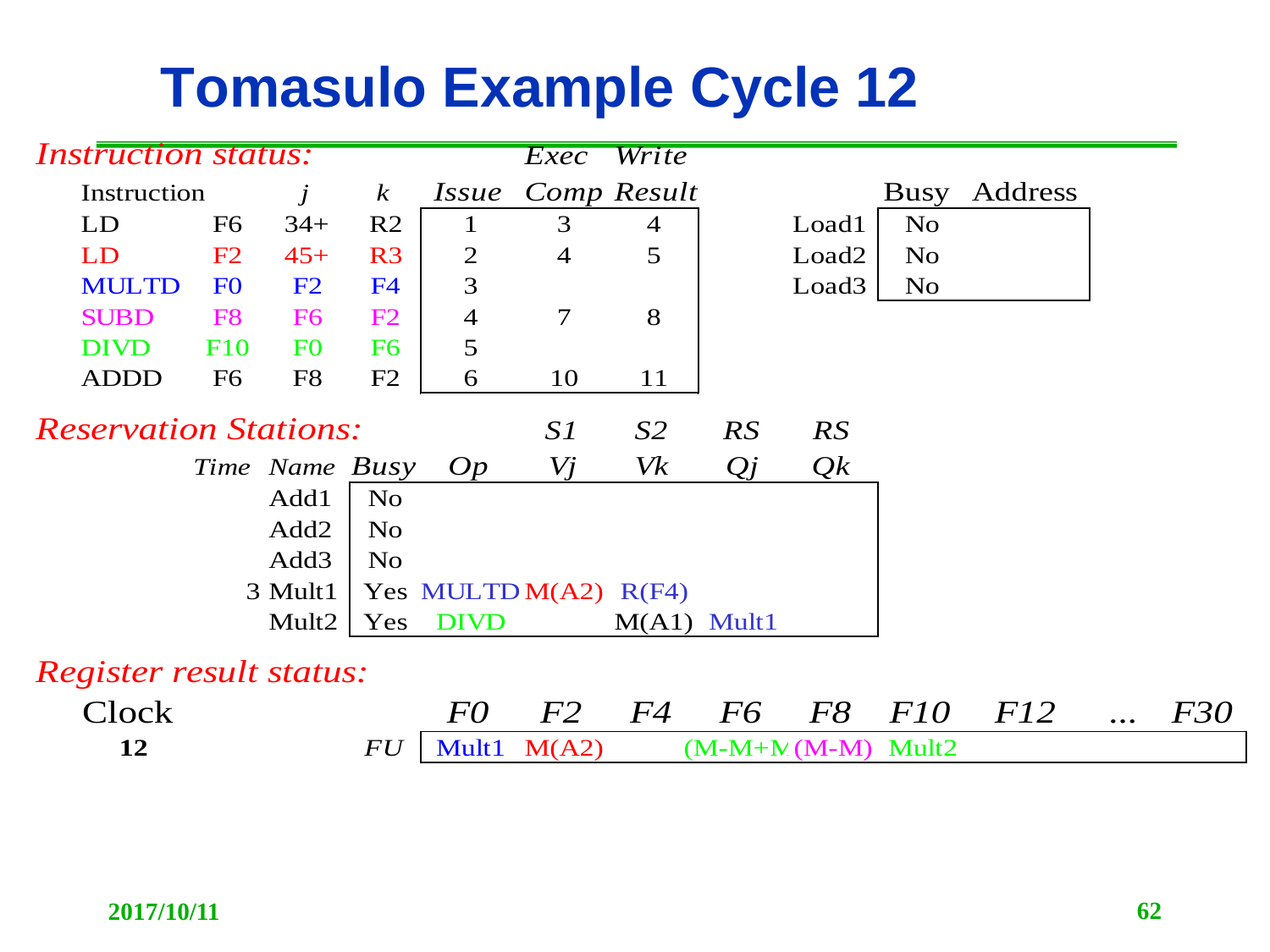# Tomasulo Example Cycle 12

*Instruction status:*

| Instruction | j | k | | Issue | Exec Comp | Write Result |
|---|---|---|---|---|---|---|
| LD | F6 | 34+ | R2 | 1 | 3 | 4 |
| LD | F2 | 45+ | R3 | 2 | 4 | 5 |
| MULTD | F0 | F2 | F4 | 3 | | |
| SUBD | F8 | F6 | F2 | 4 | 7 | 8 |
| DIVD | F10 | F0 | F6 | 5 | | |
| ADDD | F6 | F8 | F2 | 6 | 10 | 11 |

| | Busy | Address |
|---|---|---|
| Load1 | No | |
| Load2 | No | |
| Load3 | No | |

*Reservation Stations:*

| Time | Name | Busy | Op | S1 Vj | S2 Vk | RS Qj | RS Qk |
|---|---|---|---|---|---|---|---|
| | Add1 | No | | | | | |
| | Add2 | No | | | | | |
| | Add3 | No | | | | | |
| 3 | Mult1 | Yes | MULTD | M(A2) | R(F4) | | |
| | Mult2 | Yes | DIVD | | M(A1) | Mult1 | |

*Register result status:*

| Clock | | F0 | F2 | F4 | F6 | F8 | F10 | F12 | ... | F30 |
|---|---|---|---|---|---|---|---|---|---|---|
| **12** | *FU* | Mult1 | M(A2) | | (M-M+M | (M-M) | Mult2 | | | |

2017/10/11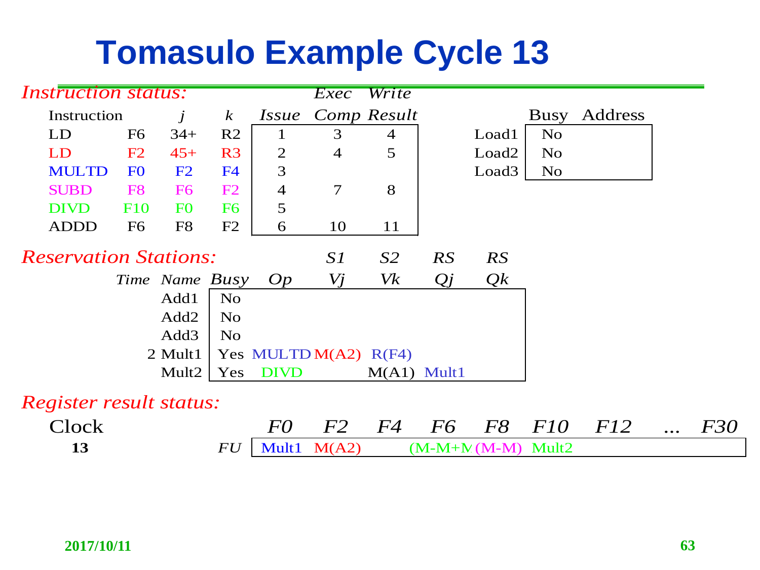# Tomasulo Example Cycle 13

*Instruction status:*

| Instruction | | j | k | Issue | Exec Comp | Write Result |
|---|---|---|---|---|---|---|
| LD | F6 | 34+ | R2 | 1 | 3 | 4 |
| LD | F2 | 45+ | R3 | 2 | 4 | 5 |
| MULTD | F0 | F2 | F4 | 3 | | |
| SUBD | F8 | F6 | F2 | 4 | 7 | 8 |
| DIVD | F10 | F0 | F6 | 5 | | |
| ADDD | F6 | F8 | F2 | 6 | 10 | 11 |

| | Busy | Address |
|---|---|---|
| Load1 | No | |
| Load2 | No | |
| Load3 | No | |

*Reservation Stations:*

| Time | Name | Busy | Op | S1 Vj | S2 Vk | RS Qj | RS Qk |
|---|---|---|---|---|---|---|---|
| | Add1 | No | | | | | |
| | Add2 | No | | | | | |
| | Add3 | No | | | | | |
| 2 | Mult1 | Yes | MULTD | M(A2) | R(F4) | | |
| | Mult2 | Yes | DIVD | | M(A1) | Mult1 | |

*Register result status:*

| Clock | | F0 | F2 | F4 | F6 | F8 | F10 | F12 | ... | F30 |
|---|---|---|---|---|---|---|---|---|---|---|
| **13** | FU | Mult1 | M(A2) | | (M-M+M | (M-M) | Mult2 | | | |

**2017/10/11**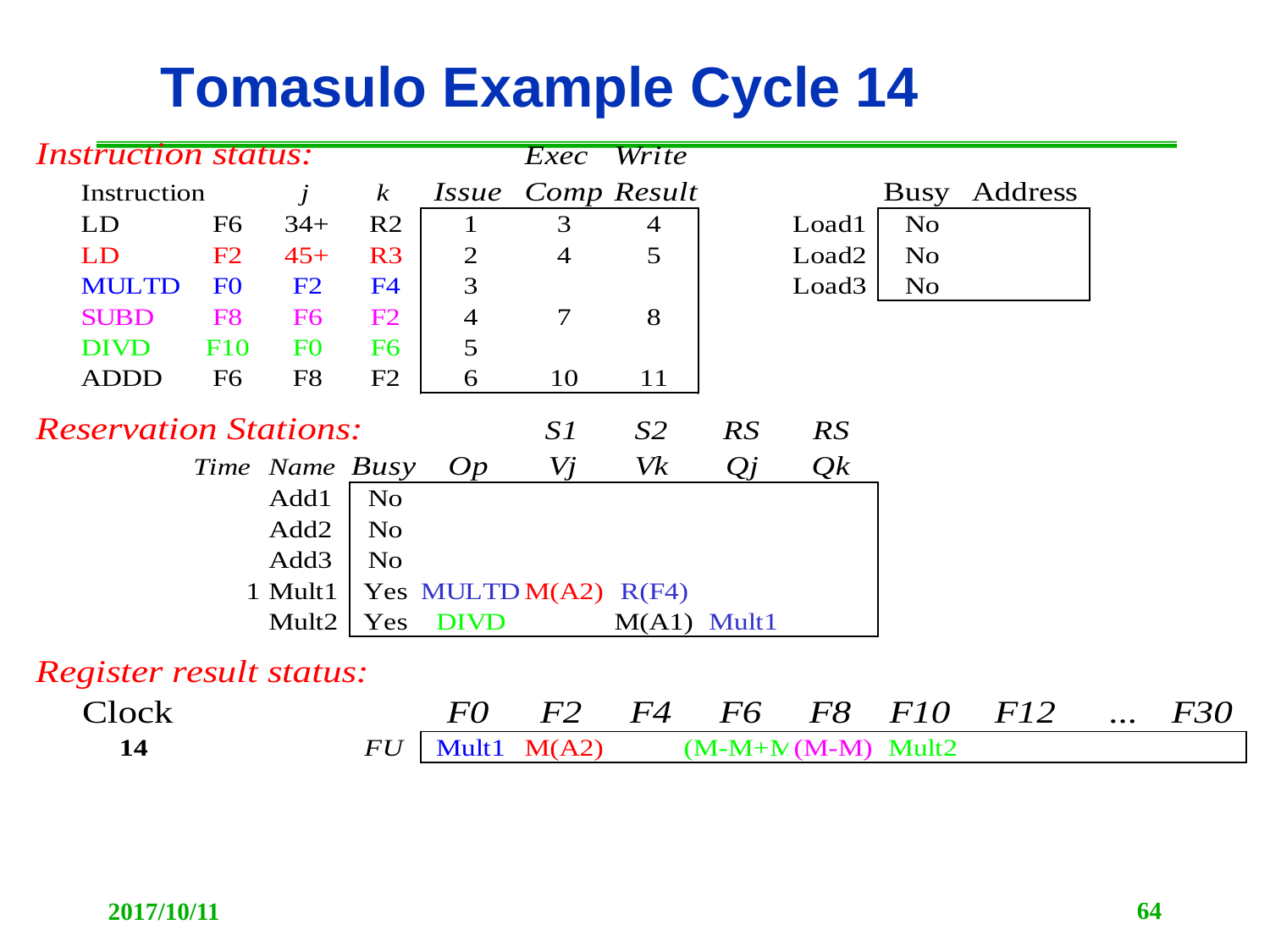# Tomasulo Example Cycle 14

*Instruction status:*

| Instruction | | j | k | Issue | Exec Comp | Write Result |
|---|---|---|---|---|---|---|
| LD | F6 | 34+ | R2 | 1 | 3 | 4 |
| LD | F2 | 45+ | R3 | 2 | 4 | 5 |
| MULTD | F0 | F2 | F4 | 3 | | |
| SUBD | F8 | F6 | F2 | 4 | 7 | 8 |
| DIVD | F10 | F0 | F6 | 5 | | |
| ADDD | F6 | F8 | F2 | 6 | 10 | 11 |

| | Busy | Address |
|---|---|---|
| Load1 | No | |
| Load2 | No | |
| Load3 | No | |

*Reservation Stations:*

| Time | Name | Busy | Op | S1 Vj | S2 Vk | RS Qj | RS Qk |
|---|---|---|---|---|---|---|---|
| | Add1 | No | | | | | |
| | Add2 | No | | | | | |
| | Add3 | No | | | | | |
| 1 | Mult1 | Yes | MULTD | M(A2) | R(F4) | | |
| | Mult2 | Yes | DIVD | | M(A1) | Mult1 | |

*Register result status:*

| Clock | | F0 | F2 | F4 | F6 | F8 | F10 | F12 | ... | F30 |
|---|---|---|---|---|---|---|---|---|---|---|
| **14** | *FU* | Mult1 | M(A2) | | (M-M+M | (M-M) | Mult2 | | | |

**2017/10/11**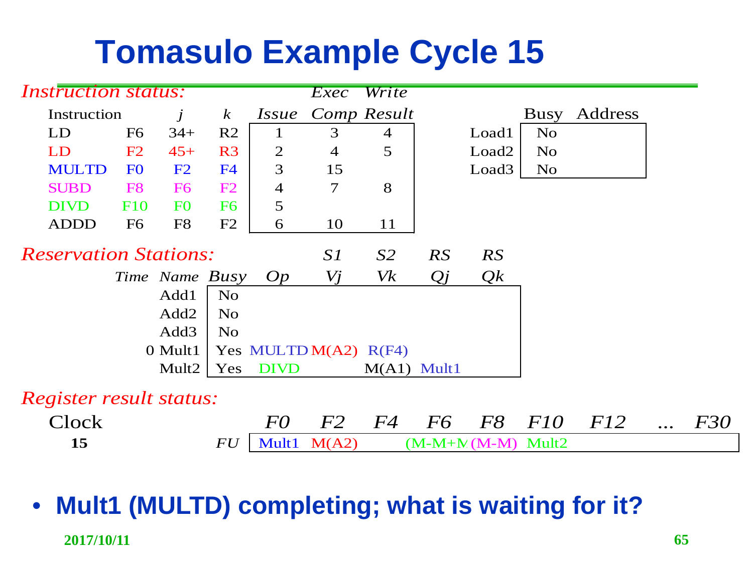# Tomasulo Example Cycle 15

*Instruction status:*

| Instruction | | j | k | Issue | Exec Comp | Write Result |
|---|---|---|---|---|---|---|
| LD | F6 | 34+ | R2 | 1 | 3 | 4 |
| LD | F2 | 45+ | R3 | 2 | 4 | 5 |
| MULTD | F0 | F2 | F4 | 3 | 15 | |
| SUBD | F8 | F6 | F2 | 4 | 7 | 8 |
| DIVD | F10 | F0 | F6 | 5 | | |
| ADDD | F6 | F8 | F2 | 6 | 10 | 11 |

| | Busy | Address |
|---|---|---|
| Load1 | No | |
| Load2 | No | |
| Load3 | No | |

*Reservation Stations:*

| Time | Name | Busy | Op | S1 Vj | S2 Vk | RS Qj | RS Qk |
|---|---|---|---|---|---|---|---|
| | Add1 | No | | | | | |
| | Add2 | No | | | | | |
| | Add3 | No | | | | | |
| 0 | Mult1 | Yes | MULTD | M(A2) | R(F4) | | |
| | Mult2 | Yes | DIVD | | M(A1) | Mult1 | |

*Register result status:*

| Clock | | F0 | F2 | F4 | F6 | F8 | F10 | F12 | ... | F30 |
|---|---|---|---|---|---|---|---|---|---|---|
| **15** | *FU* | Mult1 | M(A2) | | (M-M+M | (M-M) | Mult2 | | | |

- **Mult1 (MULTD) completing; what is waiting for it?**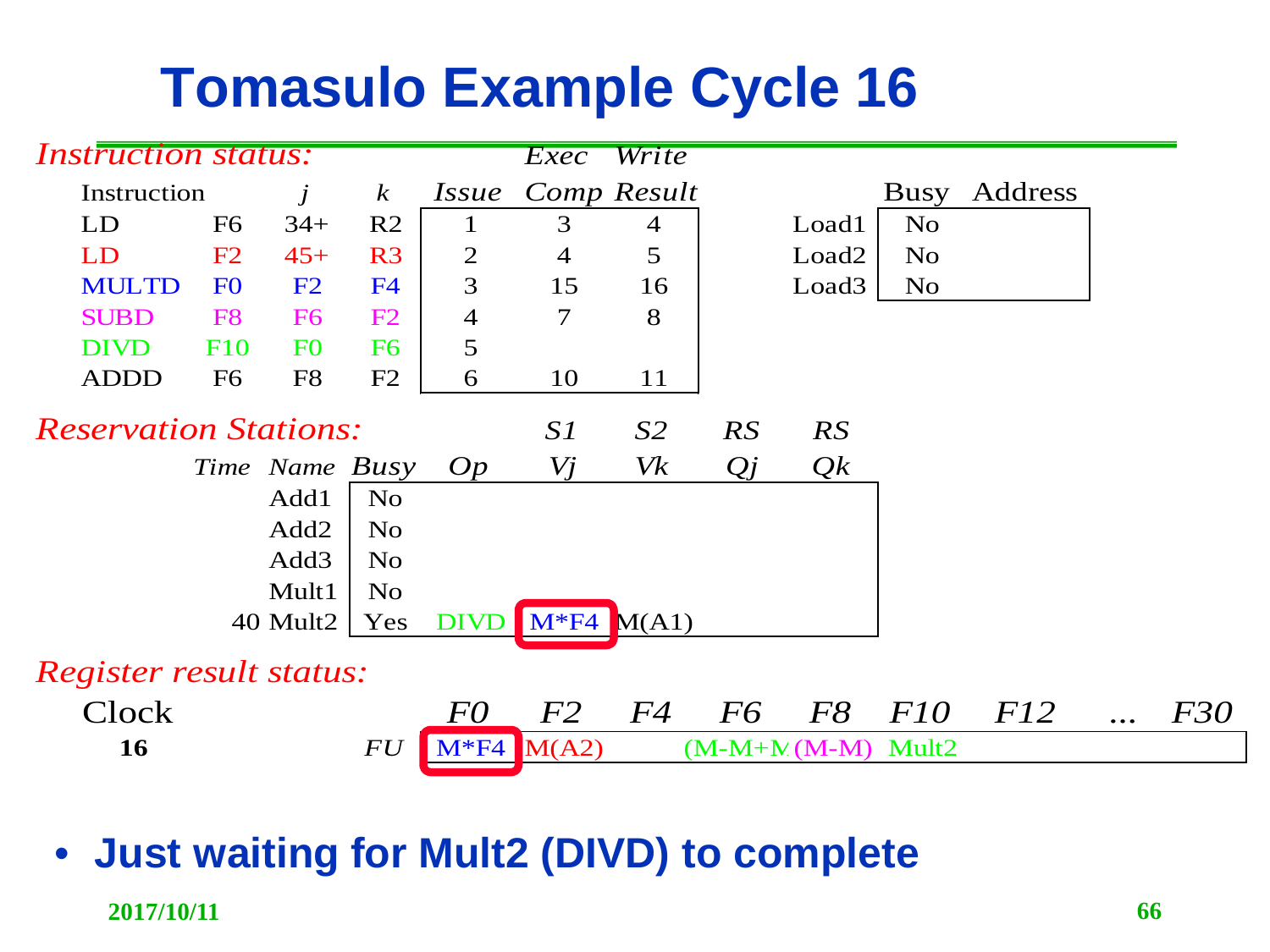# Tomasulo Example Cycle 16

*Instruction status:*

| Instruction | | j | k | Issue | Exec Comp | Write Result |
|---|---|---|---|---|---|---|
| LD | F6 | 34+ | R2 | 1 | 3 | 4 |
| LD | F2 | 45+ | R3 | 2 | 4 | 5 |
| MULTD | F0 | F2 | F4 | 3 | 15 | 16 |
| SUBD | F8 | F6 | F2 | 4 | 7 | 8 |
| DIVD | F10 | F0 | F6 | 5 | | |
| ADDD | F6 | F8 | F2 | 6 | 10 | 11 |

| | Busy | Address |
|---|---|---|
| Load1 | No | |
| Load2 | No | |
| Load3 | No | |

*Reservation Stations:*

| Time | Name | Busy | Op | S1 Vj | S2 Vk | RS Qj | RS Qk |
|---|---|---|---|---|---|---|---|
| | Add1 | No | | | | | |
| | Add2 | No | | | | | |
| | Add3 | No | | | | | |
| | Mult1 | No | | | | | |
| 40 | Mult2 | Yes | DIVD | M*F4 | M(A1) | | |

*Register result status:*

| Clock | | F0 | F2 | F4 | F6 | F8 | F10 | F12 | ... | F30 |
|---|---|---|---|---|---|---|---|---|---|---|
| 16 | FU | M*F4 | M(A2) | | (M-M+M | (M-M) | Mult2 | | | |

- **Just waiting for Mult2 (DIVD) to complete**

2017/10/11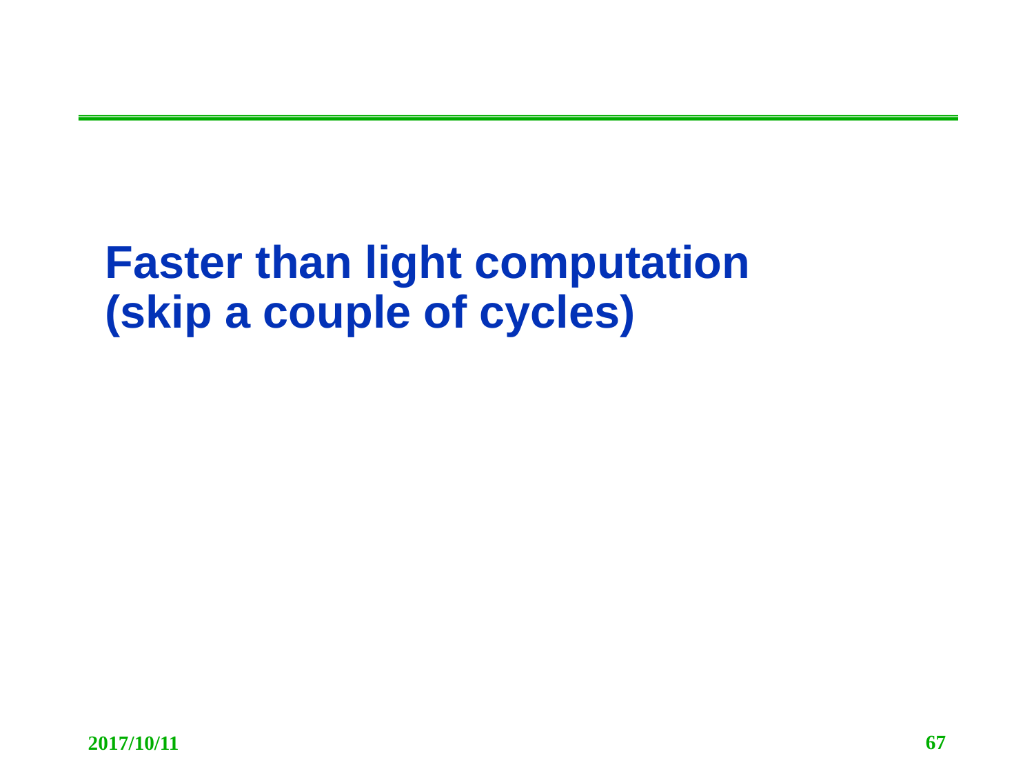# Faster than light computation (skip a couple of cycles)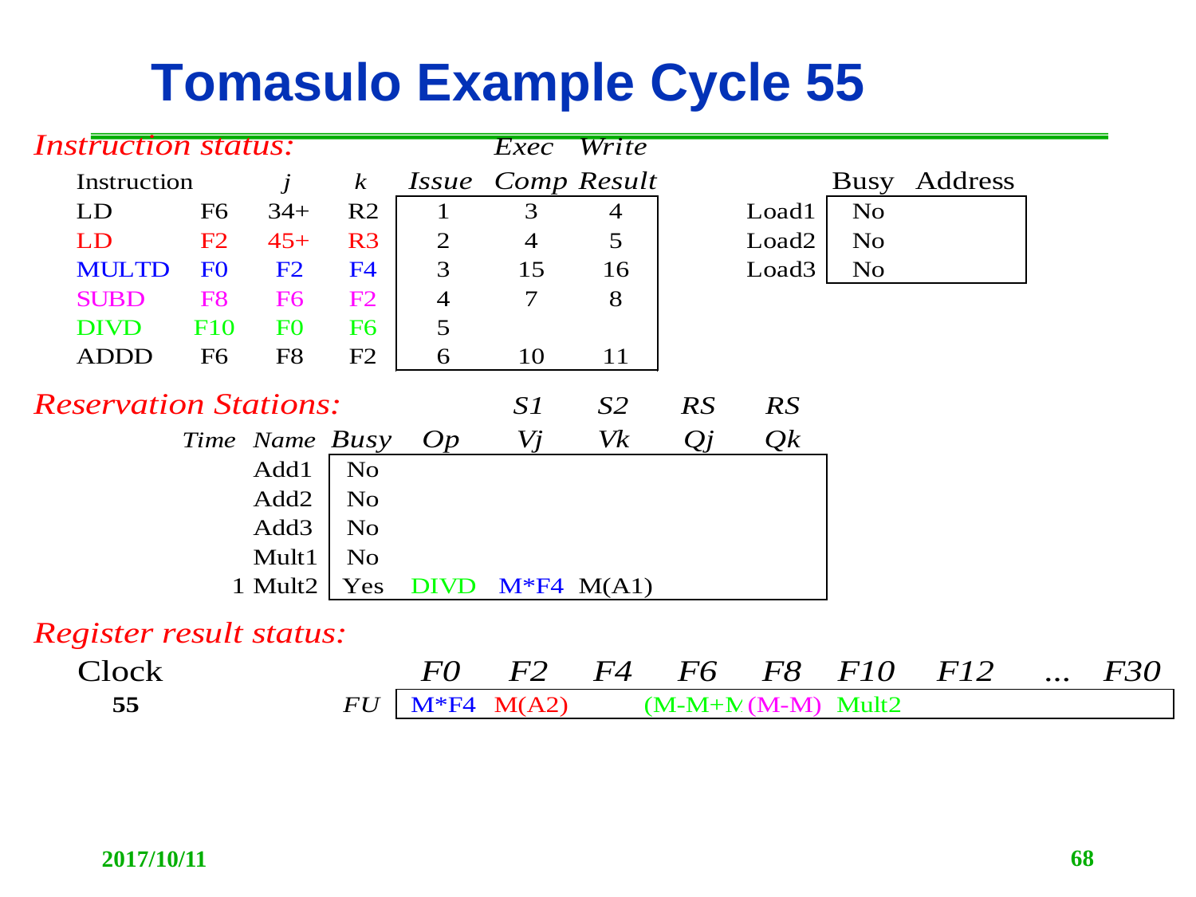# Tomasulo Example Cycle 55

*Instruction status:*

| Instruction | | j | k | Issue | Exec Comp | Write Result |
|---|---|---|---|---|---|---|
| LD | F6 | 34+ | R2 | 1 | 3 | 4 |
| LD | F2 | 45+ | R3 | 2 | 4 | 5 |
| MULTD | F0 | F2 | F4 | 3 | 15 | 16 |
| SUBD | F8 | F6 | F2 | 4 | 7 | 8 |
| DIVD | F10 | F0 | F6 | 5 | | |
| ADDD | F6 | F8 | F2 | 6 | 10 | 11 |

| | Busy | Address |
|---|---|---|
| Load1 | No | |
| Load2 | No | |
| Load3 | No | |

*Reservation Stations:*

| Time | Name | Busy | Op | S1 Vj | S2 Vk | RS Qj | RS Qk |
|---|---|---|---|---|---|---|---|
| | Add1 | No | | | | | |
| | Add2 | No | | | | | |
| | Add3 | No | | | | | |
| | Mult1 | No | | | | | |
| 1 | Mult2 | Yes | DIVD | M*F4 | M(A1) | | |

*Register result status:*

| Clock | | F0 | F2 | F4 | F6 | F8 | F10 | F12 | ... | F30 |
|---|---|---|---|---|---|---|---|---|---|---|
| **55** | *FU* | M*F4 | M(A2) | | (M-M+M | (M-M) | Mult2 | | | |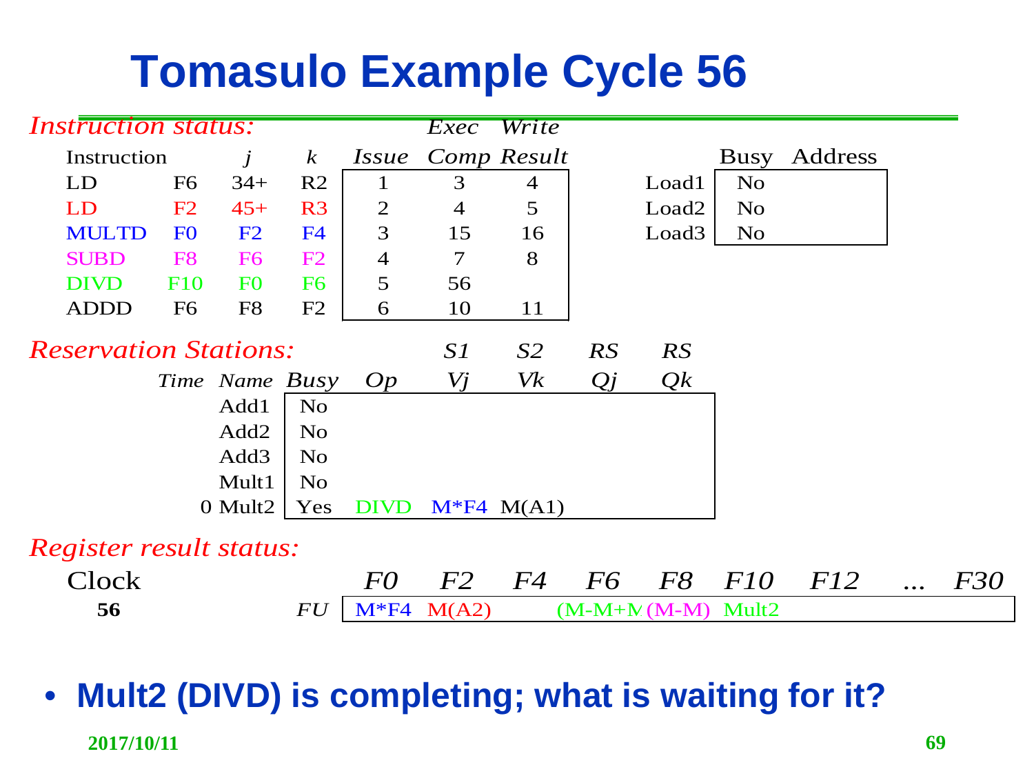# Tomasulo Example Cycle 56

*Instruction status:*

| Instruction | j | k | Issue | Exec Comp | Write Result |
|---|---|---|---|---|---|
| LD F6 | 34+ | R2 | 1 | 3 | 4 |
| LD F2 | 45+ | R3 | 2 | 4 | 5 |
| MULTD F0 | F2 | F4 | 3 | 15 | 16 |
| SUBD F8 | F6 | F2 | 4 | 7 | 8 |
| DIVD F10 | F0 | F6 | 5 | 56 | |
| ADDD F6 | F8 | F2 | 6 | 10 | 11 |

| | Busy | Address |
|---|---|---|
| Load1 | No | |
| Load2 | No | |
| Load3 | No | |

*Reservation Stations:*

| Time | Name | Busy | Op | S1 Vj | S2 Vk | RS Qj | RS Qk |
|---|---|---|---|---|---|---|---|
| | Add1 | No | | | | | |
| | Add2 | No | | | | | |
| | Add3 | No | | | | | |
| | Mult1 | No | | | | | |
| 0 | Mult2 | Yes | DIVD | M*F4 | M(A1) | | |

*Register result status:*

| Clock | | F0 | F2 | F4 | F6 | F8 | F10 | F12 | ... | F30 |
|---|---|---|---|---|---|---|---|---|---|---|
| **56** | *FU* | M*F4 | M(A2) | | (M-M+M | (M-M) | Mult2 | | | |

- **Mult2 (DIVD) is completing; what is waiting for it?**

2017/10/11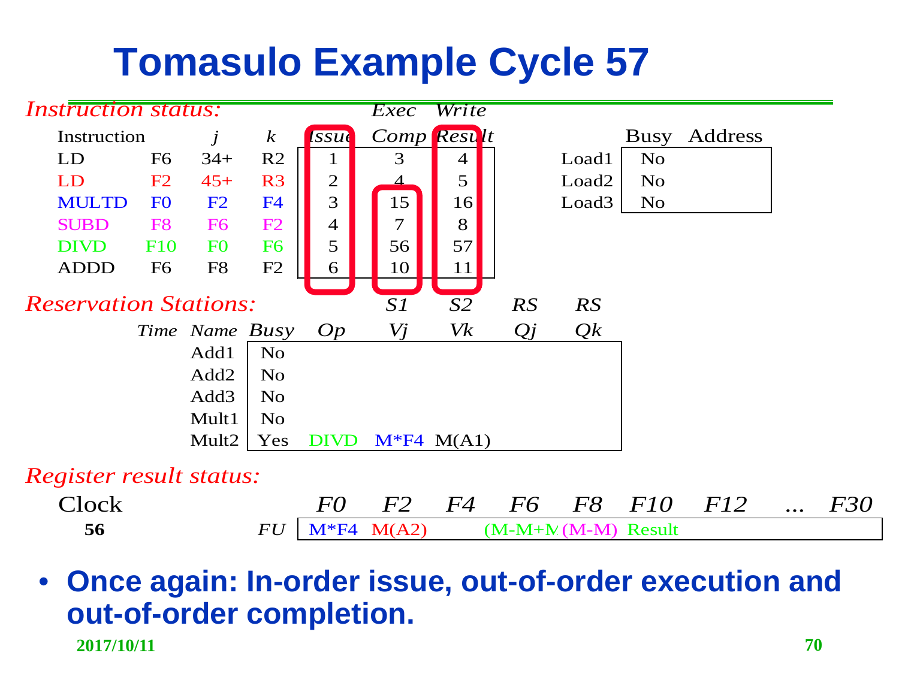# Tomasulo Example Cycle 57

*Instruction status:*

| Instruction | j | k | | Issue | Exec Comp | Write Result |
|---|---|---|---|---|---|---|
| LD | F6 | 34+ | R2 | 1 | 3 | 4 |
| LD | F2 | 45+ | R3 | 2 | 4 | 5 |
| MULTD | F0 | F2 | F4 | 3 | 15 | 16 |
| SUBD | F8 | F6 | F2 | 4 | 7 | 8 |
| DIVD | F10 | F0 | F6 | 5 | 56 | 57 |
| ADDD | F6 | F8 | F2 | 6 | 10 | 11 |

| | Busy | Address |
|---|---|---|
| Load1 | No | |
| Load2 | No | |
| Load3 | No | |

*Reservation Stations:*

| Time | Name | Busy | Op | S1 Vj | S2 Vk | RS Qj | RS Qk |
|---|---|---|---|---|---|---|---|
| | Add1 | No | | | | | |
| | Add2 | No | | | | | |
| | Add3 | No | | | | | |
| | Mult1 | No | | | | | |
| | Mult2 | Yes | DIVD | M*F4 | M(A1) | | |

*Register result status:*

| Clock | | F0 | F2 | F4 | F6 | F8 | F10 | F12 | ... | F30 |
|---|---|---|---|---|---|---|---|---|---|---|
| 56 | FU | M*F4 | M(A2) | | (M-M+M | (M-M) | Result | | | |

- **Once again: In-order issue, out-of-order execution and out-of-order completion.**

2017/10/11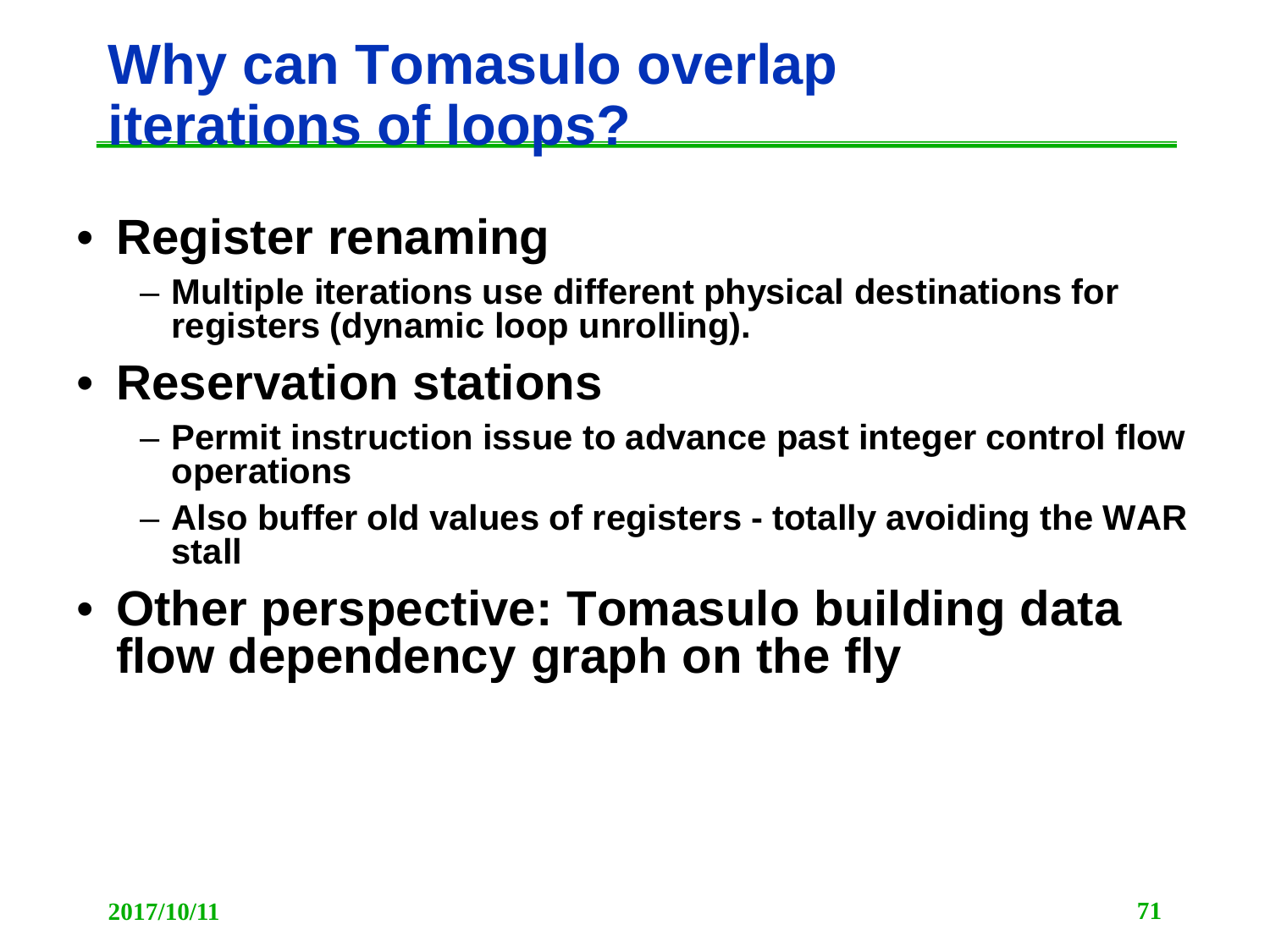# Why can Tomasulo overlap iterations of loops?

- **Register renaming**
  - **Multiple iterations use different physical destinations for registers (dynamic loop unrolling).**
- **Reservation stations**
  - **Permit instruction issue to advance past integer control flow operations**
  - **Also buffer old values of registers - totally avoiding the WAR stall**
- **Other perspective: Tomasulo building data flow dependency graph on the fly**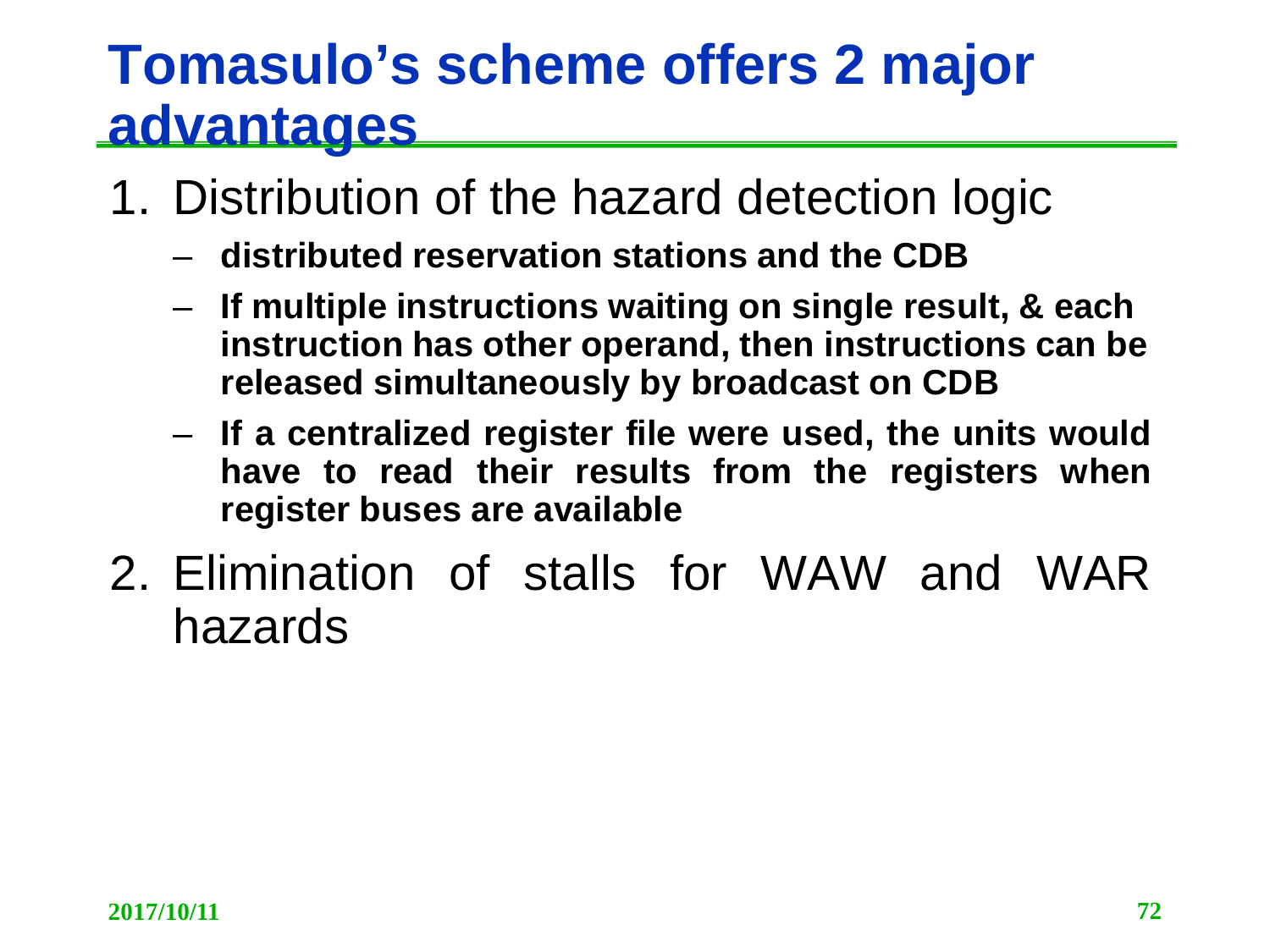# Tomasulo's scheme offers 2 major advantages

1. Distribution of the hazard detection logic
   - **distributed reservation stations and the CDB**
   - **If multiple instructions waiting on single result, & each instruction has other operand, then instructions can be released simultaneously by broadcast on CDB**
   - **If a centralized register file were used, the units would have to read their results from the registers when register buses are available**
2. Elimination of stalls for WAW and WAR hazards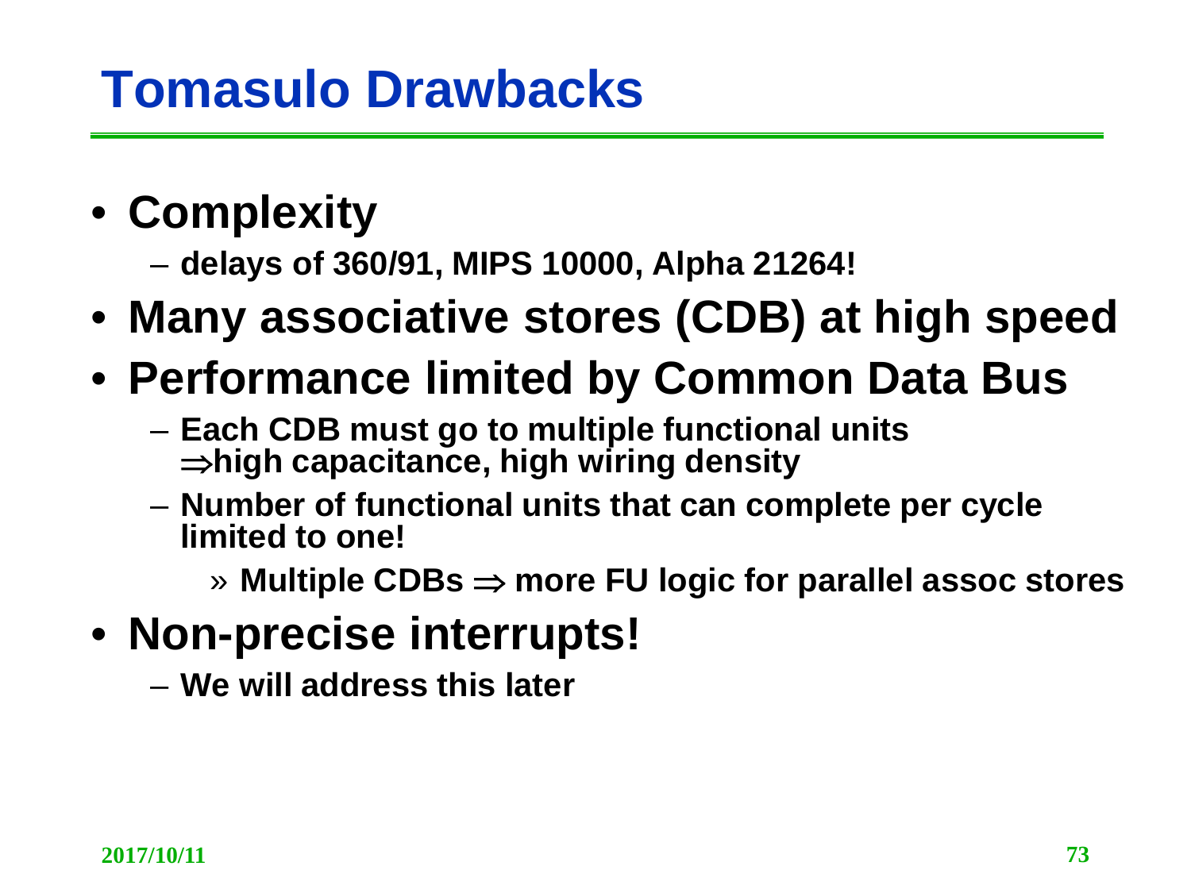# Tomasulo Drawbacks

- **Complexity**
  - **delays of 360/91, MIPS 10000, Alpha 21264!**
- **Many associative stores (CDB) at high speed**
- **Performance limited by Common Data Bus**
  - **Each CDB must go to multiple functional units $\Rightarrow$high capacitance, high wiring density**
  - **Number of functional units that can complete per cycle limited to one!**
    - **Multiple CDBs $\Rightarrow$ more FU logic for parallel assoc stores**
- **Non-precise interrupts!**
  - **We will address this later**

2017/10/11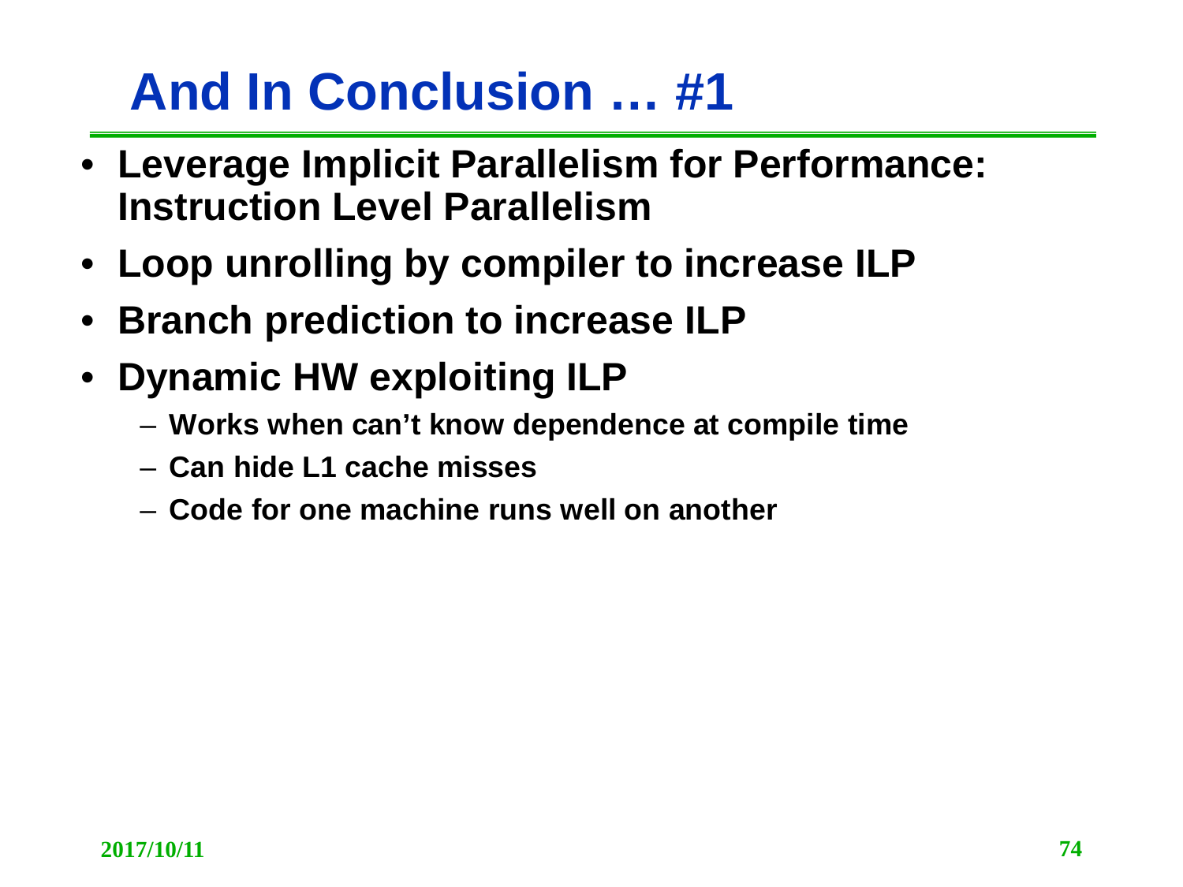# And In Conclusion … #1

- **Leverage Implicit Parallelism for Performance: Instruction Level Parallelism**
- **Loop unrolling by compiler to increase ILP**
- **Branch prediction to increase ILP**
- **Dynamic HW exploiting ILP**
  - **Works when can't know dependence at compile time**
  - **Can hide L1 cache misses**
  - **Code for one machine runs well on another**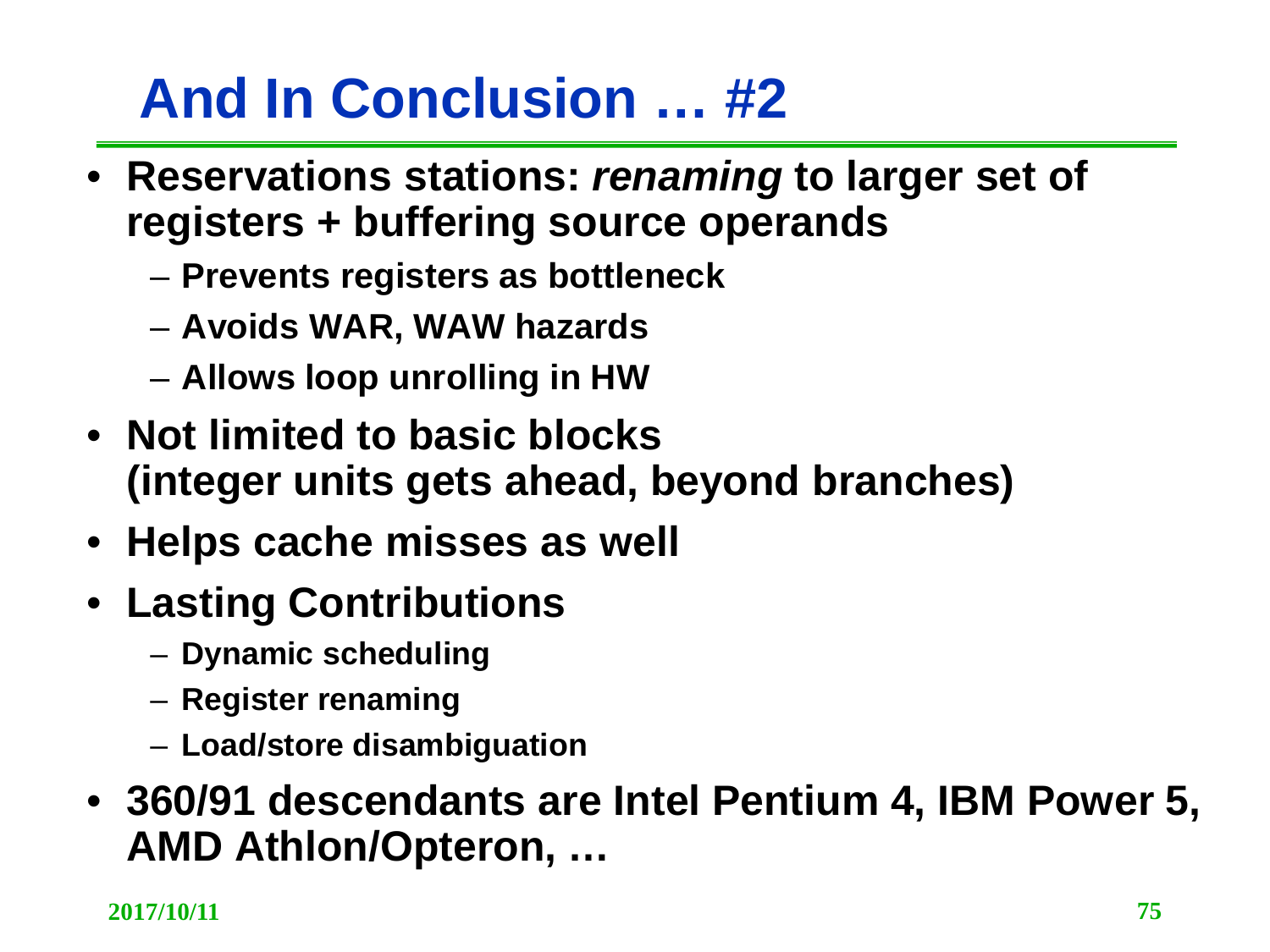# And In Conclusion … #2

- **Reservations stations: *renaming* to larger set of registers + buffering source operands**
  - **Prevents registers as bottleneck**
  - **Avoids WAR, WAW hazards**
  - **Allows loop unrolling in HW**
- **Not limited to basic blocks (integer units gets ahead, beyond branches)**
- **Helps cache misses as well**
- **Lasting Contributions**
  - **Dynamic scheduling**
  - **Register renaming**
  - **Load/store disambiguation**
- **360/91 descendants are Intel Pentium 4, IBM Power 5, AMD Athlon/Opteron, …**

**2017/10/11**